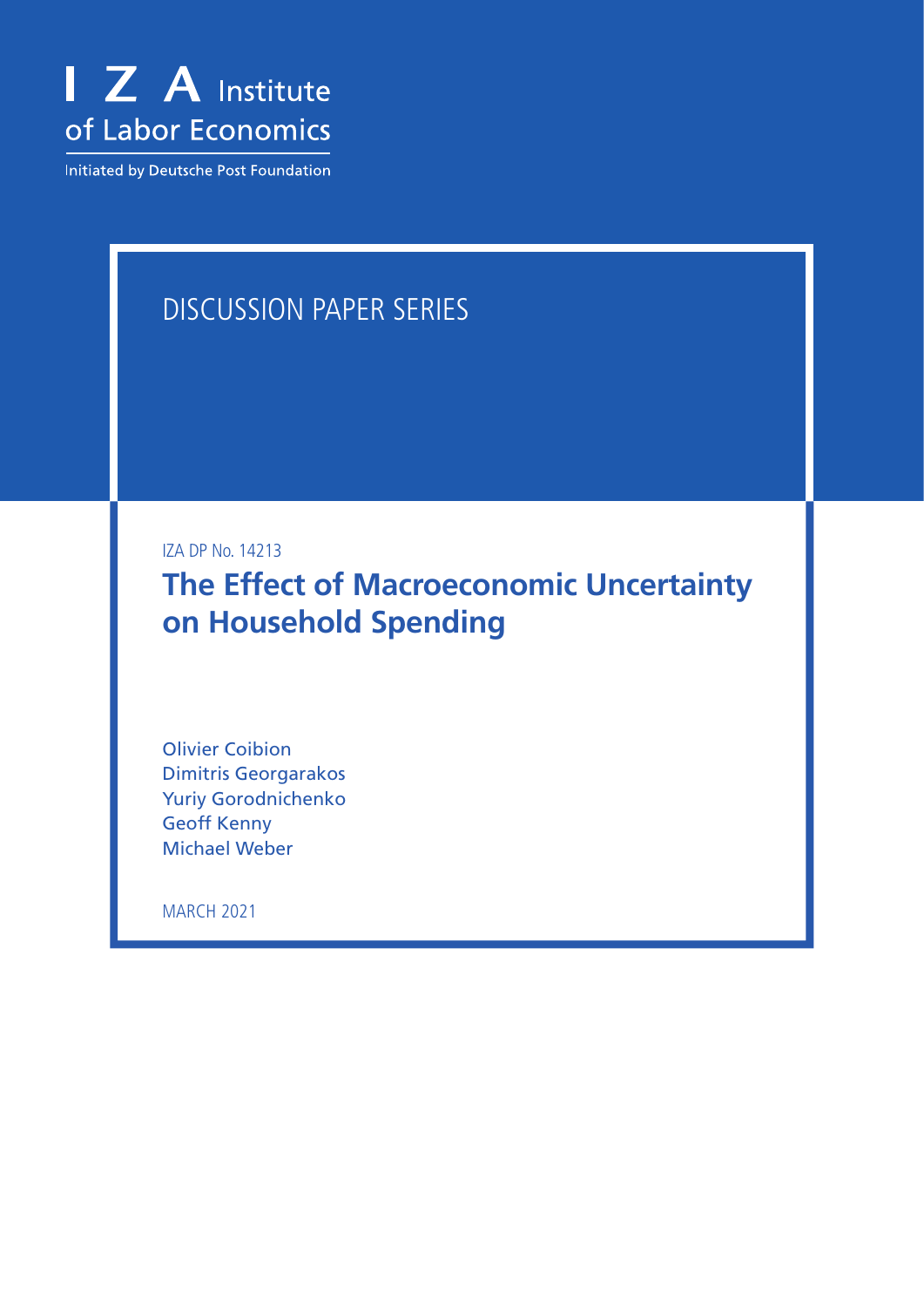I Z A Institute of Labor Economics

Initiated by Deutsche Post Foundation

DISCUSSION PAPER SERIES

IZA DP No. 14213

# The Effect of Macroeconomic Uncertainty on Household Spending

Olivier Coibion
Dimitris Georgarakos
Yuriy Gorodnichenko
Geoff Kenny
Michael Weber

MARCH 2021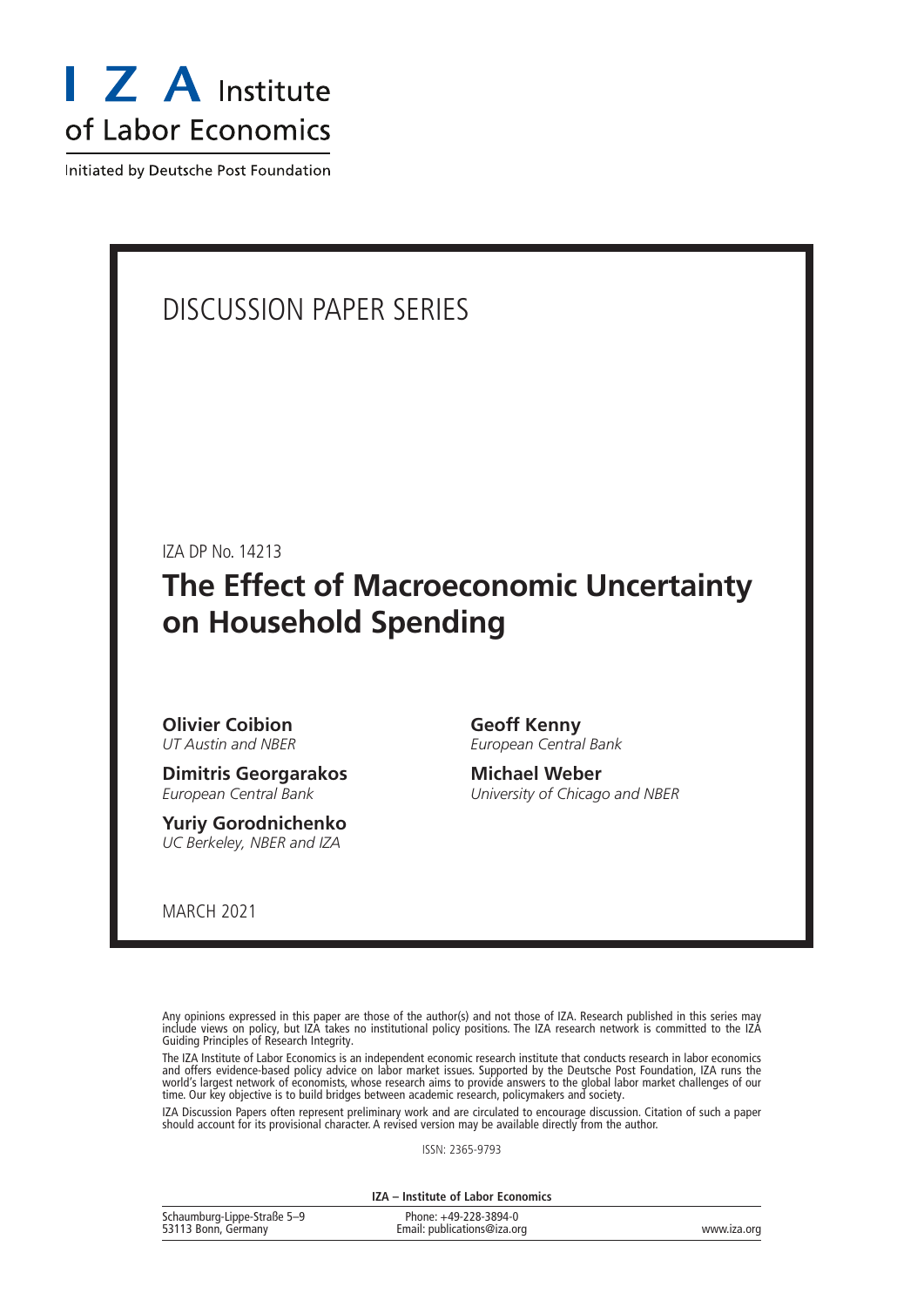# I Z A Institute of Labor Economics

Initiated by Deutsche Post Foundation

DISCUSSION PAPER SERIES

IZA DP No. 14213

## The Effect of Macroeconomic Uncertainty on Household Spending

**Olivier Coibion**
*UT Austin and NBER*

**Dimitris Georgarakos**
*European Central Bank*

**Yuriy Gorodnichenko**
*UC Berkeley, NBER and IZA*

**Geoff Kenny**
*European Central Bank*

**Michael Weber**
*University of Chicago and NBER*

MARCH 2021

Any opinions expressed in this paper are those of the author(s) and not those of IZA. Research published in this series may include views on policy, but IZA takes no institutional policy positions. The IZA research network is committed to the IZA Guiding Principles of Research Integrity.

The IZA Institute of Labor Economics is an independent economic research institute that conducts research in labor economics and offers evidence-based policy advice on labor market issues. Supported by the Deutsche Post Foundation, IZA runs the world's largest network of economists, whose research aims to provide answers to the global labor market challenges of our time. Our key objective is to build bridges between academic research, policymakers and society.

IZA Discussion Papers often represent preliminary work and are circulated to encourage discussion. Citation of such a paper should account for its provisional character. A revised version may be available directly from the author.

ISSN: 2365-9793

**IZA – Institute of Labor Economics**

Schaumburg-Lippe-Straße 5–9
53113 Bonn, Germany

Phone: +49-228-3894-0
Email: publications@iza.org

www.iza.org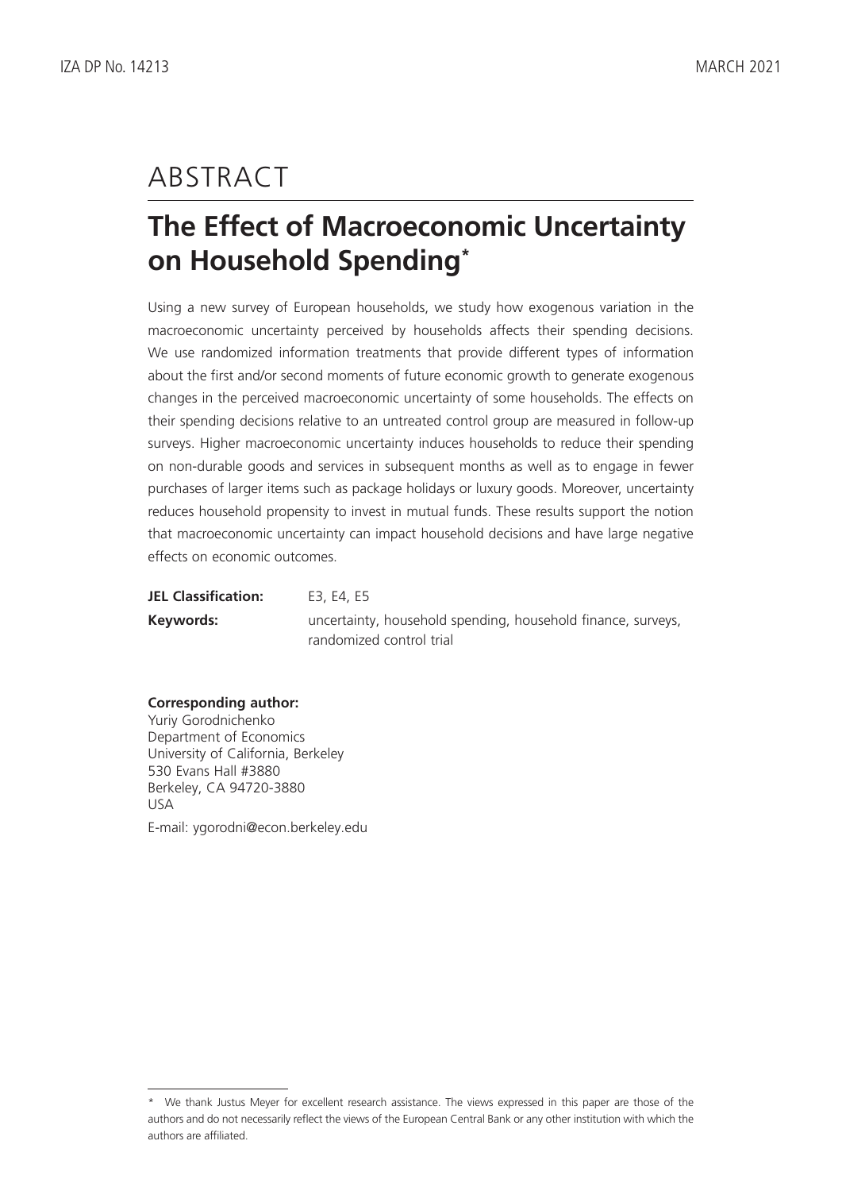# ABSTRACT

## The Effect of Macroeconomic Uncertainty on Household Spending*

Using a new survey of European households, we study how exogenous variation in the macroeconomic uncertainty perceived by households affects their spending decisions. We use randomized information treatments that provide different types of information about the first and/or second moments of future economic growth to generate exogenous changes in the perceived macroeconomic uncertainty of some households. The effects on their spending decisions relative to an untreated control group are measured in follow-up surveys. Higher macroeconomic uncertainty induces households to reduce their spending on non-durable goods and services in subsequent months as well as to engage in fewer purchases of larger items such as package holidays or luxury goods. Moreover, uncertainty reduces household propensity to invest in mutual funds. These results support the notion that macroeconomic uncertainty can impact household decisions and have large negative effects on economic outcomes.

**JEL Classification:** E3, E4, E5

**Keywords:** uncertainty, household spending, household finance, surveys, randomized control trial

**Corresponding author:**
Yuriy Gorodnichenko
Department of Economics
University of California, Berkeley
530 Evans Hall #3880
Berkeley, CA 94720-3880
USA

E-mail: ygorodni@econ.berkeley.edu

\* We thank Justus Meyer for excellent research assistance. The views expressed in this paper are those of the authors and do not necessarily reflect the views of the European Central Bank or any other institution with which the authors are affiliated.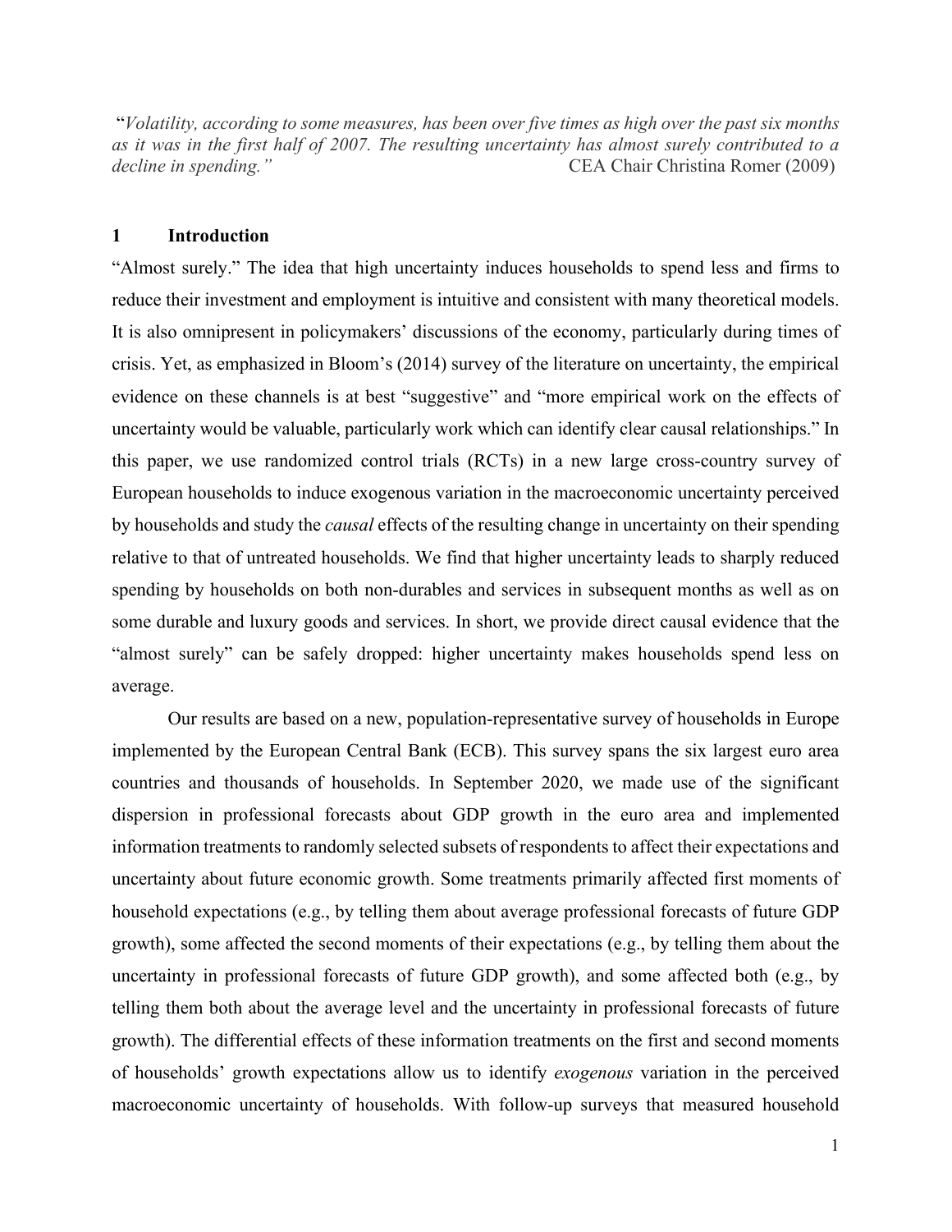"*Volatility, according to some measures, has been over five times as high over the past six months as it was in the first half of 2007. The resulting uncertainty has almost surely contributed to a decline in spending.*" CEA Chair Christina Romer (2009)

## 1 Introduction

"Almost surely." The idea that high uncertainty induces households to spend less and firms to reduce their investment and employment is intuitive and consistent with many theoretical models. It is also omnipresent in policymakers' discussions of the economy, particularly during times of crisis. Yet, as emphasized in Bloom's (2014) survey of the literature on uncertainty, the empirical evidence on these channels is at best "suggestive" and "more empirical work on the effects of uncertainty would be valuable, particularly work which can identify clear causal relationships." In this paper, we use randomized control trials (RCTs) in a new large cross-country survey of European households to induce exogenous variation in the macroeconomic uncertainty perceived by households and study the *causal* effects of the resulting change in uncertainty on their spending relative to that of untreated households. We find that higher uncertainty leads to sharply reduced spending by households on both non-durables and services in subsequent months as well as on some durable and luxury goods and services. In short, we provide direct causal evidence that the "almost surely" can be safely dropped: higher uncertainty makes households spend less on average.

Our results are based on a new, population-representative survey of households in Europe implemented by the European Central Bank (ECB). This survey spans the six largest euro area countries and thousands of households. In September 2020, we made use of the significant dispersion in professional forecasts about GDP growth in the euro area and implemented information treatments to randomly selected subsets of respondents to affect their expectations and uncertainty about future economic growth. Some treatments primarily affected first moments of household expectations (e.g., by telling them about average professional forecasts of future GDP growth), some affected the second moments of their expectations (e.g., by telling them about the uncertainty in professional forecasts of future GDP growth), and some affected both (e.g., by telling them both about the average level and the uncertainty in professional forecasts of future growth). The differential effects of these information treatments on the first and second moments of households' growth expectations allow us to identify *exogenous* variation in the perceived macroeconomic uncertainty of households. With follow-up surveys that measured household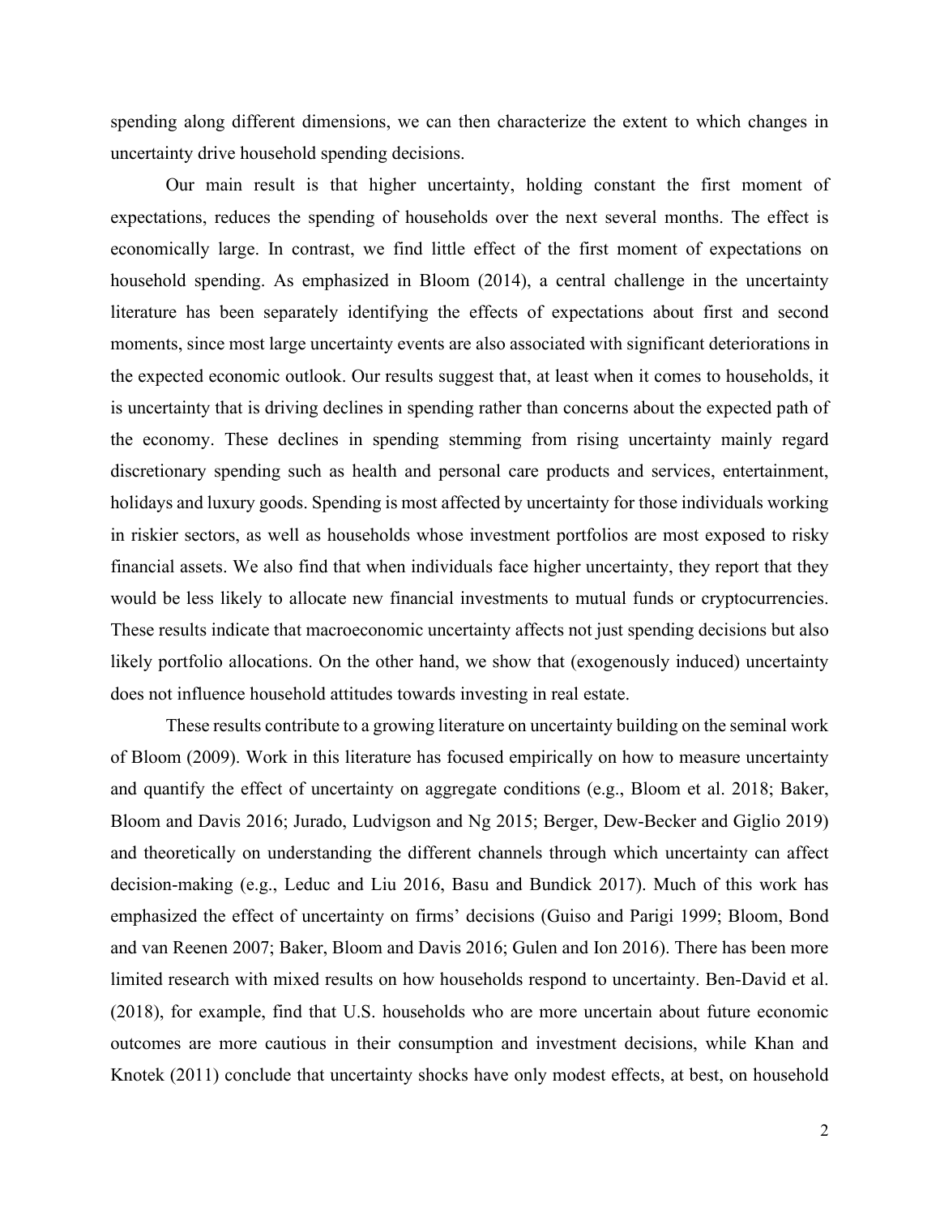spending along different dimensions, we can then characterize the extent to which changes in uncertainty drive household spending decisions.

Our main result is that higher uncertainty, holding constant the first moment of expectations, reduces the spending of households over the next several months. The effect is economically large. In contrast, we find little effect of the first moment of expectations on household spending. As emphasized in Bloom (2014), a central challenge in the uncertainty literature has been separately identifying the effects of expectations about first and second moments, since most large uncertainty events are also associated with significant deteriorations in the expected economic outlook. Our results suggest that, at least when it comes to households, it is uncertainty that is driving declines in spending rather than concerns about the expected path of the economy. These declines in spending stemming from rising uncertainty mainly regard discretionary spending such as health and personal care products and services, entertainment, holidays and luxury goods. Spending is most affected by uncertainty for those individuals working in riskier sectors, as well as households whose investment portfolios are most exposed to risky financial assets. We also find that when individuals face higher uncertainty, they report that they would be less likely to allocate new financial investments to mutual funds or cryptocurrencies. These results indicate that macroeconomic uncertainty affects not just spending decisions but also likely portfolio allocations. On the other hand, we show that (exogenously induced) uncertainty does not influence household attitudes towards investing in real estate.

These results contribute to a growing literature on uncertainty building on the seminal work of Bloom (2009). Work in this literature has focused empirically on how to measure uncertainty and quantify the effect of uncertainty on aggregate conditions (e.g., Bloom et al. 2018; Baker, Bloom and Davis 2016; Jurado, Ludvigson and Ng 2015; Berger, Dew-Becker and Giglio 2019) and theoretically on understanding the different channels through which uncertainty can affect decision-making (e.g., Leduc and Liu 2016, Basu and Bundick 2017). Much of this work has emphasized the effect of uncertainty on firms' decisions (Guiso and Parigi 1999; Bloom, Bond and van Reenen 2007; Baker, Bloom and Davis 2016; Gulen and Ion 2016). There has been more limited research with mixed results on how households respond to uncertainty. Ben-David et al. (2018), for example, find that U.S. households who are more uncertain about future economic outcomes are more cautious in their consumption and investment decisions, while Khan and Knotek (2011) conclude that uncertainty shocks have only modest effects, at best, on household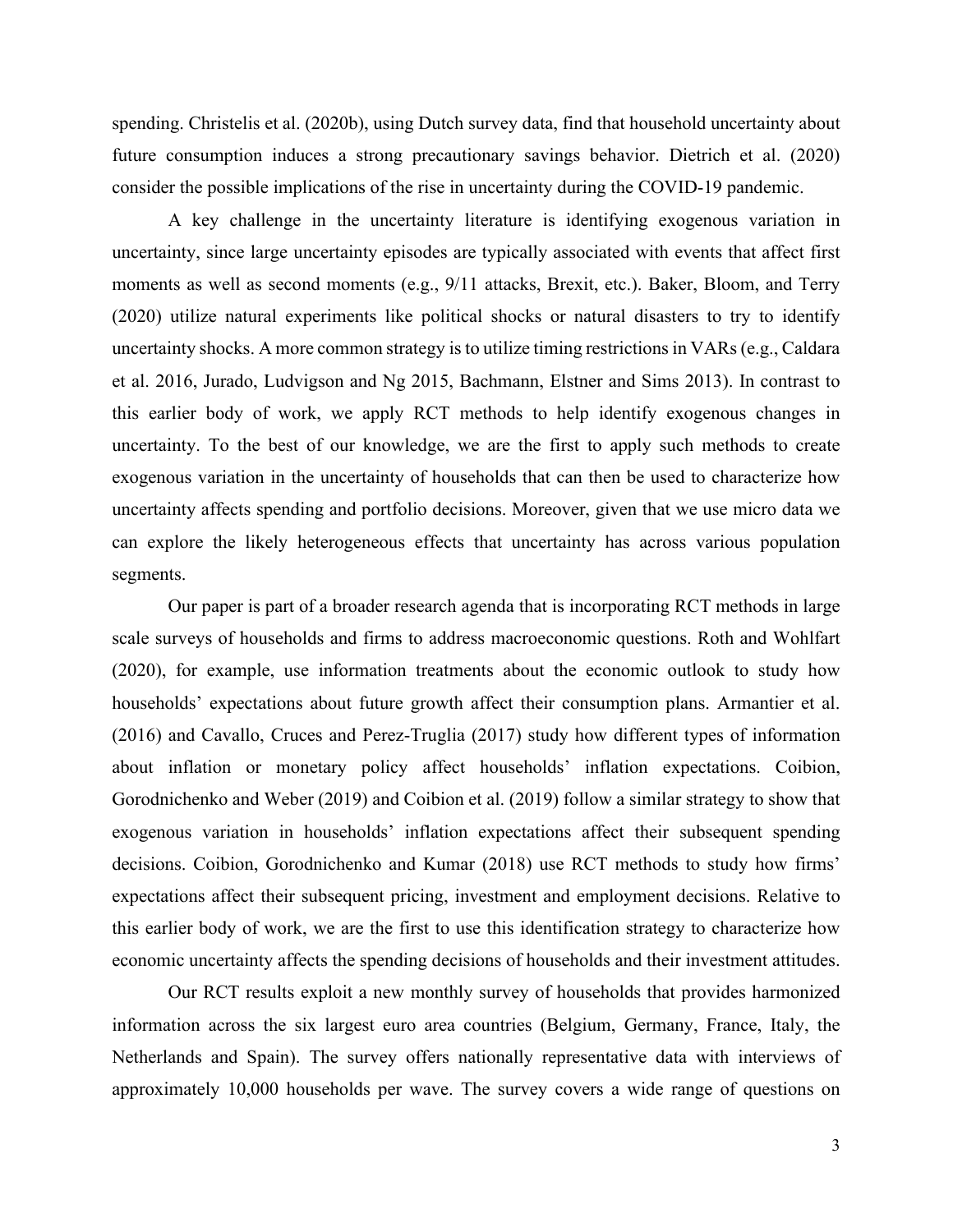spending. Christelis et al. (2020b), using Dutch survey data, find that household uncertainty about future consumption induces a strong precautionary savings behavior. Dietrich et al. (2020) consider the possible implications of the rise in uncertainty during the COVID-19 pandemic.

A key challenge in the uncertainty literature is identifying exogenous variation in uncertainty, since large uncertainty episodes are typically associated with events that affect first moments as well as second moments (e.g., 9/11 attacks, Brexit, etc.). Baker, Bloom, and Terry (2020) utilize natural experiments like political shocks or natural disasters to try to identify uncertainty shocks. A more common strategy is to utilize timing restrictions in VARs (e.g., Caldara et al. 2016, Jurado, Ludvigson and Ng 2015, Bachmann, Elstner and Sims 2013). In contrast to this earlier body of work, we apply RCT methods to help identify exogenous changes in uncertainty. To the best of our knowledge, we are the first to apply such methods to create exogenous variation in the uncertainty of households that can then be used to characterize how uncertainty affects spending and portfolio decisions. Moreover, given that we use micro data we can explore the likely heterogeneous effects that uncertainty has across various population segments.

Our paper is part of a broader research agenda that is incorporating RCT methods in large scale surveys of households and firms to address macroeconomic questions. Roth and Wohlfart (2020), for example, use information treatments about the economic outlook to study how households' expectations about future growth affect their consumption plans. Armantier et al. (2016) and Cavallo, Cruces and Perez-Truglia (2017) study how different types of information about inflation or monetary policy affect households' inflation expectations. Coibion, Gorodnichenko and Weber (2019) and Coibion et al. (2019) follow a similar strategy to show that exogenous variation in households' inflation expectations affect their subsequent spending decisions. Coibion, Gorodnichenko and Kumar (2018) use RCT methods to study how firms' expectations affect their subsequent pricing, investment and employment decisions. Relative to this earlier body of work, we are the first to use this identification strategy to characterize how economic uncertainty affects the spending decisions of households and their investment attitudes.

Our RCT results exploit a new monthly survey of households that provides harmonized information across the six largest euro area countries (Belgium, Germany, France, Italy, the Netherlands and Spain). The survey offers nationally representative data with interviews of approximately 10,000 households per wave. The survey covers a wide range of questions on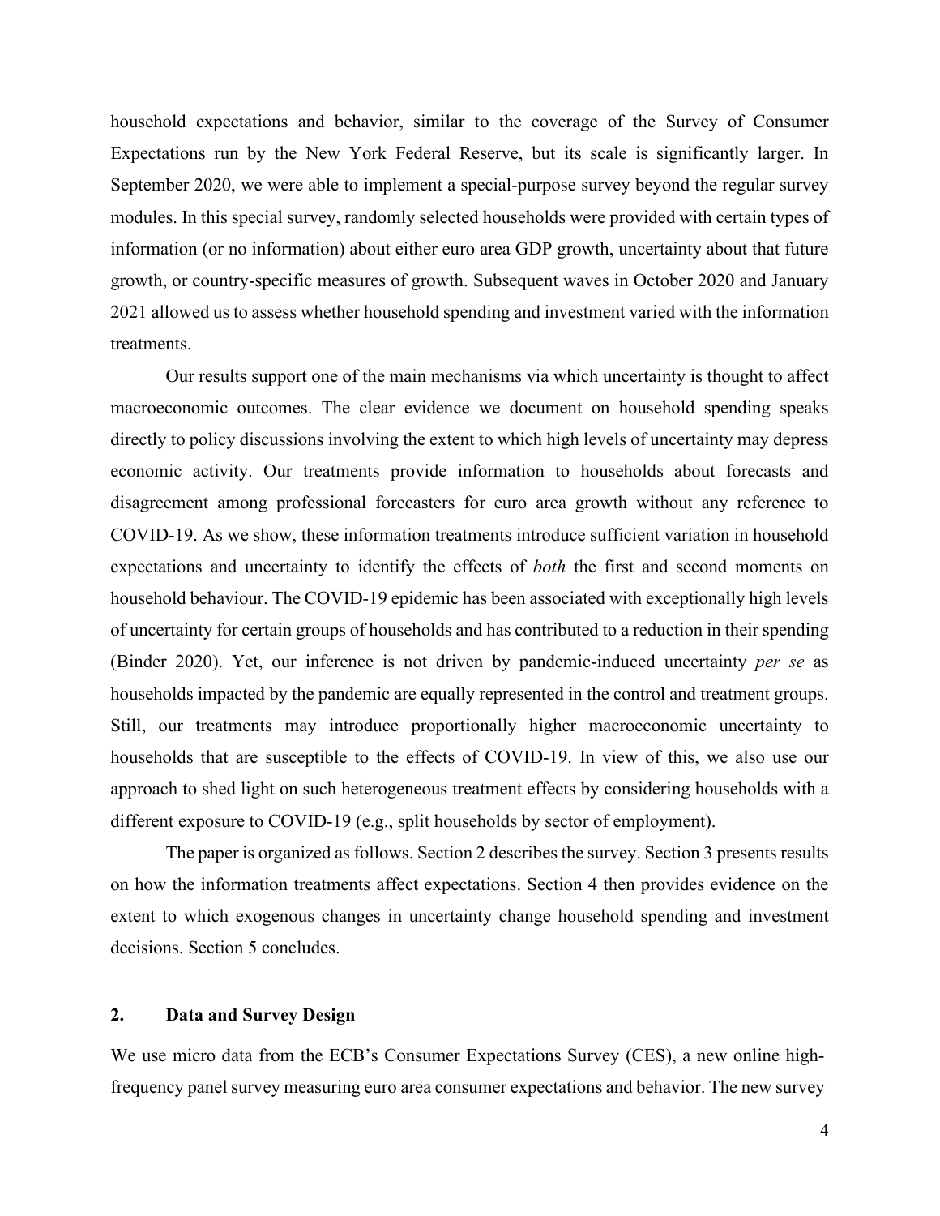household expectations and behavior, similar to the coverage of the Survey of Consumer Expectations run by the New York Federal Reserve, but its scale is significantly larger. In September 2020, we were able to implement a special-purpose survey beyond the regular survey modules. In this special survey, randomly selected households were provided with certain types of information (or no information) about either euro area GDP growth, uncertainty about that future growth, or country-specific measures of growth. Subsequent waves in October 2020 and January 2021 allowed us to assess whether household spending and investment varied with the information treatments.

Our results support one of the main mechanisms via which uncertainty is thought to affect macroeconomic outcomes. The clear evidence we document on household spending speaks directly to policy discussions involving the extent to which high levels of uncertainty may depress economic activity. Our treatments provide information to households about forecasts and disagreement among professional forecasters for euro area growth without any reference to COVID-19. As we show, these information treatments introduce sufficient variation in household expectations and uncertainty to identify the effects of *both* the first and second moments on household behaviour. The COVID-19 epidemic has been associated with exceptionally high levels of uncertainty for certain groups of households and has contributed to a reduction in their spending (Binder 2020). Yet, our inference is not driven by pandemic-induced uncertainty *per se* as households impacted by the pandemic are equally represented in the control and treatment groups. Still, our treatments may introduce proportionally higher macroeconomic uncertainty to households that are susceptible to the effects of COVID-19. In view of this, we also use our approach to shed light on such heterogeneous treatment effects by considering households with a different exposure to COVID-19 (e.g., split households by sector of employment).

The paper is organized as follows. Section 2 describes the survey. Section 3 presents results on how the information treatments affect expectations. Section 4 then provides evidence on the extent to which exogenous changes in uncertainty change household spending and investment decisions. Section 5 concludes.

## 2. Data and Survey Design

We use micro data from the ECB's Consumer Expectations Survey (CES), a new online high-frequency panel survey measuring euro area consumer expectations and behavior. The new survey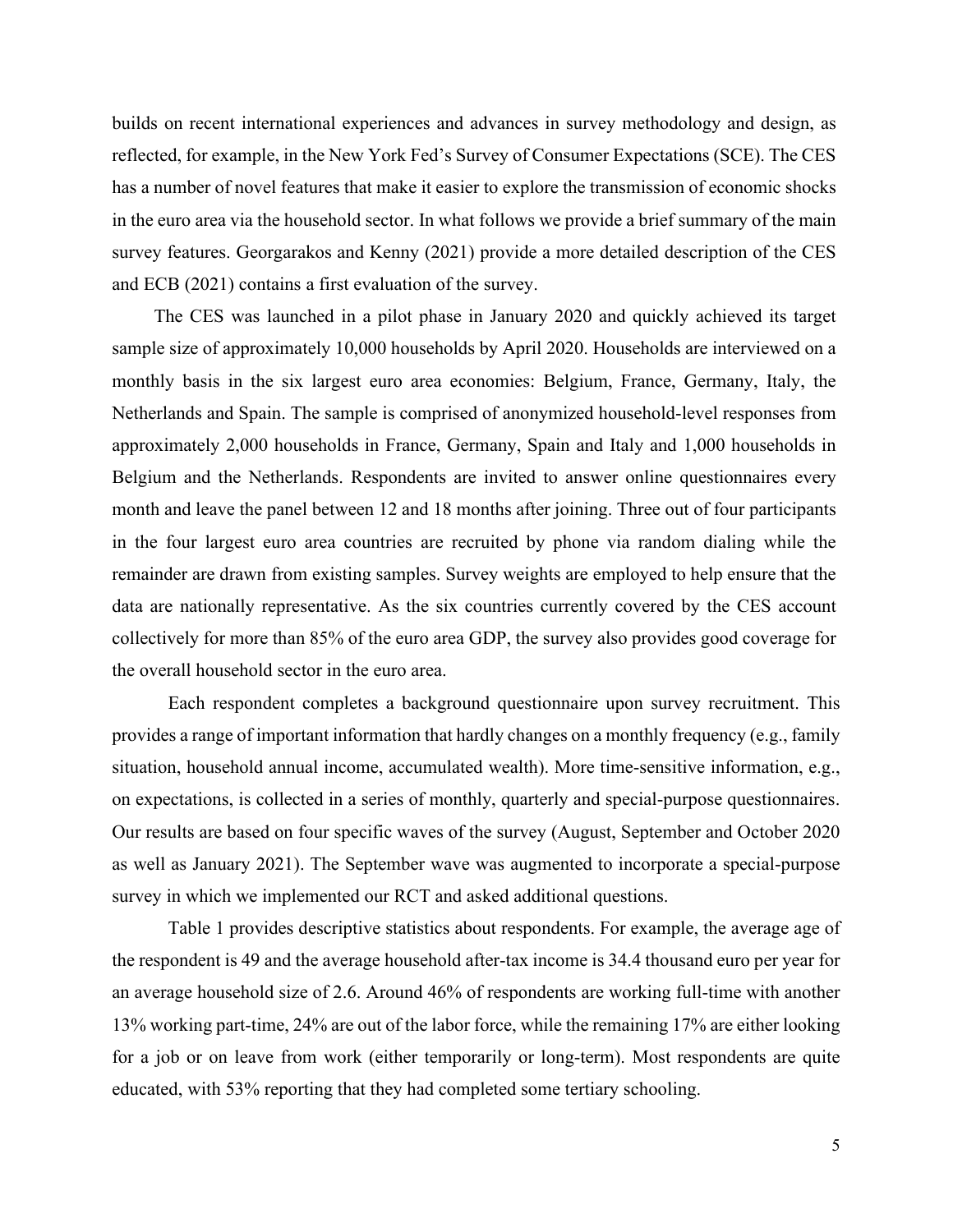builds on recent international experiences and advances in survey methodology and design, as reflected, for example, in the New York Fed's Survey of Consumer Expectations (SCE). The CES has a number of novel features that make it easier to explore the transmission of economic shocks in the euro area via the household sector. In what follows we provide a brief summary of the main survey features. Georgarakos and Kenny (2021) provide a more detailed description of the CES and ECB (2021) contains a first evaluation of the survey.

The CES was launched in a pilot phase in January 2020 and quickly achieved its target sample size of approximately 10,000 households by April 2020. Households are interviewed on a monthly basis in the six largest euro area economies: Belgium, France, Germany, Italy, the Netherlands and Spain. The sample is comprised of anonymized household-level responses from approximately 2,000 households in France, Germany, Spain and Italy and 1,000 households in Belgium and the Netherlands. Respondents are invited to answer online questionnaires every month and leave the panel between 12 and 18 months after joining. Three out of four participants in the four largest euro area countries are recruited by phone via random dialing while the remainder are drawn from existing samples. Survey weights are employed to help ensure that the data are nationally representative. As the six countries currently covered by the CES account collectively for more than 85% of the euro area GDP, the survey also provides good coverage for the overall household sector in the euro area.

Each respondent completes a background questionnaire upon survey recruitment. This provides a range of important information that hardly changes on a monthly frequency (e.g., family situation, household annual income, accumulated wealth). More time-sensitive information, e.g., on expectations, is collected in a series of monthly, quarterly and special-purpose questionnaires. Our results are based on four specific waves of the survey (August, September and October 2020 as well as January 2021). The September wave was augmented to incorporate a special-purpose survey in which we implemented our RCT and asked additional questions.

Table 1 provides descriptive statistics about respondents. For example, the average age of the respondent is 49 and the average household after-tax income is 34.4 thousand euro per year for an average household size of 2.6. Around 46% of respondents are working full-time with another 13% working part-time, 24% are out of the labor force, while the remaining 17% are either looking for a job or on leave from work (either temporarily or long-term). Most respondents are quite educated, with 53% reporting that they had completed some tertiary schooling.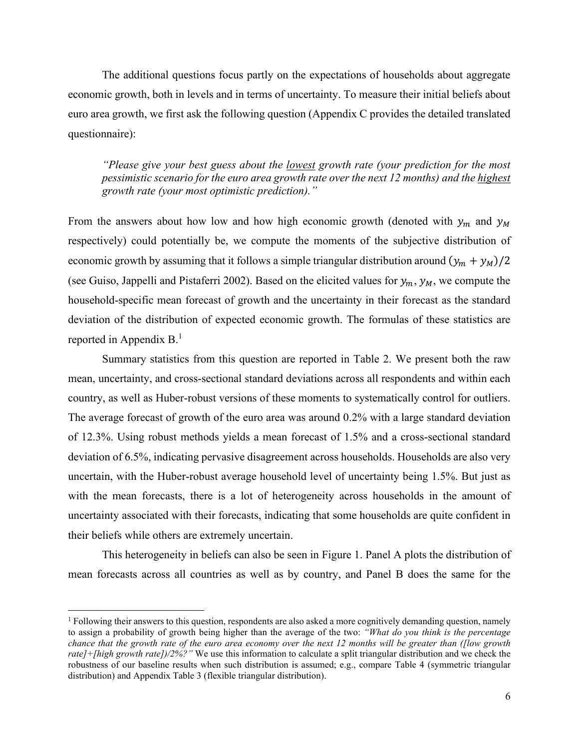The additional questions focus partly on the expectations of households about aggregate economic growth, both in levels and in terms of uncertainty. To measure their initial beliefs about euro area growth, we first ask the following question (Appendix C provides the detailed translated questionnaire):

> *"Please give your best guess about the lowest growth rate (your prediction for the most pessimistic scenario for the euro area growth rate over the next 12 months) and the highest growth rate (your most optimistic prediction)."*

From the answers about how low and how high economic growth (denoted with $y_m$ and $y_M$ respectively) could potentially be, we compute the moments of the subjective distribution of economic growth by assuming that it follows a simple triangular distribution around $(y_m + y_M)/2$ (see Guiso, Jappelli and Pistaferri 2002). Based on the elicited values for $y_m, y_M$, we compute the household-specific mean forecast of growth and the uncertainty in their forecast as the standard deviation of the distribution of expected economic growth. The formulas of these statistics are reported in Appendix B.[1]

Summary statistics from this question are reported in Table 2. We present both the raw mean, uncertainty, and cross-sectional standard deviations across all respondents and within each country, as well as Huber-robust versions of these moments to systematically control for outliers. The average forecast of growth of the euro area was around 0.2% with a large standard deviation of 12.3%. Using robust methods yields a mean forecast of 1.5% and a cross-sectional standard deviation of 6.5%, indicating pervasive disagreement across households. Households are also very uncertain, with the Huber-robust average household level of uncertainty being 1.5%. But just as with the mean forecasts, there is a lot of heterogeneity across households in the amount of uncertainty associated with their forecasts, indicating that some households are quite confident in their beliefs while others are extremely uncertain.

This heterogeneity in beliefs can also be seen in Figure 1. Panel A plots the distribution of mean forecasts across all countries as well as by country, and Panel B does the same for the

---

[1] Following their answers to this question, respondents are also asked a more cognitively demanding question, namely to assign a probability of growth being higher than the average of the two: *"What do you think is the percentage chance that the growth rate of the euro area economy over the next 12 months will be greater than ([low growth rate]+[high growth rate])/2%?"* We use this information to calculate a split triangular distribution and we check the robustness of our baseline results when such distribution is assumed; e.g., compare Table 4 (symmetric triangular distribution) and Appendix Table 3 (flexible triangular distribution).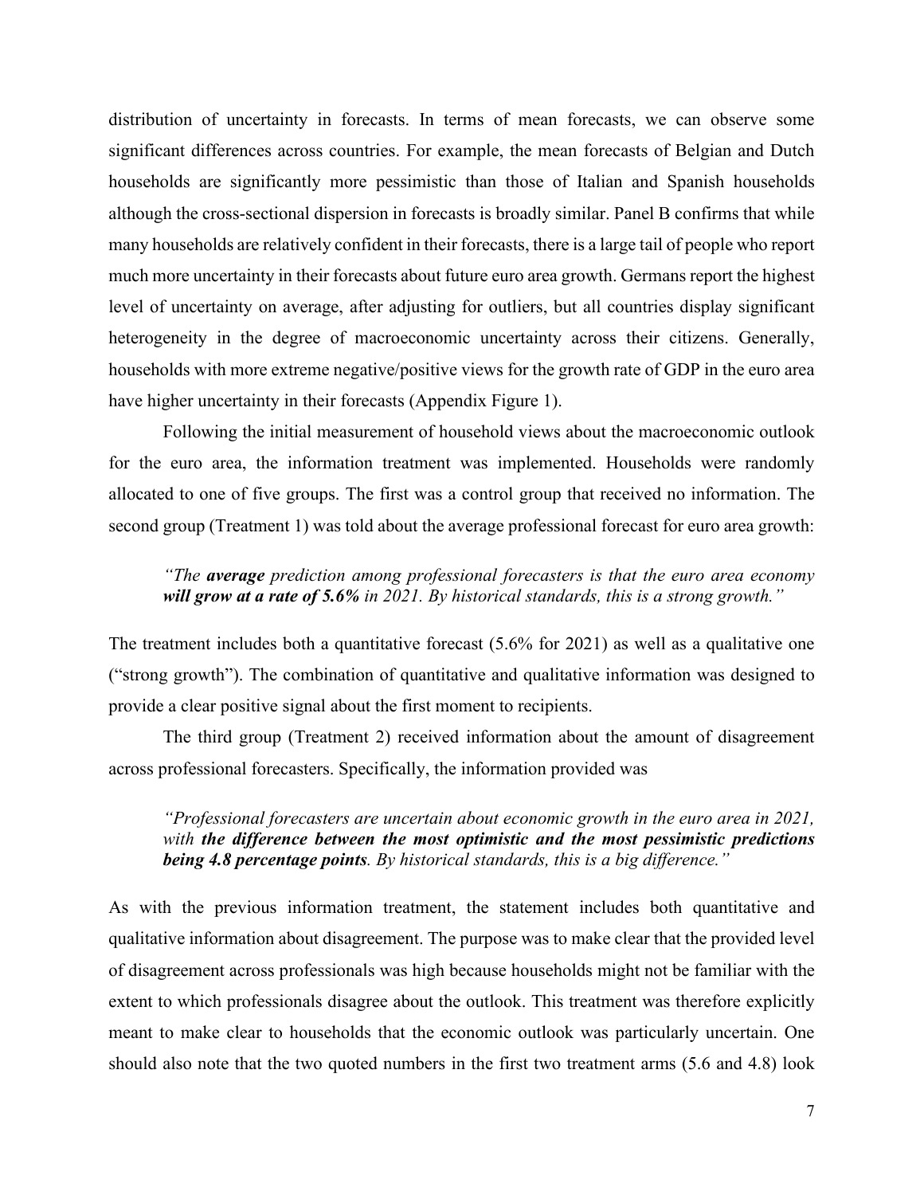distribution of uncertainty in forecasts. In terms of mean forecasts, we can observe some significant differences across countries. For example, the mean forecasts of Belgian and Dutch households are significantly more pessimistic than those of Italian and Spanish households although the cross-sectional dispersion in forecasts is broadly similar. Panel B confirms that while many households are relatively confident in their forecasts, there is a large tail of people who report much more uncertainty in their forecasts about future euro area growth. Germans report the highest level of uncertainty on average, after adjusting for outliers, but all countries display significant heterogeneity in the degree of macroeconomic uncertainty across their citizens. Generally, households with more extreme negative/positive views for the growth rate of GDP in the euro area have higher uncertainty in their forecasts (Appendix Figure 1).

Following the initial measurement of household views about the macroeconomic outlook for the euro area, the information treatment was implemented. Households were randomly allocated to one of five groups. The first was a control group that received no information. The second group (Treatment 1) was told about the average professional forecast for euro area growth:

> *"The **average** prediction among professional forecasters is that the euro area economy **will grow at a rate of 5.6%** in 2021. By historical standards, this is a strong growth."*

The treatment includes both a quantitative forecast (5.6% for 2021) as well as a qualitative one ("strong growth"). The combination of quantitative and qualitative information was designed to provide a clear positive signal about the first moment to recipients.

The third group (Treatment 2) received information about the amount of disagreement across professional forecasters. Specifically, the information provided was

> *"Professional forecasters are uncertain about economic growth in the euro area in 2021, with **the difference between the most optimistic and the most pessimistic predictions being 4.8 percentage points**. By historical standards, this is a big difference."*

As with the previous information treatment, the statement includes both quantitative and qualitative information about disagreement. The purpose was to make clear that the provided level of disagreement across professionals was high because households might not be familiar with the extent to which professionals disagree about the outlook. This treatment was therefore explicitly meant to make clear to households that the economic outlook was particularly uncertain. One should also note that the two quoted numbers in the first two treatment arms (5.6 and 4.8) look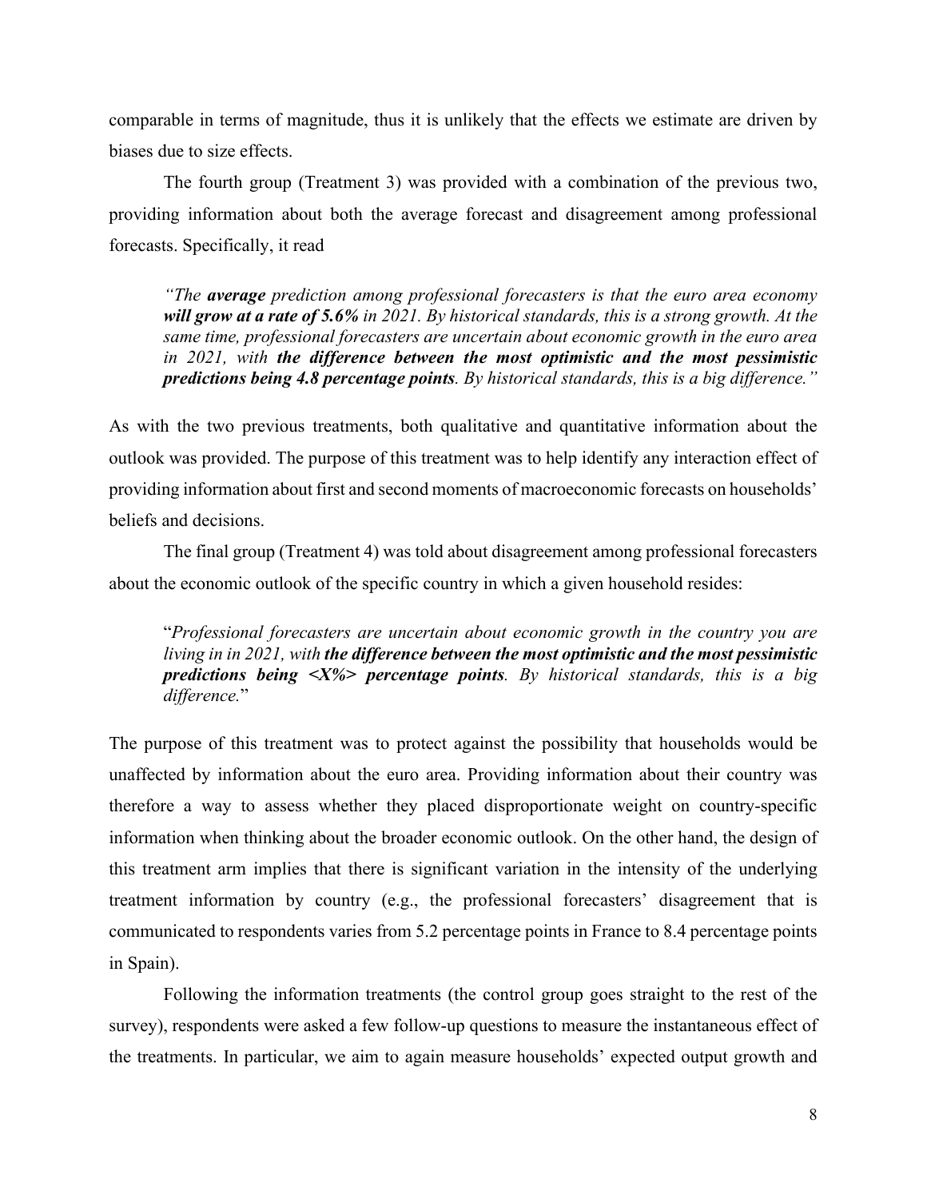comparable in terms of magnitude, thus it is unlikely that the effects we estimate are driven by biases due to size effects.

The fourth group (Treatment 3) was provided with a combination of the previous two, providing information about both the average forecast and disagreement among professional forecasts. Specifically, it read

> *"The **average** prediction among professional forecasters is that the euro area economy **will grow at a rate of 5.6%** in 2021. By historical standards, this is a strong growth. At the same time, professional forecasters are uncertain about economic growth in the euro area in 2021, with **the difference between the most optimistic and the most pessimistic predictions being 4.8 percentage points**. By historical standards, this is a big difference."*

As with the two previous treatments, both qualitative and quantitative information about the outlook was provided. The purpose of this treatment was to help identify any interaction effect of providing information about first and second moments of macroeconomic forecasts on households' beliefs and decisions.

The final group (Treatment 4) was told about disagreement among professional forecasters about the economic outlook of the specific country in which a given household resides:

> "*Professional forecasters are uncertain about economic growth in the country you are living in in 2021, with **the difference between the most optimistic and the most pessimistic predictions being <X%> percentage points**. By historical standards, this is a big difference.*"

The purpose of this treatment was to protect against the possibility that households would be unaffected by information about the euro area. Providing information about their country was therefore a way to assess whether they placed disproportionate weight on country-specific information when thinking about the broader economic outlook. On the other hand, the design of this treatment arm implies that there is significant variation in the intensity of the underlying treatment information by country (e.g., the professional forecasters' disagreement that is communicated to respondents varies from 5.2 percentage points in France to 8.4 percentage points in Spain).

Following the information treatments (the control group goes straight to the rest of the survey), respondents were asked a few follow-up questions to measure the instantaneous effect of the treatments. In particular, we aim to again measure households' expected output growth and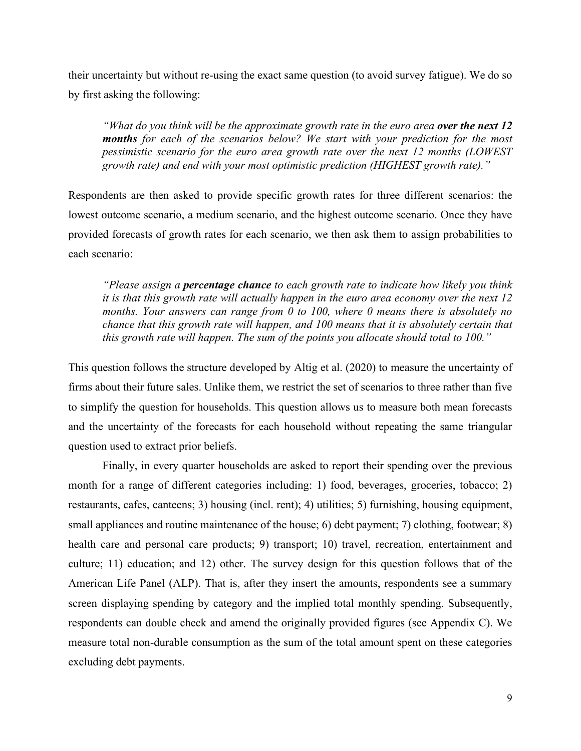their uncertainty but without re-using the exact same question (to avoid survey fatigue). We do so by first asking the following:

> *"What do you think will be the approximate growth rate in the euro area* ***over the next 12 months*** *for each of the scenarios below? We start with your prediction for the most pessimistic scenario for the euro area growth rate over the next 12 months (LOWEST growth rate) and end with your most optimistic prediction (HIGHEST growth rate)."*

Respondents are then asked to provide specific growth rates for three different scenarios: the lowest outcome scenario, a medium scenario, and the highest outcome scenario. Once they have provided forecasts of growth rates for each scenario, we then ask them to assign probabilities to each scenario:

> *"Please assign a* ***percentage chance*** *to each growth rate to indicate how likely you think it is that this growth rate will actually happen in the euro area economy over the next 12 months. Your answers can range from 0 to 100, where 0 means there is absolutely no chance that this growth rate will happen, and 100 means that it is absolutely certain that this growth rate will happen. The sum of the points you allocate should total to 100."*

This question follows the structure developed by Altig et al. (2020) to measure the uncertainty of firms about their future sales. Unlike them, we restrict the set of scenarios to three rather than five to simplify the question for households. This question allows us to measure both mean forecasts and the uncertainty of the forecasts for each household without repeating the same triangular question used to extract prior beliefs.

Finally, in every quarter households are asked to report their spending over the previous month for a range of different categories including: 1) food, beverages, groceries, tobacco; 2) restaurants, cafes, canteens; 3) housing (incl. rent); 4) utilities; 5) furnishing, housing equipment, small appliances and routine maintenance of the house; 6) debt payment; 7) clothing, footwear; 8) health care and personal care products; 9) transport; 10) travel, recreation, entertainment and culture; 11) education; and 12) other. The survey design for this question follows that of the American Life Panel (ALP). That is, after they insert the amounts, respondents see a summary screen displaying spending by category and the implied total monthly spending. Subsequently, respondents can double check and amend the originally provided figures (see Appendix C). We measure total non-durable consumption as the sum of the total amount spent on these categories excluding debt payments.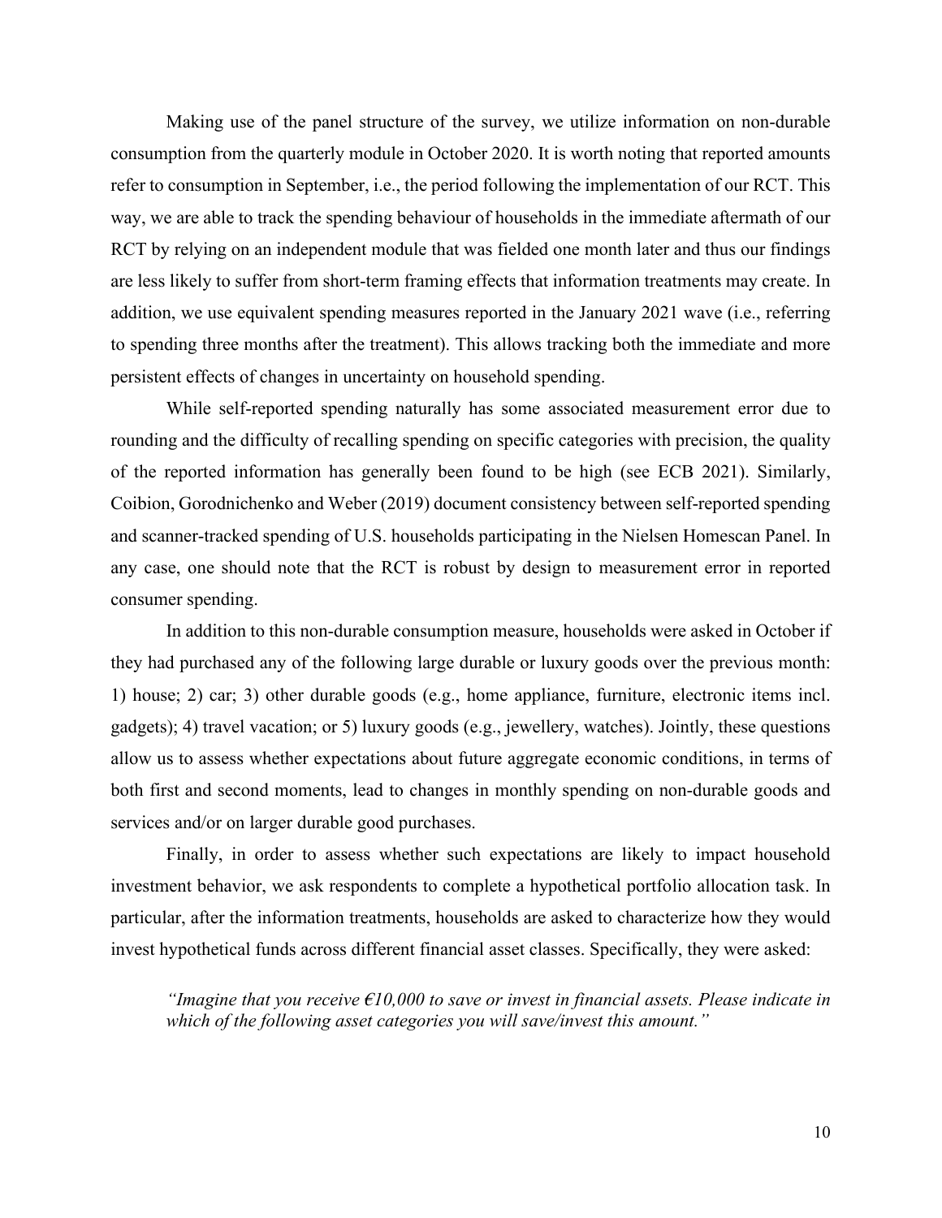Making use of the panel structure of the survey, we utilize information on non-durable consumption from the quarterly module in October 2020. It is worth noting that reported amounts refer to consumption in September, i.e., the period following the implementation of our RCT. This way, we are able to track the spending behaviour of households in the immediate aftermath of our RCT by relying on an independent module that was fielded one month later and thus our findings are less likely to suffer from short-term framing effects that information treatments may create. In addition, we use equivalent spending measures reported in the January 2021 wave (i.e., referring to spending three months after the treatment). This allows tracking both the immediate and more persistent effects of changes in uncertainty on household spending.

While self-reported spending naturally has some associated measurement error due to rounding and the difficulty of recalling spending on specific categories with precision, the quality of the reported information has generally been found to be high (see ECB 2021). Similarly, Coibion, Gorodnichenko and Weber (2019) document consistency between self-reported spending and scanner-tracked spending of U.S. households participating in the Nielsen Homescan Panel. In any case, one should note that the RCT is robust by design to measurement error in reported consumer spending.

In addition to this non-durable consumption measure, households were asked in October if they had purchased any of the following large durable or luxury goods over the previous month: 1) house; 2) car; 3) other durable goods (e.g., home appliance, furniture, electronic items incl. gadgets); 4) travel vacation; or 5) luxury goods (e.g., jewellery, watches). Jointly, these questions allow us to assess whether expectations about future aggregate economic conditions, in terms of both first and second moments, lead to changes in monthly spending on non-durable goods and services and/or on larger durable good purchases.

Finally, in order to assess whether such expectations are likely to impact household investment behavior, we ask respondents to complete a hypothetical portfolio allocation task. In particular, after the information treatments, households are asked to characterize how they would invest hypothetical funds across different financial asset classes. Specifically, they were asked:

> *"Imagine that you receive €10,000 to save or invest in financial assets. Please indicate in which of the following asset categories you will save/invest this amount."*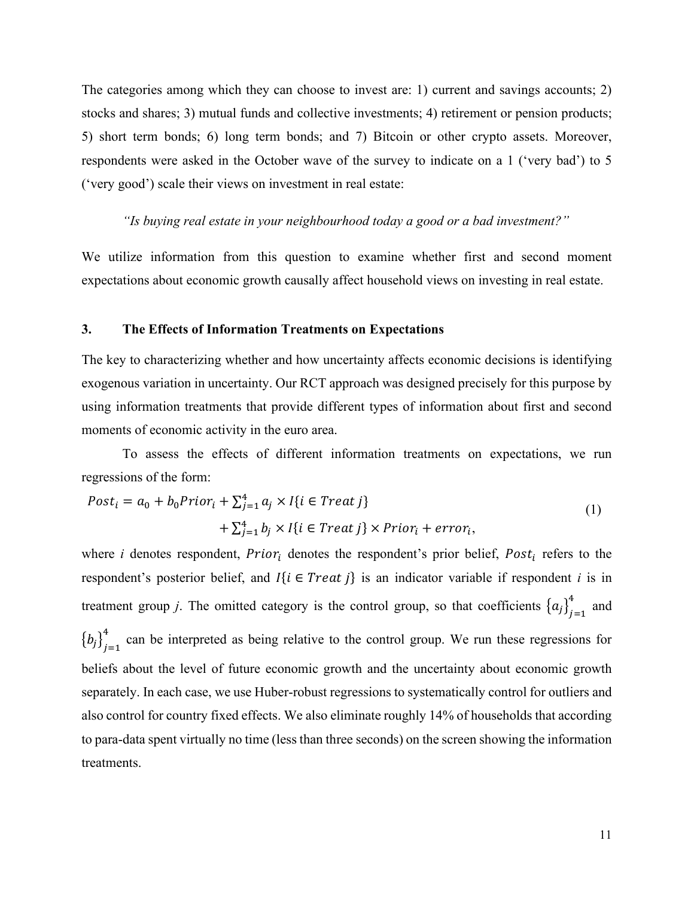The categories among which they can choose to invest are: 1) current and savings accounts; 2) stocks and shares; 3) mutual funds and collective investments; 4) retirement or pension products; 5) short term bonds; 6) long term bonds; and 7) Bitcoin or other crypto assets. Moreover, respondents were asked in the October wave of the survey to indicate on a 1 (‘very bad’) to 5 (‘very good’) scale their views on investment in real estate:

*“Is buying real estate in your neighbourhood today a good or a bad investment?”*

We utilize information from this question to examine whether first and second moment expectations about economic growth causally affect household views on investing in real estate.

## 3. The Effects of Information Treatments on Expectations

The key to characterizing whether and how uncertainty affects economic decisions is identifying exogenous variation in uncertainty. Our RCT approach was designed precisely for this purpose by using information treatments that provide different types of information about first and second moments of economic activity in the euro area.

To assess the effects of different information treatments on expectations, we run regressions of the form:

$$Post_i = a_0 + b_0 Prior_i + \sum_{j=1}^{4} a_j \times I\{i \in Treat\ j\} + \sum_{j=1}^{4} b_j \times I\{i \in Treat\ j\} \times Prior_i + error_i, \tag{1}$$

where $i$ denotes respondent, $Prior_i$ denotes the respondent’s prior belief, $Post_i$ refers to the respondent’s posterior belief, and $I\{i \in Treat\ j\}$ is an indicator variable if respondent $i$ is in treatment group $j$. The omitted category is the control group, so that coefficients $\{a_j\}_{j=1}^{4}$ and $\{b_j\}_{j=1}^{4}$ can be interpreted as being relative to the control group. We run these regressions for beliefs about the level of future economic growth and the uncertainty about economic growth separately. In each case, we use Huber-robust regressions to systematically control for outliers and also control for country fixed effects. We also eliminate roughly 14% of households that according to para-data spent virtually no time (less than three seconds) on the screen showing the information treatments.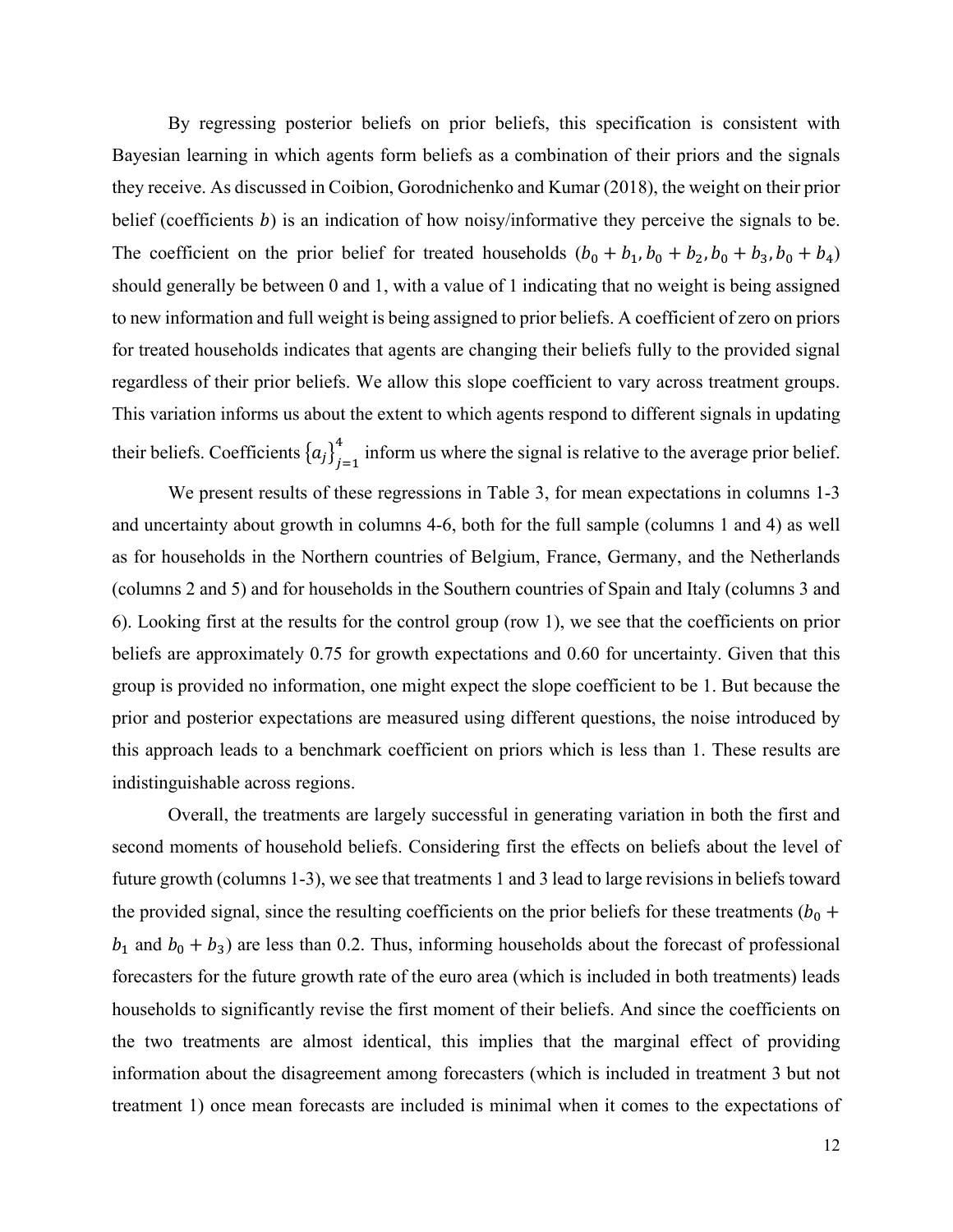By regressing posterior beliefs on prior beliefs, this specification is consistent with Bayesian learning in which agents form beliefs as a combination of their priors and the signals they receive. As discussed in Coibion, Gorodnichenko and Kumar (2018), the weight on their prior belief (coefficients $b$) is an indication of how noisy/informative they perceive the signals to be. The coefficient on the prior belief for treated households ($b_0 + b_1, b_0 + b_2, b_0 + b_3, b_0 + b_4$) should generally be between 0 and 1, with a value of 1 indicating that no weight is being assigned to new information and full weight is being assigned to prior beliefs. A coefficient of zero on priors for treated households indicates that agents are changing their beliefs fully to the provided signal regardless of their prior beliefs. We allow this slope coefficient to vary across treatment groups. This variation informs us about the extent to which agents respond to different signals in updating their beliefs. Coefficients $\{a_j\}_{j=1}^{4}$ inform us where the signal is relative to the average prior belief.

We present results of these regressions in Table 3, for mean expectations in columns 1-3 and uncertainty about growth in columns 4-6, both for the full sample (columns 1 and 4) as well as for households in the Northern countries of Belgium, France, Germany, and the Netherlands (columns 2 and 5) and for households in the Southern countries of Spain and Italy (columns 3 and 6). Looking first at the results for the control group (row 1), we see that the coefficients on prior beliefs are approximately 0.75 for growth expectations and 0.60 for uncertainty. Given that this group is provided no information, one might expect the slope coefficient to be 1. But because the prior and posterior expectations are measured using different questions, the noise introduced by this approach leads to a benchmark coefficient on priors which is less than 1. These results are indistinguishable across regions.

Overall, the treatments are largely successful in generating variation in both the first and second moments of household beliefs. Considering first the effects on beliefs about the level of future growth (columns 1-3), we see that treatments 1 and 3 lead to large revisions in beliefs toward the provided signal, since the resulting coefficients on the prior beliefs for these treatments ($b_0 + b_1$ and $b_0 + b_3$) are less than 0.2. Thus, informing households about the forecast of professional forecasters for the future growth rate of the euro area (which is included in both treatments) leads households to significantly revise the first moment of their beliefs. And since the coefficients on the two treatments are almost identical, this implies that the marginal effect of providing information about the disagreement among forecasters (which is included in treatment 3 but not treatment 1) once mean forecasts are included is minimal when it comes to the expectations of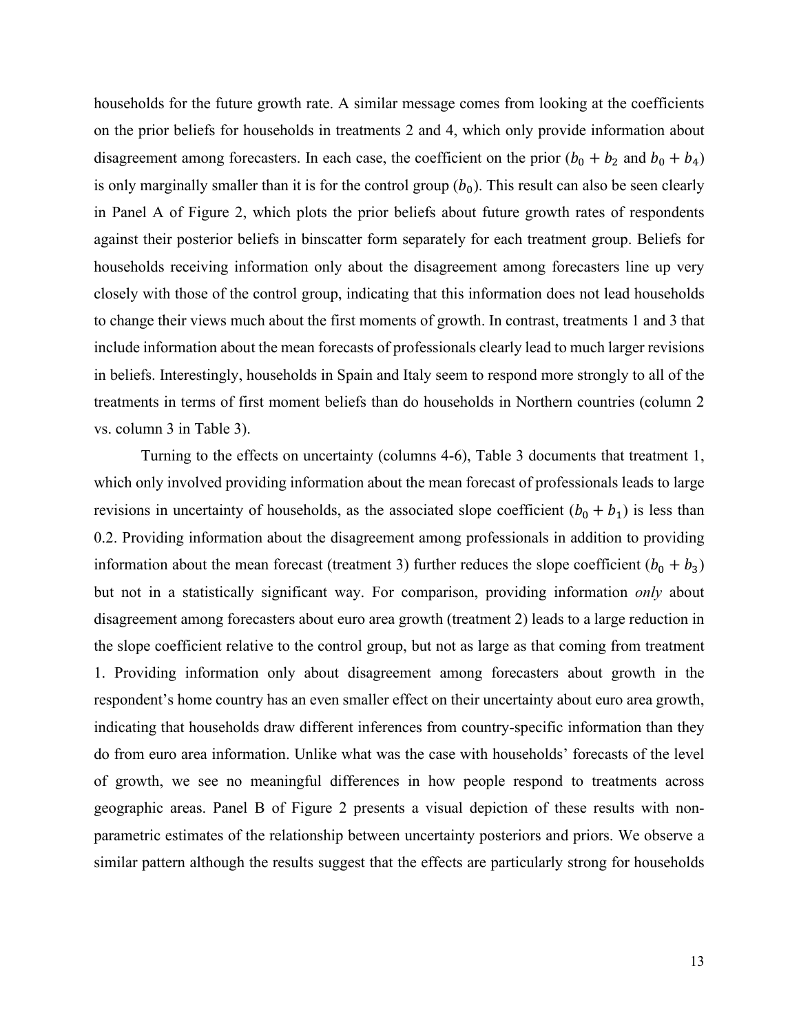households for the future growth rate. A similar message comes from looking at the coefficients on the prior beliefs for households in treatments 2 and 4, which only provide information about disagreement among forecasters. In each case, the coefficient on the prior ($b_0 + b_2$ and $b_0 + b_4$) is only marginally smaller than it is for the control group ($b_0$). This result can also be seen clearly in Panel A of Figure 2, which plots the prior beliefs about future growth rates of respondents against their posterior beliefs in binscatter form separately for each treatment group. Beliefs for households receiving information only about the disagreement among forecasters line up very closely with those of the control group, indicating that this information does not lead households to change their views much about the first moments of growth. In contrast, treatments 1 and 3 that include information about the mean forecasts of professionals clearly lead to much larger revisions in beliefs. Interestingly, households in Spain and Italy seem to respond more strongly to all of the treatments in terms of first moment beliefs than do households in Northern countries (column 2 vs. column 3 in Table 3).

Turning to the effects on uncertainty (columns 4-6), Table 3 documents that treatment 1, which only involved providing information about the mean forecast of professionals leads to large revisions in uncertainty of households, as the associated slope coefficient ($b_0 + b_1$) is less than 0.2. Providing information about the disagreement among professionals in addition to providing information about the mean forecast (treatment 3) further reduces the slope coefficient ($b_0 + b_3$) but not in a statistically significant way. For comparison, providing information *only* about disagreement among forecasters about euro area growth (treatment 2) leads to a large reduction in the slope coefficient relative to the control group, but not as large as that coming from treatment 1. Providing information only about disagreement among forecasters about growth in the respondent's home country has an even smaller effect on their uncertainty about euro area growth, indicating that households draw different inferences from country-specific information than they do from euro area information. Unlike what was the case with households' forecasts of the level of growth, we see no meaningful differences in how people respond to treatments across geographic areas. Panel B of Figure 2 presents a visual depiction of these results with non-parametric estimates of the relationship between uncertainty posteriors and priors. We observe a similar pattern although the results suggest that the effects are particularly strong for households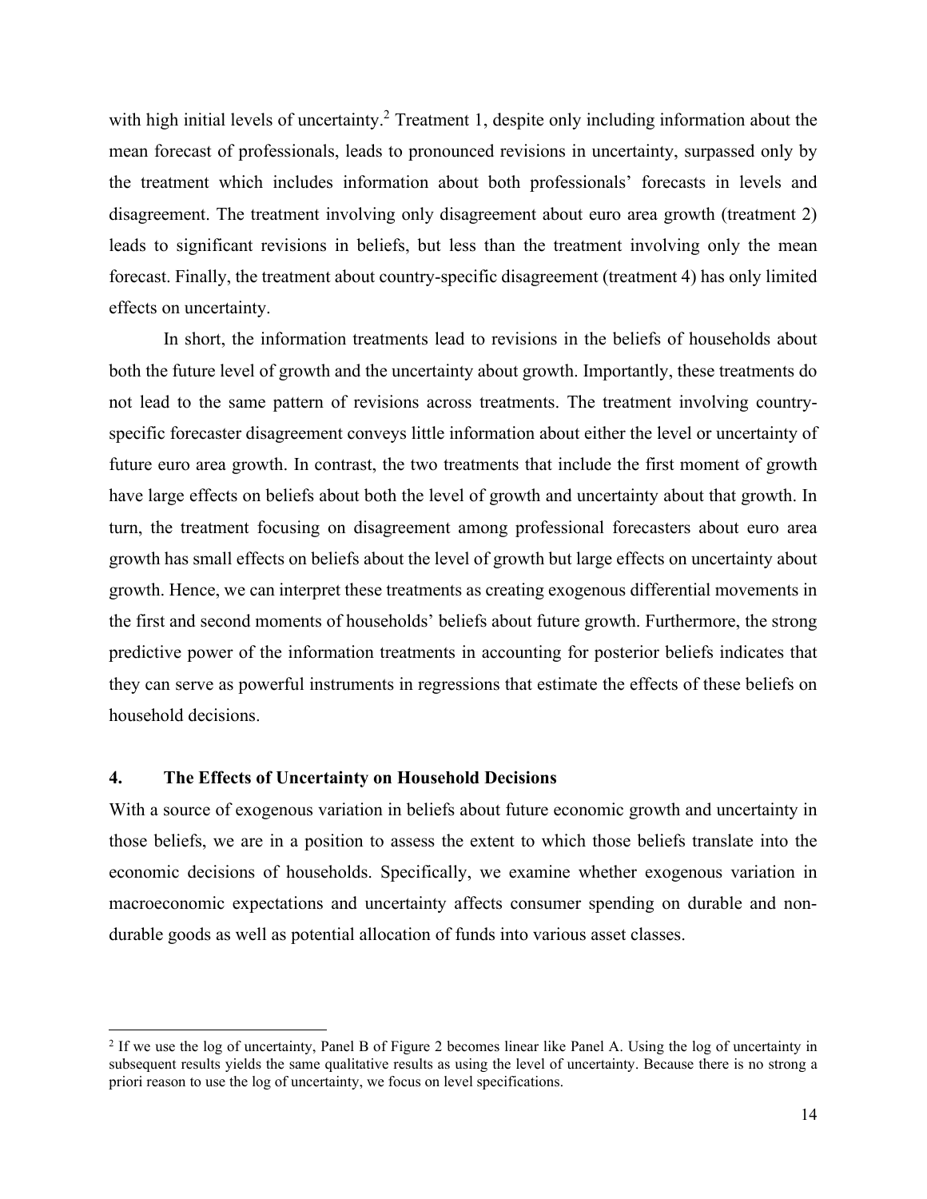with high initial levels of uncertainty.[2] Treatment 1, despite only including information about the mean forecast of professionals, leads to pronounced revisions in uncertainty, surpassed only by the treatment which includes information about both professionals' forecasts in levels and disagreement. The treatment involving only disagreement about euro area growth (treatment 2) leads to significant revisions in beliefs, but less than the treatment involving only the mean forecast. Finally, the treatment about country-specific disagreement (treatment 4) has only limited effects on uncertainty.

In short, the information treatments lead to revisions in the beliefs of households about both the future level of growth and the uncertainty about growth. Importantly, these treatments do not lead to the same pattern of revisions across treatments. The treatment involving country-specific forecaster disagreement conveys little information about either the level or uncertainty of future euro area growth. In contrast, the two treatments that include the first moment of growth have large effects on beliefs about both the level of growth and uncertainty about that growth. In turn, the treatment focusing on disagreement among professional forecasters about euro area growth has small effects on beliefs about the level of growth but large effects on uncertainty about growth. Hence, we can interpret these treatments as creating exogenous differential movements in the first and second moments of households' beliefs about future growth. Furthermore, the strong predictive power of the information treatments in accounting for posterior beliefs indicates that they can serve as powerful instruments in regressions that estimate the effects of these beliefs on household decisions.

## 4. The Effects of Uncertainty on Household Decisions

With a source of exogenous variation in beliefs about future economic growth and uncertainty in those beliefs, we are in a position to assess the extent to which those beliefs translate into the economic decisions of households. Specifically, we examine whether exogenous variation in macroeconomic expectations and uncertainty affects consumer spending on durable and non-durable goods as well as potential allocation of funds into various asset classes.

[2] If we use the log of uncertainty, Panel B of Figure 2 becomes linear like Panel A. Using the log of uncertainty in subsequent results yields the same qualitative results as using the level of uncertainty. Because there is no strong a priori reason to use the log of uncertainty, we focus on level specifications.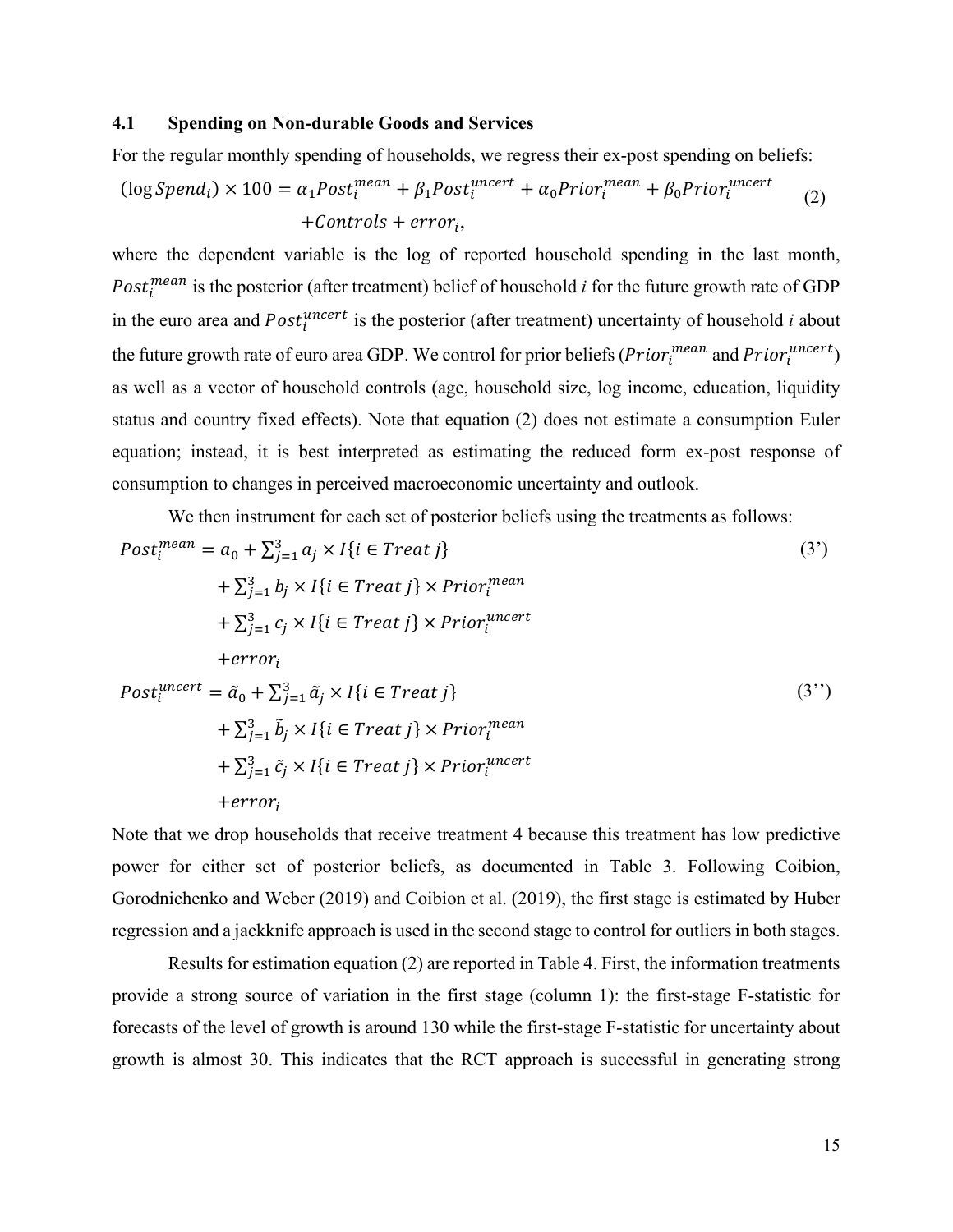### 4.1 Spending on Non-durable Goods and Services

For the regular monthly spending of households, we regress their ex-post spending on beliefs:

$$(\log Spend_i) \times 100 = \alpha_1 Post_i^{mean} + \beta_1 Post_i^{uncert} + \alpha_0 Prior_i^{mean} + \beta_0 Prior_i^{uncert} + Controls + error_i, \tag{2}$$

where the dependent variable is the log of reported household spending in the last month, $Post_i^{mean}$ is the posterior (after treatment) belief of household *i* for the future growth rate of GDP in the euro area and $Post_i^{uncert}$ is the posterior (after treatment) uncertainty of household *i* about the future growth rate of euro area GDP. We control for prior beliefs ($Prior_i^{mean}$ and $Prior_i^{uncert}$) as well as a vector of household controls (age, household size, log income, education, liquidity status and country fixed effects). Note that equation (2) does not estimate a consumption Euler equation; instead, it is best interpreted as estimating the reduced form ex-post response of consumption to changes in perceived macroeconomic uncertainty and outlook.

We then instrument for each set of posterior beliefs using the treatments as follows:

$$\begin{aligned} Post_i^{mean} = a_0 &+ \sum_{j=1}^{3} a_j \times I\{i \in Treat\ j\} \\ &+ \sum_{j=1}^{3} b_j \times I\{i \in Treat\ j\} \times Prior_i^{mean} \\ &+ \sum_{j=1}^{3} c_j \times I\{i \in Treat\ j\} \times Prior_i^{uncert} \\ &+ error_i \end{aligned} \tag{3'}$$

$$\begin{aligned} Post_i^{uncert} = \tilde{a}_0 &+ \sum_{j=1}^{3} \tilde{a}_j \times I\{i \in Treat\ j\} \\ &+ \sum_{j=1}^{3} \tilde{b}_j \times I\{i \in Treat\ j\} \times Prior_i^{mean} \\ &+ \sum_{j=1}^{3} \tilde{c}_j \times I\{i \in Treat\ j\} \times Prior_i^{uncert} \\ &+ error_i \end{aligned} \tag{3''}$$

Note that we drop households that receive treatment 4 because this treatment has low predictive power for either set of posterior beliefs, as documented in Table 3. Following Coibion, Gorodnichenko and Weber (2019) and Coibion et al. (2019), the first stage is estimated by Huber regression and a jackknife approach is used in the second stage to control for outliers in both stages.

Results for estimation equation (2) are reported in Table 4. First, the information treatments provide a strong source of variation in the first stage (column 1): the first-stage F-statistic for forecasts of the level of growth is around 130 while the first-stage F-statistic for uncertainty about growth is almost 30. This indicates that the RCT approach is successful in generating strong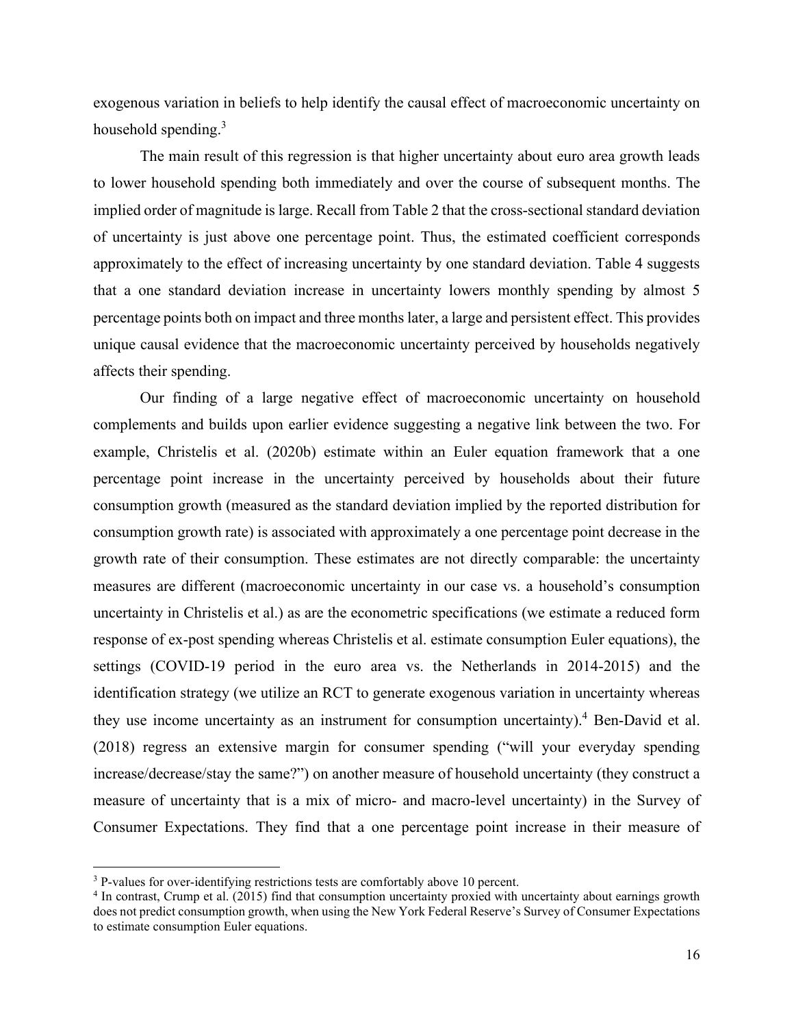exogenous variation in beliefs to help identify the causal effect of macroeconomic uncertainty on household spending.[3]

The main result of this regression is that higher uncertainty about euro area growth leads to lower household spending both immediately and over the course of subsequent months. The implied order of magnitude is large. Recall from Table 2 that the cross-sectional standard deviation of uncertainty is just above one percentage point. Thus, the estimated coefficient corresponds approximately to the effect of increasing uncertainty by one standard deviation. Table 4 suggests that a one standard deviation increase in uncertainty lowers monthly spending by almost 5 percentage points both on impact and three months later, a large and persistent effect. This provides unique causal evidence that the macroeconomic uncertainty perceived by households negatively affects their spending.

Our finding of a large negative effect of macroeconomic uncertainty on household complements and builds upon earlier evidence suggesting a negative link between the two. For example, Christelis et al. (2020b) estimate within an Euler equation framework that a one percentage point increase in the uncertainty perceived by households about their future consumption growth (measured as the standard deviation implied by the reported distribution for consumption growth rate) is associated with approximately a one percentage point decrease in the growth rate of their consumption. These estimates are not directly comparable: the uncertainty measures are different (macroeconomic uncertainty in our case vs. a household's consumption uncertainty in Christelis et al.) as are the econometric specifications (we estimate a reduced form response of ex-post spending whereas Christelis et al. estimate consumption Euler equations), the settings (COVID-19 period in the euro area vs. the Netherlands in 2014-2015) and the identification strategy (we utilize an RCT to generate exogenous variation in uncertainty whereas they use income uncertainty as an instrument for consumption uncertainty).[4] Ben-David et al. (2018) regress an extensive margin for consumer spending ("will your everyday spending increase/decrease/stay the same?") on another measure of household uncertainty (they construct a measure of uncertainty that is a mix of micro- and macro-level uncertainty) in the Survey of Consumer Expectations. They find that a one percentage point increase in their measure of

[3] P-values for over-identifying restrictions tests are comfortably above 10 percent.

[4] In contrast, Crump et al. (2015) find that consumption uncertainty proxied with uncertainty about earnings growth does not predict consumption growth, when using the New York Federal Reserve's Survey of Consumer Expectations to estimate consumption Euler equations.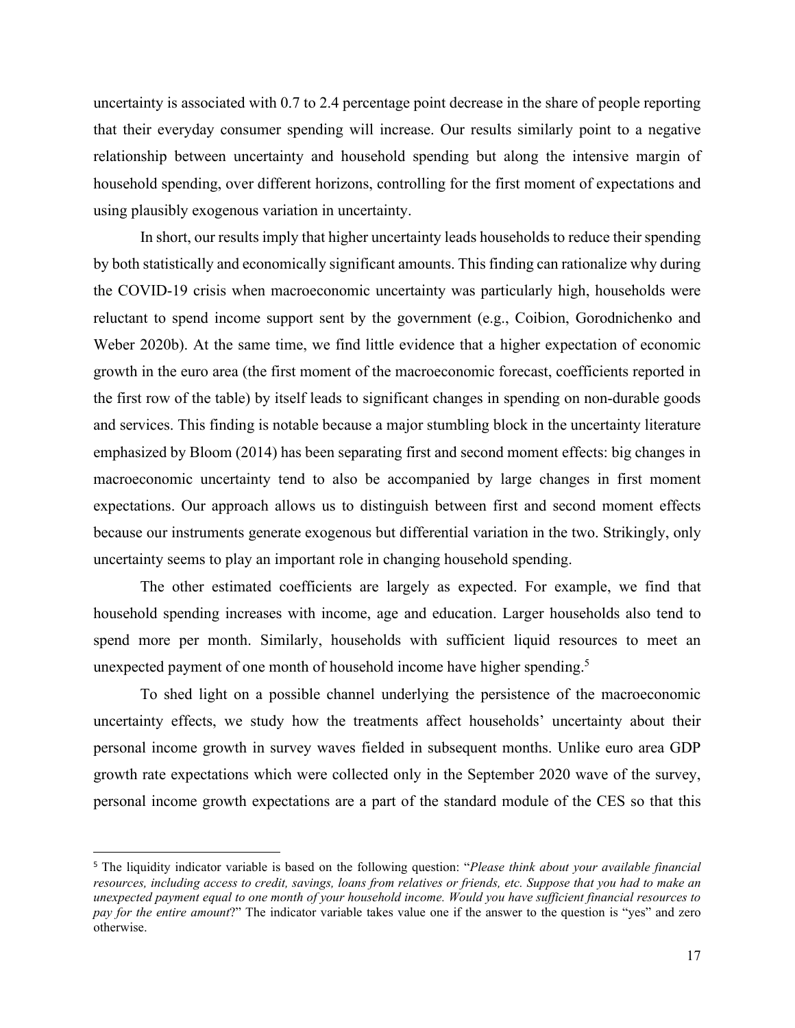uncertainty is associated with 0.7 to 2.4 percentage point decrease in the share of people reporting that their everyday consumer spending will increase. Our results similarly point to a negative relationship between uncertainty and household spending but along the intensive margin of household spending, over different horizons, controlling for the first moment of expectations and using plausibly exogenous variation in uncertainty.

In short, our results imply that higher uncertainty leads households to reduce their spending by both statistically and economically significant amounts. This finding can rationalize why during the COVID-19 crisis when macroeconomic uncertainty was particularly high, households were reluctant to spend income support sent by the government (e.g., Coibion, Gorodnichenko and Weber 2020b). At the same time, we find little evidence that a higher expectation of economic growth in the euro area (the first moment of the macroeconomic forecast, coefficients reported in the first row of the table) by itself leads to significant changes in spending on non-durable goods and services. This finding is notable because a major stumbling block in the uncertainty literature emphasized by Bloom (2014) has been separating first and second moment effects: big changes in macroeconomic uncertainty tend to also be accompanied by large changes in first moment expectations. Our approach allows us to distinguish between first and second moment effects because our instruments generate exogenous but differential variation in the two. Strikingly, only uncertainty seems to play an important role in changing household spending.

The other estimated coefficients are largely as expected. For example, we find that household spending increases with income, age and education. Larger households also tend to spend more per month. Similarly, households with sufficient liquid resources to meet an unexpected payment of one month of household income have higher spending.[5]

To shed light on a possible channel underlying the persistence of the macroeconomic uncertainty effects, we study how the treatments affect households' uncertainty about their personal income growth in survey waves fielded in subsequent months. Unlike euro area GDP growth rate expectations which were collected only in the September 2020 wave of the survey, personal income growth expectations are a part of the standard module of the CES so that this

[5] The liquidity indicator variable is based on the following question: "*Please think about your available financial resources, including access to credit, savings, loans from relatives or friends, etc. Suppose that you had to make an unexpected payment equal to one month of your household income. Would you have sufficient financial resources to pay for the entire amount*?" The indicator variable takes value one if the answer to the question is "yes" and zero otherwise.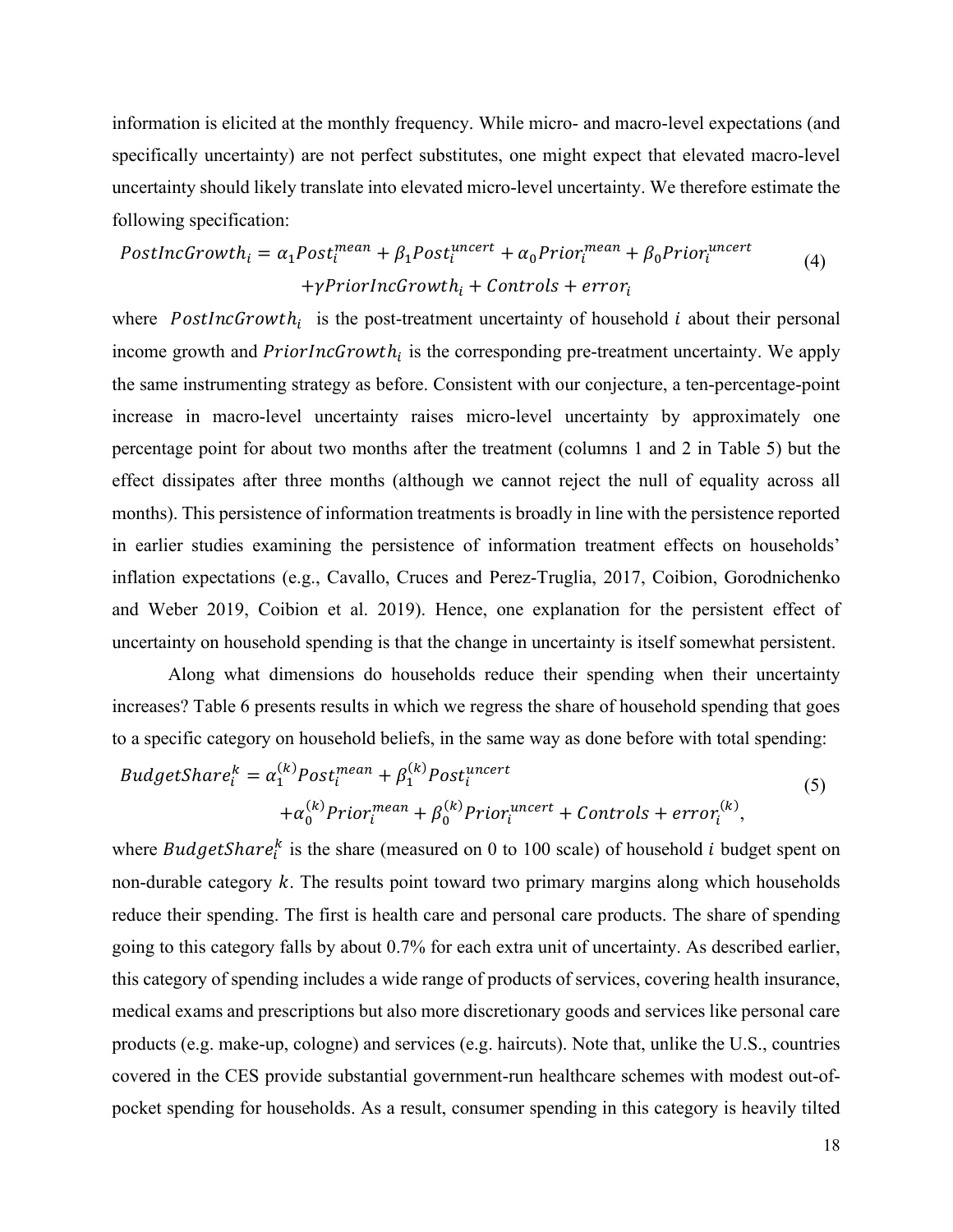information is elicited at the monthly frequency. While micro- and macro-level expectations (and specifically uncertainty) are not perfect substitutes, one might expect that elevated macro-level uncertainty should likely translate into elevated micro-level uncertainty. We therefore estimate the following specification:

$$PostIncGrowth_i = \alpha_1 Post_i^{mean} + \beta_1 Post_i^{uncert} + \alpha_0 Prior_i^{mean} + \beta_0 Prior_i^{uncert} + \gamma PriorIncGrowth_i + Controls + error_i \tag{4}$$

where $PostIncGrowth_i$ is the post-treatment uncertainty of household $i$ about their personal income growth and $PriorIncGrowth_i$ is the corresponding pre-treatment uncertainty. We apply the same instrumenting strategy as before. Consistent with our conjecture, a ten-percentage-point increase in macro-level uncertainty raises micro-level uncertainty by approximately one percentage point for about two months after the treatment (columns 1 and 2 in Table 5) but the effect dissipates after three months (although we cannot reject the null of equality across all months). This persistence of information treatments is broadly in line with the persistence reported in earlier studies examining the persistence of information treatment effects on households' inflation expectations (e.g., Cavallo, Cruces and Perez-Truglia, 2017, Coibion, Gorodnichenko and Weber 2019, Coibion et al. 2019). Hence, one explanation for the persistent effect of uncertainty on household spending is that the change in uncertainty is itself somewhat persistent.

Along what dimensions do households reduce their spending when their uncertainty increases? Table 6 presents results in which we regress the share of household spending that goes to a specific category on household beliefs, in the same way as done before with total spending:

$$BudgetShare_i^k = \alpha_1^{(k)} Post_i^{mean} + \beta_1^{(k)} Post_i^{uncert} + \alpha_0^{(k)} Prior_i^{mean} + \beta_0^{(k)} Prior_i^{uncert} + Controls + error_i^{(k)}, \tag{5}$$

where $BudgetShare_i^k$ is the share (measured on 0 to 100 scale) of household $i$ budget spent on non-durable category $k$. The results point toward two primary margins along which households reduce their spending. The first is health care and personal care products. The share of spending going to this category falls by about 0.7% for each extra unit of uncertainty. As described earlier, this category of spending includes a wide range of products of services, covering health insurance, medical exams and prescriptions but also more discretionary goods and services like personal care products (e.g. make-up, cologne) and services (e.g. haircuts). Note that, unlike the U.S., countries covered in the CES provide substantial government-run healthcare schemes with modest out-of-pocket spending for households. As a result, consumer spending in this category is heavily tilted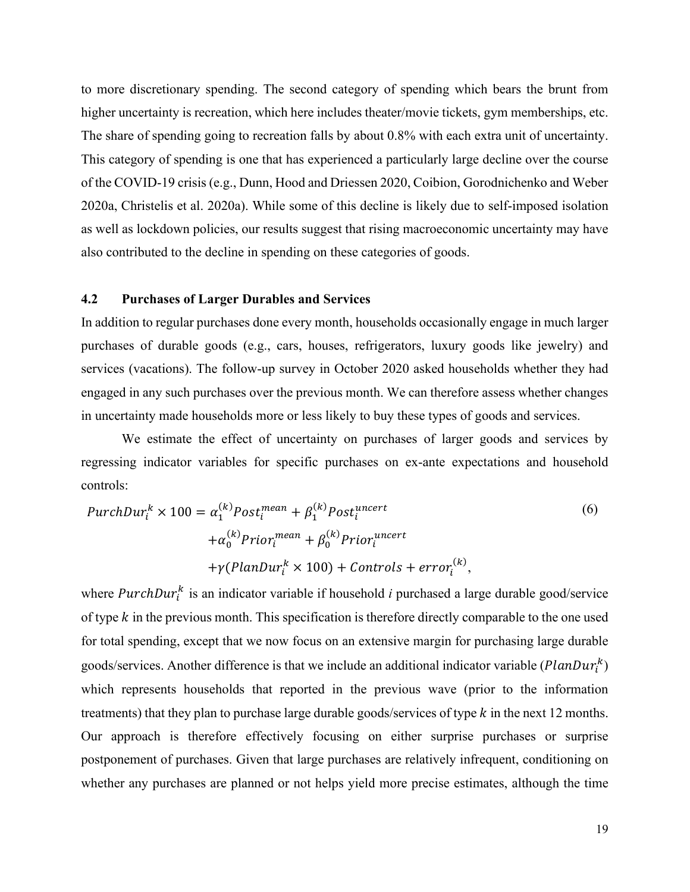to more discretionary spending. The second category of spending which bears the brunt from higher uncertainty is recreation, which here includes theater/movie tickets, gym memberships, etc. The share of spending going to recreation falls by about 0.8% with each extra unit of uncertainty. This category of spending is one that has experienced a particularly large decline over the course of the COVID-19 crisis (e.g., Dunn, Hood and Driessen 2020, Coibion, Gorodnichenko and Weber 2020a, Christelis et al. 2020a). While some of this decline is likely due to self-imposed isolation as well as lockdown policies, our results suggest that rising macroeconomic uncertainty may have also contributed to the decline in spending on these categories of goods.

### 4.2 Purchases of Larger Durables and Services

In addition to regular purchases done every month, households occasionally engage in much larger purchases of durable goods (e.g., cars, houses, refrigerators, luxury goods like jewelry) and services (vacations). The follow-up survey in October 2020 asked households whether they had engaged in any such purchases over the previous month. We can therefore assess whether changes in uncertainty made households more or less likely to buy these types of goods and services.

We estimate the effect of uncertainty on purchases of larger goods and services by regressing indicator variables for specific purchases on ex-ante expectations and household controls:

$$
\begin{aligned}
PurchDur_i^k \times 100 = {} & \alpha_1^{(k)} Post_i^{mean} + \beta_1^{(k)} Post_i^{uncert} \\
& + \alpha_0^{(k)} Prior_i^{mean} + \beta_0^{(k)} Prior_i^{uncert} \\
& + \gamma (PlanDur_i^k \times 100) + Controls + error_i^{(k)},
\end{aligned} \tag{6}
$$

where $PurchDur_i^k$ is an indicator variable if household $i$ purchased a large durable good/service of type $k$ in the previous month. This specification is therefore directly comparable to the one used for total spending, except that we now focus on an extensive margin for purchasing large durable goods/services. Another difference is that we include an additional indicator variable ($PlanDur_i^k$) which represents households that reported in the previous wave (prior to the information treatments) that they plan to purchase large durable goods/services of type $k$ in the next 12 months. Our approach is therefore effectively focusing on either surprise purchases or surprise postponement of purchases. Given that large purchases are relatively infrequent, conditioning on whether any purchases are planned or not helps yield more precise estimates, although the time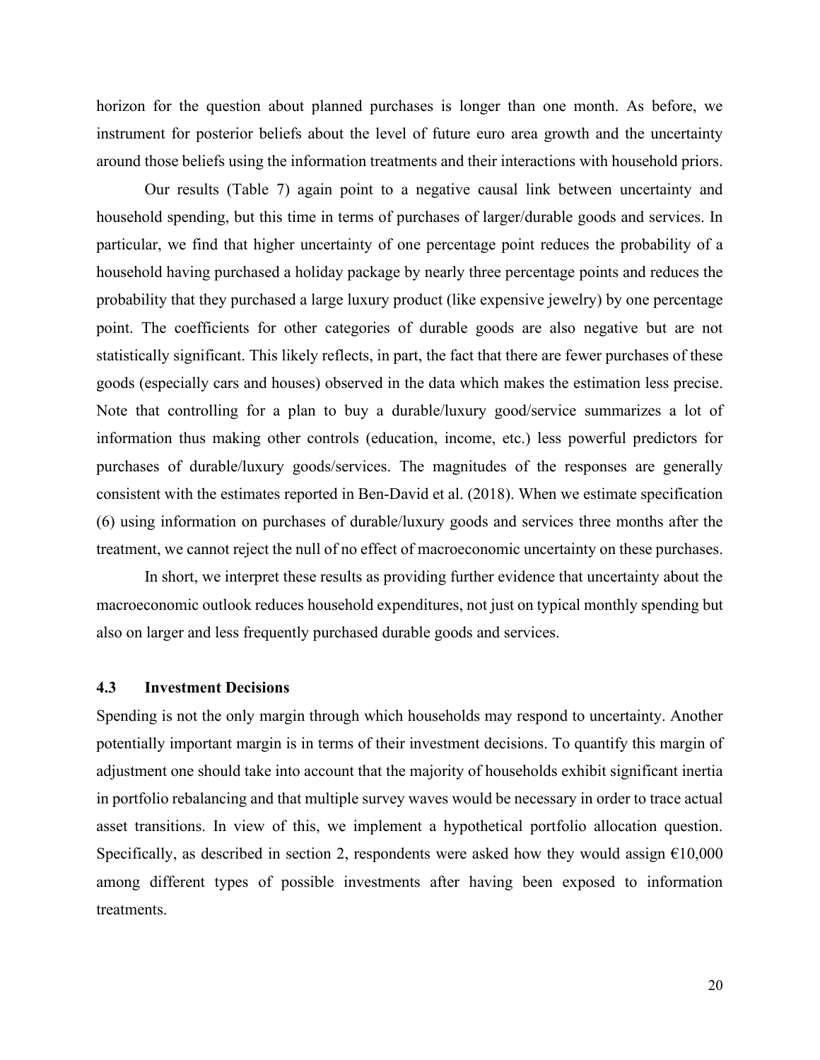horizon for the question about planned purchases is longer than one month. As before, we instrument for posterior beliefs about the level of future euro area growth and the uncertainty around those beliefs using the information treatments and their interactions with household priors.

Our results (Table 7) again point to a negative causal link between uncertainty and household spending, but this time in terms of purchases of larger/durable goods and services. In particular, we find that higher uncertainty of one percentage point reduces the probability of a household having purchased a holiday package by nearly three percentage points and reduces the probability that they purchased a large luxury product (like expensive jewelry) by one percentage point. The coefficients for other categories of durable goods are also negative but are not statistically significant. This likely reflects, in part, the fact that there are fewer purchases of these goods (especially cars and houses) observed in the data which makes the estimation less precise. Note that controlling for a plan to buy a durable/luxury good/service summarizes a lot of information thus making other controls (education, income, etc.) less powerful predictors for purchases of durable/luxury goods/services. The magnitudes of the responses are generally consistent with the estimates reported in Ben-David et al. (2018). When we estimate specification (6) using information on purchases of durable/luxury goods and services three months after the treatment, we cannot reject the null of no effect of macroeconomic uncertainty on these purchases.

In short, we interpret these results as providing further evidence that uncertainty about the macroeconomic outlook reduces household expenditures, not just on typical monthly spending but also on larger and less frequently purchased durable goods and services.

### 4.3 Investment Decisions

Spending is not the only margin through which households may respond to uncertainty. Another potentially important margin is in terms of their investment decisions. To quantify this margin of adjustment one should take into account that the majority of households exhibit significant inertia in portfolio rebalancing and that multiple survey waves would be necessary in order to trace actual asset transitions. In view of this, we implement a hypothetical portfolio allocation question. Specifically, as described in section 2, respondents were asked how they would assign €10,000 among different types of possible investments after having been exposed to information treatments.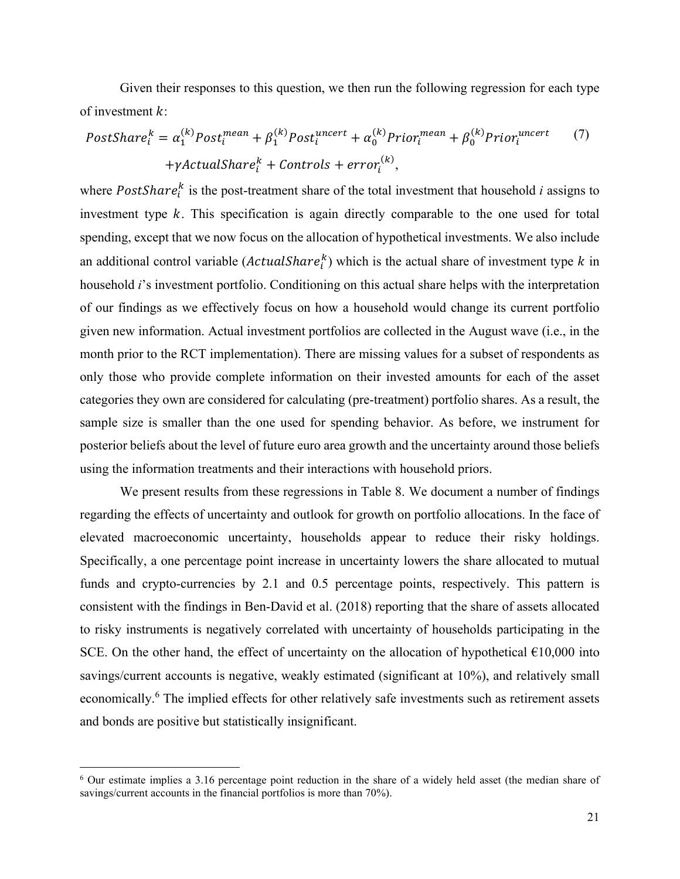Given their responses to this question, we then run the following regression for each type of investment $k$:

$$PostShare_i^k = \alpha_1^{(k)} Post_i^{mean} + \beta_1^{(k)} Post_i^{uncert} + \alpha_0^{(k)} Prior_i^{mean} + \beta_0^{(k)} Prior_i^{uncert} + \gamma ActualShare_i^k + Controls + error_i^{(k)}, \quad (7)$$

where $PostShare_i^k$ is the post-treatment share of the total investment that household $i$ assigns to investment type $k$. This specification is again directly comparable to the one used for total spending, except that we now focus on the allocation of hypothetical investments. We also include an additional control variable ($ActualShare_i^k$) which is the actual share of investment type $k$ in household $i$'s investment portfolio. Conditioning on this actual share helps with the interpretation of our findings as we effectively focus on how a household would change its current portfolio given new information. Actual investment portfolios are collected in the August wave (i.e., in the month prior to the RCT implementation). There are missing values for a subset of respondents as only those who provide complete information on their invested amounts for each of the asset categories they own are considered for calculating (pre-treatment) portfolio shares. As a result, the sample size is smaller than the one used for spending behavior. As before, we instrument for posterior beliefs about the level of future euro area growth and the uncertainty around those beliefs using the information treatments and their interactions with household priors.

We present results from these regressions in Table 8. We document a number of findings regarding the effects of uncertainty and outlook for growth on portfolio allocations. In the face of elevated macroeconomic uncertainty, households appear to reduce their risky holdings. Specifically, a one percentage point increase in uncertainty lowers the share allocated to mutual funds and crypto-currencies by 2.1 and 0.5 percentage points, respectively. This pattern is consistent with the findings in Ben-David et al. (2018) reporting that the share of assets allocated to risky instruments is negatively correlated with uncertainty of households participating in the SCE. On the other hand, the effect of uncertainty on the allocation of hypothetical €10,000 into savings/current accounts is negative, weakly estimated (significant at 10%), and relatively small economically.[6] The implied effects for other relatively safe investments such as retirement assets and bonds are positive but statistically insignificant.

[6] Our estimate implies a 3.16 percentage point reduction in the share of a widely held asset (the median share of savings/current accounts in the financial portfolios is more than 70%).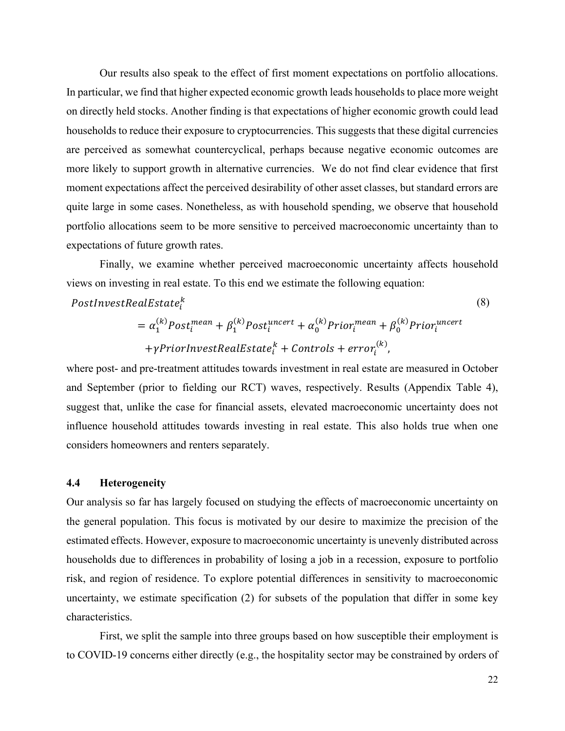Our results also speak to the effect of first moment expectations on portfolio allocations. In particular, we find that higher expected economic growth leads households to place more weight on directly held stocks. Another finding is that expectations of higher economic growth could lead households to reduce their exposure to cryptocurrencies. This suggests that these digital currencies are perceived as somewhat countercyclical, perhaps because negative economic outcomes are more likely to support growth in alternative currencies. We do not find clear evidence that first moment expectations affect the perceived desirability of other asset classes, but standard errors are quite large in some cases. Nonetheless, as with household spending, we observe that household portfolio allocations seem to be more sensitive to perceived macroeconomic uncertainty than to expectations of future growth rates.

Finally, we examine whether perceived macroeconomic uncertainty affects household views on investing in real estate. To this end we estimate the following equation:

$$
\begin{aligned}
PostInvestRealEstate_i^k & \qquad\qquad\qquad\qquad\qquad\qquad\qquad\qquad\qquad\qquad (8) \\
&= \alpha_1^{(k)} Post_i^{mean} + \beta_1^{(k)} Post_i^{uncert} + \alpha_0^{(k)} Prior_i^{mean} + \beta_0^{(k)} Prior_i^{uncert} \\
&\quad + \gamma PriorInvestRealEstate_i^k + Controls + error_i^{(k)},
\end{aligned}
$$

where post- and pre-treatment attitudes towards investment in real estate are measured in October and September (prior to fielding our RCT) waves, respectively. Results (Appendix Table 4), suggest that, unlike the case for financial assets, elevated macroeconomic uncertainty does not influence household attitudes towards investing in real estate. This also holds true when one considers homeowners and renters separately.

### 4.4 Heterogeneity

Our analysis so far has largely focused on studying the effects of macroeconomic uncertainty on the general population. This focus is motivated by our desire to maximize the precision of the estimated effects. However, exposure to macroeconomic uncertainty is unevenly distributed across households due to differences in probability of losing a job in a recession, exposure to portfolio risk, and region of residence. To explore potential differences in sensitivity to macroeconomic uncertainty, we estimate specification (2) for subsets of the population that differ in some key characteristics.

First, we split the sample into three groups based on how susceptible their employment is to COVID-19 concerns either directly (e.g., the hospitality sector may be constrained by orders of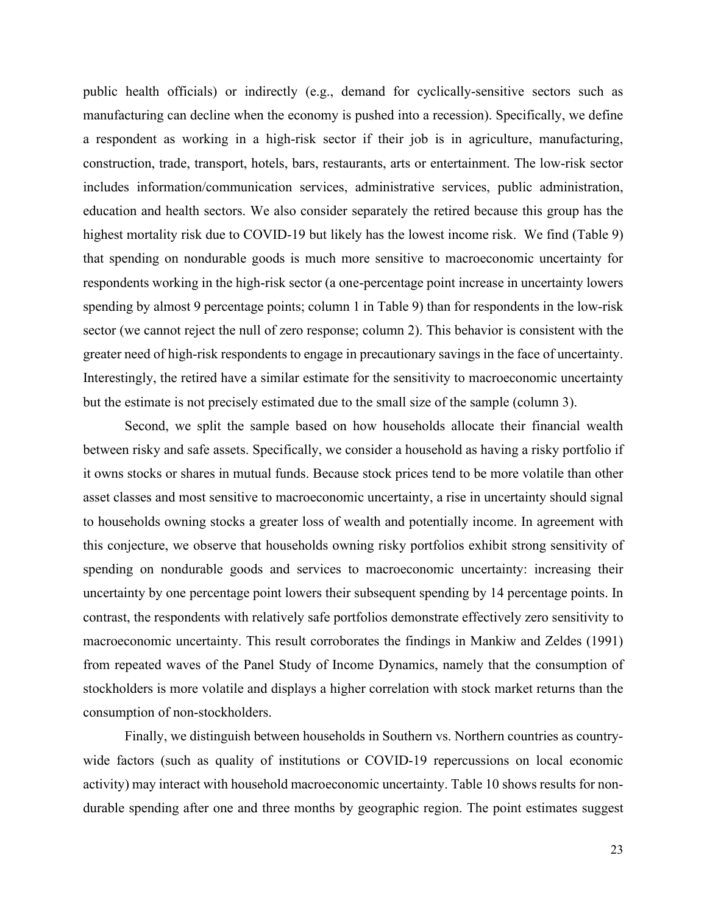public health officials) or indirectly (e.g., demand for cyclically-sensitive sectors such as manufacturing can decline when the economy is pushed into a recession). Specifically, we define a respondent as working in a high-risk sector if their job is in agriculture, manufacturing, construction, trade, transport, hotels, bars, restaurants, arts or entertainment. The low-risk sector includes information/communication services, administrative services, public administration, education and health sectors. We also consider separately the retired because this group has the highest mortality risk due to COVID-19 but likely has the lowest income risk. We find (Table 9) that spending on nondurable goods is much more sensitive to macroeconomic uncertainty for respondents working in the high-risk sector (a one-percentage point increase in uncertainty lowers spending by almost 9 percentage points; column 1 in Table 9) than for respondents in the low-risk sector (we cannot reject the null of zero response; column 2). This behavior is consistent with the greater need of high-risk respondents to engage in precautionary savings in the face of uncertainty. Interestingly, the retired have a similar estimate for the sensitivity to macroeconomic uncertainty but the estimate is not precisely estimated due to the small size of the sample (column 3).

Second, we split the sample based on how households allocate their financial wealth between risky and safe assets. Specifically, we consider a household as having a risky portfolio if it owns stocks or shares in mutual funds. Because stock prices tend to be more volatile than other asset classes and most sensitive to macroeconomic uncertainty, a rise in uncertainty should signal to households owning stocks a greater loss of wealth and potentially income. In agreement with this conjecture, we observe that households owning risky portfolios exhibit strong sensitivity of spending on nondurable goods and services to macroeconomic uncertainty: increasing their uncertainty by one percentage point lowers their subsequent spending by 14 percentage points. In contrast, the respondents with relatively safe portfolios demonstrate effectively zero sensitivity to macroeconomic uncertainty. This result corroborates the findings in Mankiw and Zeldes (1991) from repeated waves of the Panel Study of Income Dynamics, namely that the consumption of stockholders is more volatile and displays a higher correlation with stock market returns than the consumption of non-stockholders.

Finally, we distinguish between households in Southern vs. Northern countries as country-wide factors (such as quality of institutions or COVID-19 repercussions on local economic activity) may interact with household macroeconomic uncertainty. Table 10 shows results for non-durable spending after one and three months by geographic region. The point estimates suggest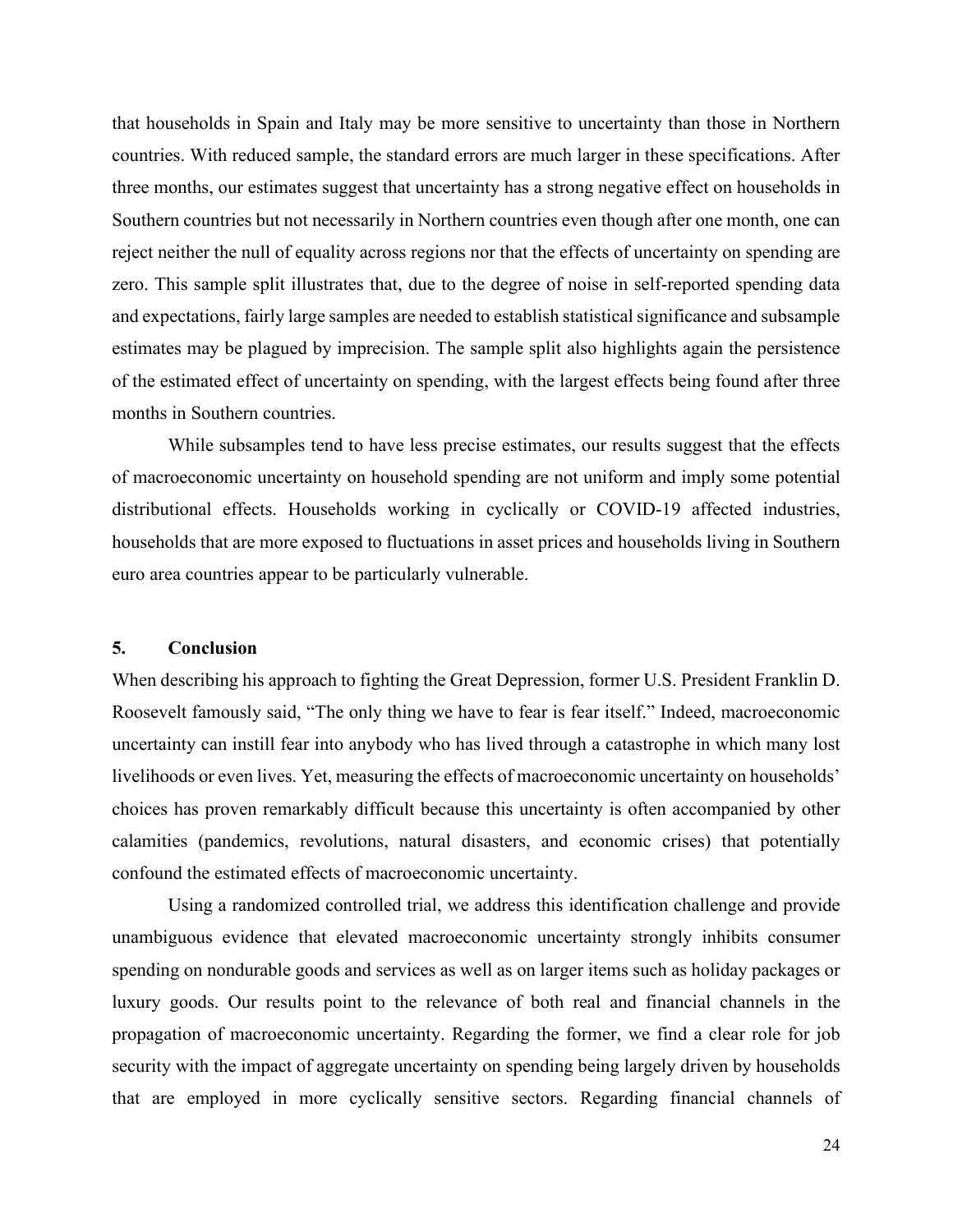that households in Spain and Italy may be more sensitive to uncertainty than those in Northern countries. With reduced sample, the standard errors are much larger in these specifications. After three months, our estimates suggest that uncertainty has a strong negative effect on households in Southern countries but not necessarily in Northern countries even though after one month, one can reject neither the null of equality across regions nor that the effects of uncertainty on spending are zero. This sample split illustrates that, due to the degree of noise in self-reported spending data and expectations, fairly large samples are needed to establish statistical significance and subsample estimates may be plagued by imprecision. The sample split also highlights again the persistence of the estimated effect of uncertainty on spending, with the largest effects being found after three months in Southern countries.

While subsamples tend to have less precise estimates, our results suggest that the effects of macroeconomic uncertainty on household spending are not uniform and imply some potential distributional effects. Households working in cyclically or COVID-19 affected industries, households that are more exposed to fluctuations in asset prices and households living in Southern euro area countries appear to be particularly vulnerable.

## 5. Conclusion

When describing his approach to fighting the Great Depression, former U.S. President Franklin D. Roosevelt famously said, "The only thing we have to fear is fear itself." Indeed, macroeconomic uncertainty can instill fear into anybody who has lived through a catastrophe in which many lost livelihoods or even lives. Yet, measuring the effects of macroeconomic uncertainty on households' choices has proven remarkably difficult because this uncertainty is often accompanied by other calamities (pandemics, revolutions, natural disasters, and economic crises) that potentially confound the estimated effects of macroeconomic uncertainty.

Using a randomized controlled trial, we address this identification challenge and provide unambiguous evidence that elevated macroeconomic uncertainty strongly inhibits consumer spending on nondurable goods and services as well as on larger items such as holiday packages or luxury goods. Our results point to the relevance of both real and financial channels in the propagation of macroeconomic uncertainty. Regarding the former, we find a clear role for job security with the impact of aggregate uncertainty on spending being largely driven by households that are employed in more cyclically sensitive sectors. Regarding financial channels of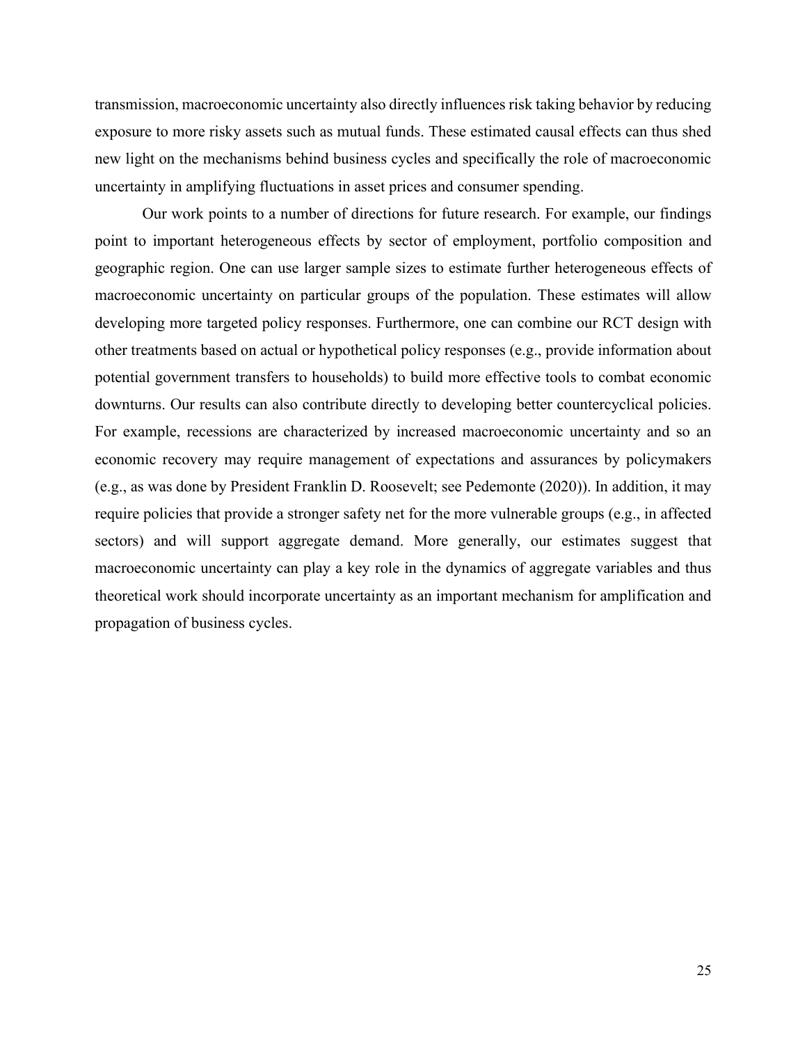transmission, macroeconomic uncertainty also directly influences risk taking behavior by reducing exposure to more risky assets such as mutual funds. These estimated causal effects can thus shed new light on the mechanisms behind business cycles and specifically the role of macroeconomic uncertainty in amplifying fluctuations in asset prices and consumer spending.

Our work points to a number of directions for future research. For example, our findings point to important heterogeneous effects by sector of employment, portfolio composition and geographic region. One can use larger sample sizes to estimate further heterogeneous effects of macroeconomic uncertainty on particular groups of the population. These estimates will allow developing more targeted policy responses. Furthermore, one can combine our RCT design with other treatments based on actual or hypothetical policy responses (e.g., provide information about potential government transfers to households) to build more effective tools to combat economic downturns. Our results can also contribute directly to developing better countercyclical policies. For example, recessions are characterized by increased macroeconomic uncertainty and so an economic recovery may require management of expectations and assurances by policymakers (e.g., as was done by President Franklin D. Roosevelt; see Pedemonte (2020)). In addition, it may require policies that provide a stronger safety net for the more vulnerable groups (e.g., in affected sectors) and will support aggregate demand. More generally, our estimates suggest that macroeconomic uncertainty can play a key role in the dynamics of aggregate variables and thus theoretical work should incorporate uncertainty as an important mechanism for amplification and propagation of business cycles.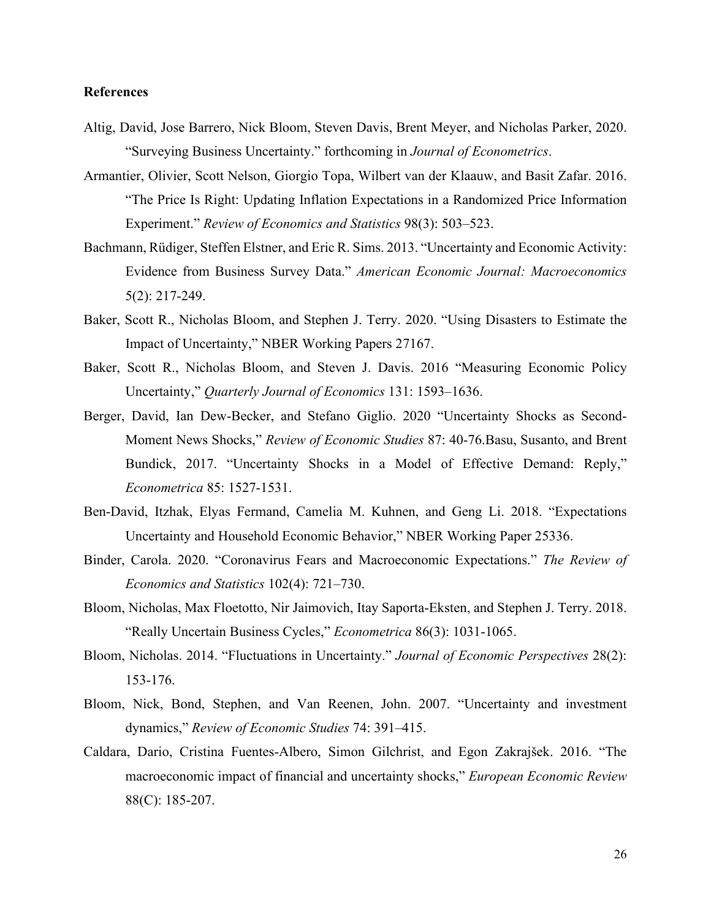**References**

Altig, David, Jose Barrero, Nick Bloom, Steven Davis, Brent Meyer, and Nicholas Parker, 2020. "Surveying Business Uncertainty." forthcoming in *Journal of Econometrics*.

Armantier, Olivier, Scott Nelson, Giorgio Topa, Wilbert van der Klaauw, and Basit Zafar. 2016. "The Price Is Right: Updating Inflation Expectations in a Randomized Price Information Experiment." *Review of Economics and Statistics* 98(3): 503–523.

Bachmann, Rüdiger, Steffen Elstner, and Eric R. Sims. 2013. "Uncertainty and Economic Activity: Evidence from Business Survey Data." *American Economic Journal: Macroeconomics* 5(2): 217-249.

Baker, Scott R., Nicholas Bloom, and Stephen J. Terry. 2020. "Using Disasters to Estimate the Impact of Uncertainty," NBER Working Papers 27167.

Baker, Scott R., Nicholas Bloom, and Steven J. Davis. 2016 "Measuring Economic Policy Uncertainty," *Quarterly Journal of Economics* 131: 1593–1636.

Berger, David, Ian Dew-Becker, and Stefano Giglio. 2020 "Uncertainty Shocks as Second-Moment News Shocks," *Review of Economic Studies* 87: 40-76.Basu, Susanto, and Brent Bundick, 2017. "Uncertainty Shocks in a Model of Effective Demand: Reply," *Econometrica* 85: 1527-1531.

Ben-David, Itzhak, Elyas Fermand, Camelia M. Kuhnen, and Geng Li. 2018. "Expectations Uncertainty and Household Economic Behavior," NBER Working Paper 25336.

Binder, Carola. 2020. "Coronavirus Fears and Macroeconomic Expectations." *The Review of Economics and Statistics* 102(4): 721–730.

Bloom, Nicholas, Max Floetotto, Nir Jaimovich, Itay Saporta-Eksten, and Stephen J. Terry. 2018. "Really Uncertain Business Cycles," *Econometrica* 86(3): 1031-1065.

Bloom, Nicholas. 2014. "Fluctuations in Uncertainty." *Journal of Economic Perspectives* 28(2): 153-176.

Bloom, Nick, Bond, Stephen, and Van Reenen, John. 2007. "Uncertainty and investment dynamics," *Review of Economic Studies* 74: 391–415.

Caldara, Dario, Cristina Fuentes-Albero, Simon Gilchrist, and Egon Zakrajšek. 2016. "The macroeconomic impact of financial and uncertainty shocks," *European Economic Review* 88(C): 185-207.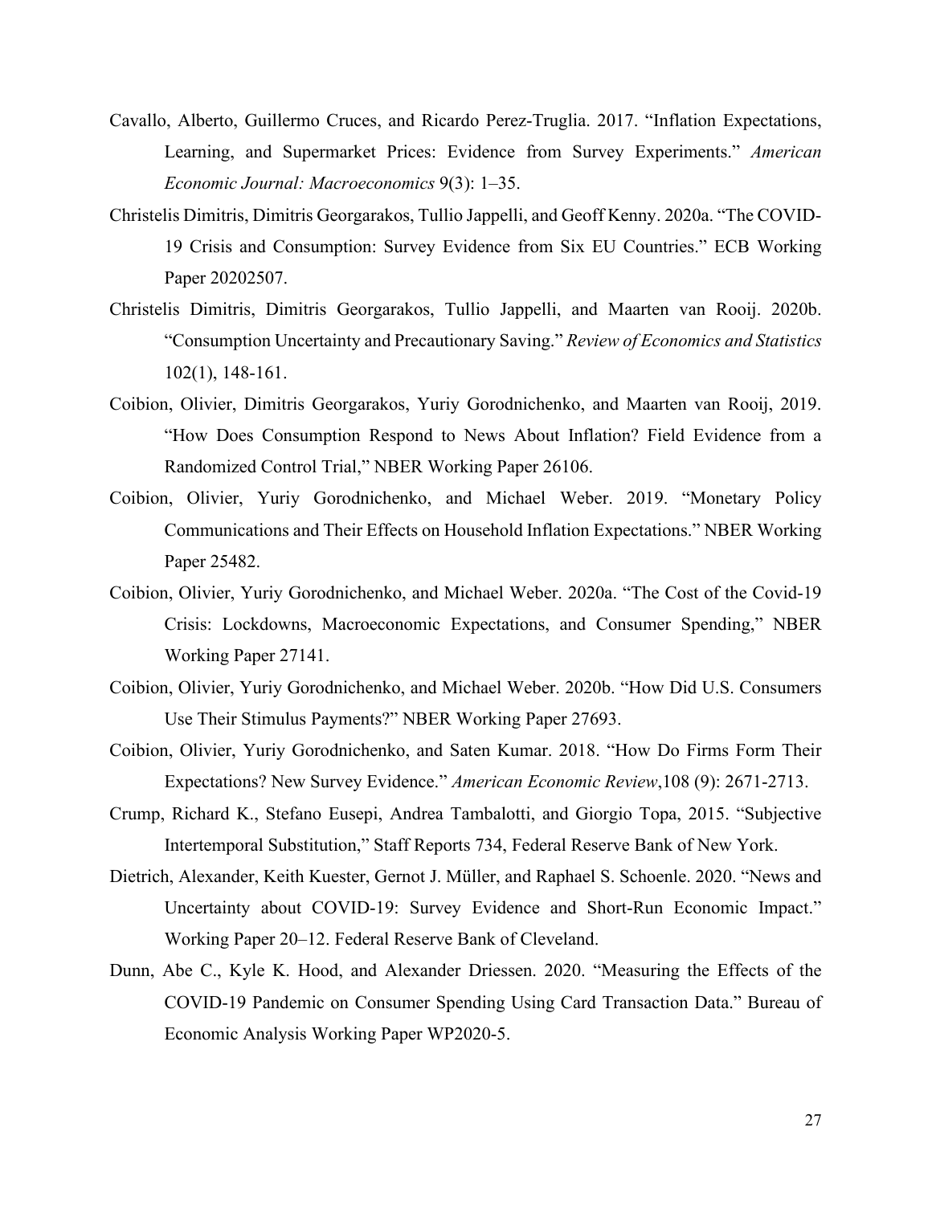Cavallo, Alberto, Guillermo Cruces, and Ricardo Perez-Truglia. 2017. "Inflation Expectations, Learning, and Supermarket Prices: Evidence from Survey Experiments." *American Economic Journal: Macroeconomics* 9(3): 1–35.

Christelis Dimitris, Dimitris Georgarakos, Tullio Jappelli, and Geoff Kenny. 2020a. "The COVID-19 Crisis and Consumption: Survey Evidence from Six EU Countries." ECB Working Paper 20202507.

Christelis Dimitris, Dimitris Georgarakos, Tullio Jappelli, and Maarten van Rooij. 2020b. "Consumption Uncertainty and Precautionary Saving." *Review of Economics and Statistics* 102(1), 148-161.

Coibion, Olivier, Dimitris Georgarakos, Yuriy Gorodnichenko, and Maarten van Rooij, 2019. "How Does Consumption Respond to News About Inflation? Field Evidence from a Randomized Control Trial," NBER Working Paper 26106.

Coibion, Olivier, Yuriy Gorodnichenko, and Michael Weber. 2019. "Monetary Policy Communications and Their Effects on Household Inflation Expectations." NBER Working Paper 25482.

Coibion, Olivier, Yuriy Gorodnichenko, and Michael Weber. 2020a. "The Cost of the Covid-19 Crisis: Lockdowns, Macroeconomic Expectations, and Consumer Spending," NBER Working Paper 27141.

Coibion, Olivier, Yuriy Gorodnichenko, and Michael Weber. 2020b. "How Did U.S. Consumers Use Their Stimulus Payments?" NBER Working Paper 27693.

Coibion, Olivier, Yuriy Gorodnichenko, and Saten Kumar. 2018. "How Do Firms Form Their Expectations? New Survey Evidence." *American Economic Review*,108 (9): 2671-2713.

Crump, Richard K., Stefano Eusepi, Andrea Tambalotti, and Giorgio Topa, 2015. "Subjective Intertemporal Substitution," Staff Reports 734, Federal Reserve Bank of New York.

Dietrich, Alexander, Keith Kuester, Gernot J. Müller, and Raphael S. Schoenle. 2020. "News and Uncertainty about COVID-19: Survey Evidence and Short-Run Economic Impact." Working Paper 20–12. Federal Reserve Bank of Cleveland.

Dunn, Abe C., Kyle K. Hood, and Alexander Driessen. 2020. "Measuring the Effects of the COVID-19 Pandemic on Consumer Spending Using Card Transaction Data." Bureau of Economic Analysis Working Paper WP2020-5.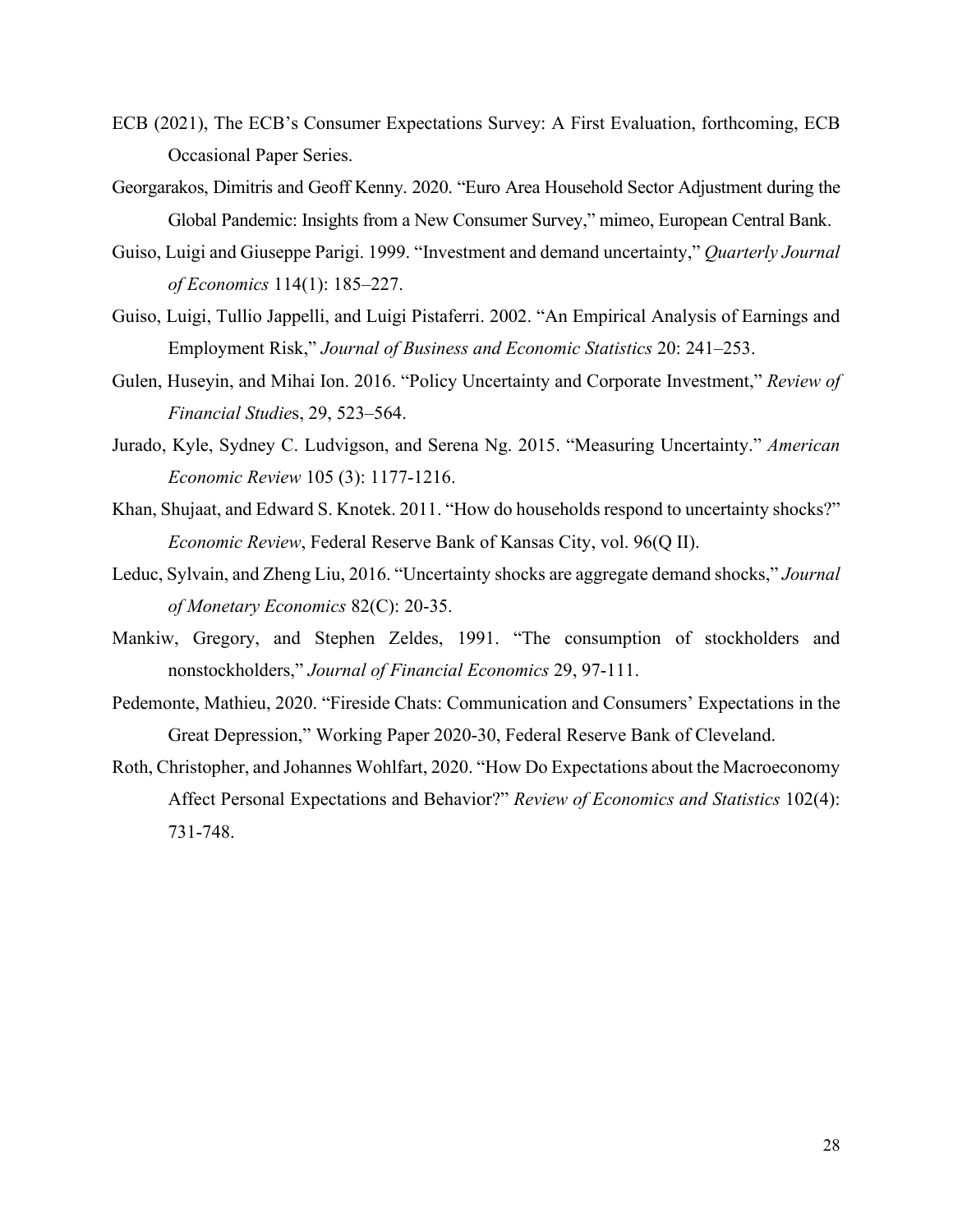ECB (2021), The ECB's Consumer Expectations Survey: A First Evaluation, forthcoming, ECB Occasional Paper Series.

Georgarakos, Dimitris and Geoff Kenny. 2020. "Euro Area Household Sector Adjustment during the Global Pandemic: Insights from a New Consumer Survey," mimeo, European Central Bank.

Guiso, Luigi and Giuseppe Parigi. 1999. "Investment and demand uncertainty," *Quarterly Journal of Economics* 114(1): 185–227.

Guiso, Luigi, Tullio Jappelli, and Luigi Pistaferri. 2002. "An Empirical Analysis of Earnings and Employment Risk," *Journal of Business and Economic Statistics* 20: 241–253.

Gulen, Huseyin, and Mihai Ion. 2016. "Policy Uncertainty and Corporate Investment," *Review of Financial Studies*, 29, 523–564.

Jurado, Kyle, Sydney C. Ludvigson, and Serena Ng. 2015. "Measuring Uncertainty." *American Economic Review* 105 (3): 1177-1216.

Khan, Shujaat, and Edward S. Knotek. 2011. "How do households respond to uncertainty shocks?" *Economic Review*, Federal Reserve Bank of Kansas City, vol. 96(Q II).

Leduc, Sylvain, and Zheng Liu, 2016. "Uncertainty shocks are aggregate demand shocks," *Journal of Monetary Economics* 82(C): 20-35.

Mankiw, Gregory, and Stephen Zeldes, 1991. "The consumption of stockholders and nonstockholders," *Journal of Financial Economics* 29, 97-111.

Pedemonte, Mathieu, 2020. "Fireside Chats: Communication and Consumers' Expectations in the Great Depression," Working Paper 2020-30, Federal Reserve Bank of Cleveland.

Roth, Christopher, and Johannes Wohlfart, 2020. "How Do Expectations about the Macroeconomy Affect Personal Expectations and Behavior?" *Review of Economics and Statistics* 102(4): 731-748.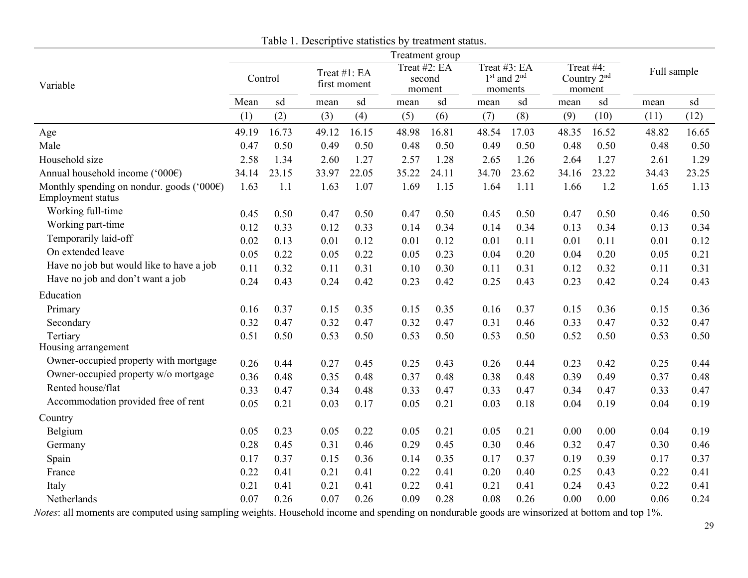Table 1. Descriptive statistics by treatment status.

| Variable | Treatment group | | | | | | | | | | | |
|---|---|---|---|---|---|---|---|---|---|---|---|---|
| | Control | | Treat #1: EA first moment | | Treat #2: EA second moment | | Treat #3: EA 1st and 2nd moments | | Treat #4: Country 2nd moment | | Full sample | |
| | Mean | sd | mean | sd | mean | sd | mean | sd | mean | sd | mean | sd |
| | (1) | (2) | (3) | (4) | (5) | (6) | (7) | (8) | (9) | (10) | (11) | (12) |
| Age | 49.19 | 16.73 | 49.12 | 16.15 | 48.98 | 16.81 | 48.54 | 17.03 | 48.35 | 16.52 | 48.82 | 16.65 |
| Male | 0.47 | 0.50 | 0.49 | 0.50 | 0.48 | 0.50 | 0.49 | 0.50 | 0.48 | 0.50 | 0.48 | 0.50 |
| Household size | 2.58 | 1.34 | 2.60 | 1.27 | 2.57 | 1.28 | 2.65 | 1.26 | 2.64 | 1.27 | 2.61 | 1.29 |
| Annual household income ('000€) | 34.14 | 23.15 | 33.97 | 22.05 | 35.22 | 24.11 | 34.70 | 23.62 | 34.16 | 23.22 | 34.43 | 23.25 |
| Monthly spending on nondur. goods ('000€) | 1.63 | 1.1 | 1.63 | 1.07 | 1.69 | 1.15 | 1.64 | 1.11 | 1.66 | 1.2 | 1.65 | 1.13 |
| Employment status | | | | | | | | | | | | |
| Working full-time | 0.45 | 0.50 | 0.47 | 0.50 | 0.47 | 0.50 | 0.45 | 0.50 | 0.47 | 0.50 | 0.46 | 0.50 |
| Working part-time | 0.12 | 0.33 | 0.12 | 0.33 | 0.14 | 0.34 | 0.14 | 0.34 | 0.13 | 0.34 | 0.13 | 0.34 |
| Temporarily laid-off | 0.02 | 0.13 | 0.01 | 0.12 | 0.01 | 0.12 | 0.01 | 0.11 | 0.01 | 0.11 | 0.01 | 0.12 |
| On extended leave | 0.05 | 0.22 | 0.05 | 0.22 | 0.05 | 0.23 | 0.04 | 0.20 | 0.04 | 0.20 | 0.05 | 0.21 |
| Have no job but would like to have a job | 0.11 | 0.32 | 0.11 | 0.31 | 0.10 | 0.30 | 0.11 | 0.31 | 0.12 | 0.32 | 0.11 | 0.31 |
| Have no job and don't want a job | 0.24 | 0.43 | 0.24 | 0.42 | 0.23 | 0.42 | 0.25 | 0.43 | 0.23 | 0.42 | 0.24 | 0.43 |
| Education | | | | | | | | | | | | |
| Primary | 0.16 | 0.37 | 0.15 | 0.35 | 0.15 | 0.35 | 0.16 | 0.37 | 0.15 | 0.36 | 0.15 | 0.36 |
| Secondary | 0.32 | 0.47 | 0.32 | 0.47 | 0.32 | 0.47 | 0.31 | 0.46 | 0.33 | 0.47 | 0.32 | 0.47 |
| Tertiary | 0.51 | 0.50 | 0.53 | 0.50 | 0.53 | 0.50 | 0.53 | 0.50 | 0.52 | 0.50 | 0.53 | 0.50 |
| Housing arrangement | | | | | | | | | | | | |
| Owner-occupied property with mortgage | 0.26 | 0.44 | 0.27 | 0.45 | 0.25 | 0.43 | 0.26 | 0.44 | 0.23 | 0.42 | 0.25 | 0.44 |
| Owner-occupied property w/o mortgage | 0.36 | 0.48 | 0.35 | 0.48 | 0.37 | 0.48 | 0.38 | 0.48 | 0.39 | 0.49 | 0.37 | 0.48 |
| Rented house/flat | 0.33 | 0.47 | 0.34 | 0.48 | 0.33 | 0.47 | 0.33 | 0.47 | 0.34 | 0.47 | 0.33 | 0.47 |
| Accommodation provided free of rent | 0.05 | 0.21 | 0.03 | 0.17 | 0.05 | 0.21 | 0.03 | 0.18 | 0.04 | 0.19 | 0.04 | 0.19 |
| Country | | | | | | | | | | | | |
| Belgium | 0.05 | 0.23 | 0.05 | 0.22 | 0.05 | 0.21 | 0.05 | 0.21 | 0.00 | 0.00 | 0.04 | 0.19 |
| Germany | 0.28 | 0.45 | 0.31 | 0.46 | 0.29 | 0.45 | 0.30 | 0.46 | 0.32 | 0.47 | 0.30 | 0.46 |
| Spain | 0.17 | 0.37 | 0.15 | 0.36 | 0.14 | 0.35 | 0.17 | 0.37 | 0.19 | 0.39 | 0.17 | 0.37 |
| France | 0.22 | 0.41 | 0.21 | 0.41 | 0.22 | 0.41 | 0.20 | 0.40 | 0.25 | 0.43 | 0.22 | 0.41 |
| Italy | 0.21 | 0.41 | 0.21 | 0.41 | 0.22 | 0.41 | 0.21 | 0.41 | 0.24 | 0.43 | 0.22 | 0.41 |
| Netherlands | 0.07 | 0.26 | 0.07 | 0.26 | 0.09 | 0.28 | 0.08 | 0.26 | 0.00 | 0.00 | 0.06 | 0.24 |

*Notes*: all moments are computed using sampling weights. Household income and spending on nondurable goods are winsorized at bottom and top 1%.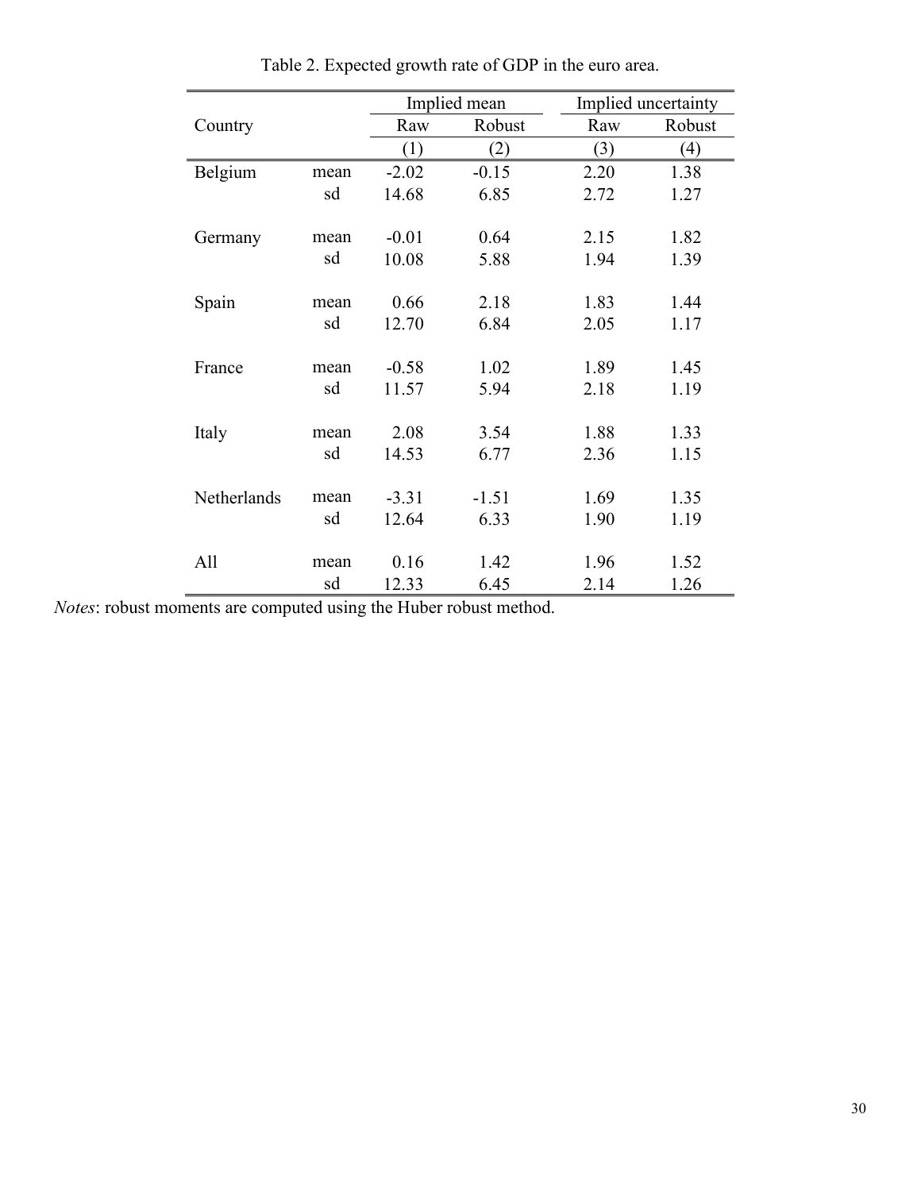Table 2. Expected growth rate of GDP in the euro area.

| Country | | Implied mean | | Implied uncertainty | |
|---|---|---|---|---|---|
| | | Raw | Robust | Raw | Robust |
| | | (1) | (2) | (3) | (4) |
| Belgium | mean | -2.02 | -0.15 | 2.20 | 1.38 |
| | sd | 14.68 | 6.85 | 2.72 | 1.27 |
| Germany | mean | -0.01 | 0.64 | 2.15 | 1.82 |
| | sd | 10.08 | 5.88 | 1.94 | 1.39 |
| Spain | mean | 0.66 | 2.18 | 1.83 | 1.44 |
| | sd | 12.70 | 6.84 | 2.05 | 1.17 |
| France | mean | -0.58 | 1.02 | 1.89 | 1.45 |
| | sd | 11.57 | 5.94 | 2.18 | 1.19 |
| Italy | mean | 2.08 | 3.54 | 1.88 | 1.33 |
| | sd | 14.53 | 6.77 | 2.36 | 1.15 |
| Netherlands | mean | -3.31 | -1.51 | 1.69 | 1.35 |
| | sd | 12.64 | 6.33 | 1.90 | 1.19 |
| All | mean | 0.16 | 1.42 | 1.96 | 1.52 |
| | sd | 12.33 | 6.45 | 2.14 | 1.26 |

*Notes*: robust moments are computed using the Huber robust method.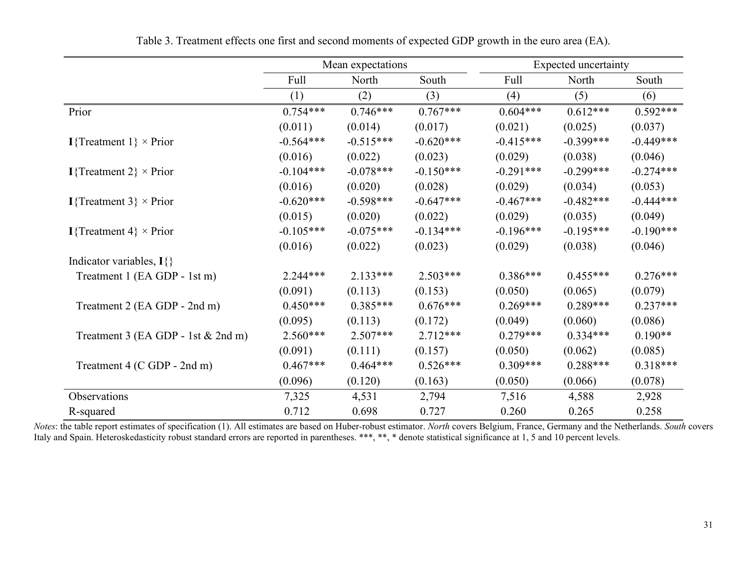Table 3. Treatment effects one first and second moments of expected GDP growth in the euro area (EA).

| | Mean expectations | | | Expected uncertainty | | |
|---|---|---|---|---|---|---|
| | Full | North | South | Full | North | South |
| | (1) | (2) | (3) | (4) | (5) | (6) |
| Prior | 0.754*** | 0.746*** | 0.767*** | 0.604*** | 0.612*** | 0.592*** |
| | (0.011) | (0.014) | (0.017) | (0.021) | (0.025) | (0.037) |
| **I**{Treatment 1} × Prior | -0.564*** | -0.515*** | -0.620*** | -0.415*** | -0.399*** | -0.449*** |
| | (0.016) | (0.022) | (0.023) | (0.029) | (0.038) | (0.046) |
| **I**{Treatment 2} × Prior | -0.104*** | -0.078*** | -0.150*** | -0.291*** | -0.299*** | -0.274*** |
| | (0.016) | (0.020) | (0.028) | (0.029) | (0.034) | (0.053) |
| **I**{Treatment 3} × Prior | -0.620*** | -0.598*** | -0.647*** | -0.467*** | -0.482*** | -0.444*** |
| | (0.015) | (0.020) | (0.022) | (0.029) | (0.035) | (0.049) |
| **I**{Treatment 4} × Prior | -0.105*** | -0.075*** | -0.134*** | -0.196*** | -0.195*** | -0.190*** |
| | (0.016) | (0.022) | (0.023) | (0.029) | (0.038) | (0.046) |
| Indicator variables, **I**{} | | | | | | |
| Treatment 1 (EA GDP - 1st m) | 2.244*** | 2.133*** | 2.503*** | 0.386*** | 0.455*** | 0.276*** |
| | (0.091) | (0.113) | (0.153) | (0.050) | (0.065) | (0.079) |
| Treatment 2 (EA GDP - 2nd m) | 0.450*** | 0.385*** | 0.676*** | 0.269*** | 0.289*** | 0.237*** |
| | (0.095) | (0.113) | (0.172) | (0.049) | (0.060) | (0.086) |
| Treatment 3 (EA GDP - 1st & 2nd m) | 2.560*** | 2.507*** | 2.712*** | 0.279*** | 0.334*** | 0.190** |
| | (0.091) | (0.111) | (0.157) | (0.050) | (0.062) | (0.085) |
| Treatment 4 (C GDP - 2nd m) | 0.467*** | 0.464*** | 0.526*** | 0.309*** | 0.288*** | 0.318*** |
| | (0.096) | (0.120) | (0.163) | (0.050) | (0.066) | (0.078) |
| Observations | 7,325 | 4,531 | 2,794 | 7,516 | 4,588 | 2,928 |
| R-squared | 0.712 | 0.698 | 0.727 | 0.260 | 0.265 | 0.258 |

*Notes*: the table report estimates of specification (1). All estimates are based on Huber-robust estimator. *North* covers Belgium, France, Germany and the Netherlands. *South* covers Italy and Spain. Heteroskedasticity robust standard errors are reported in parentheses. ***, **, * denote statistical significance at 1, 5 and 10 percent levels.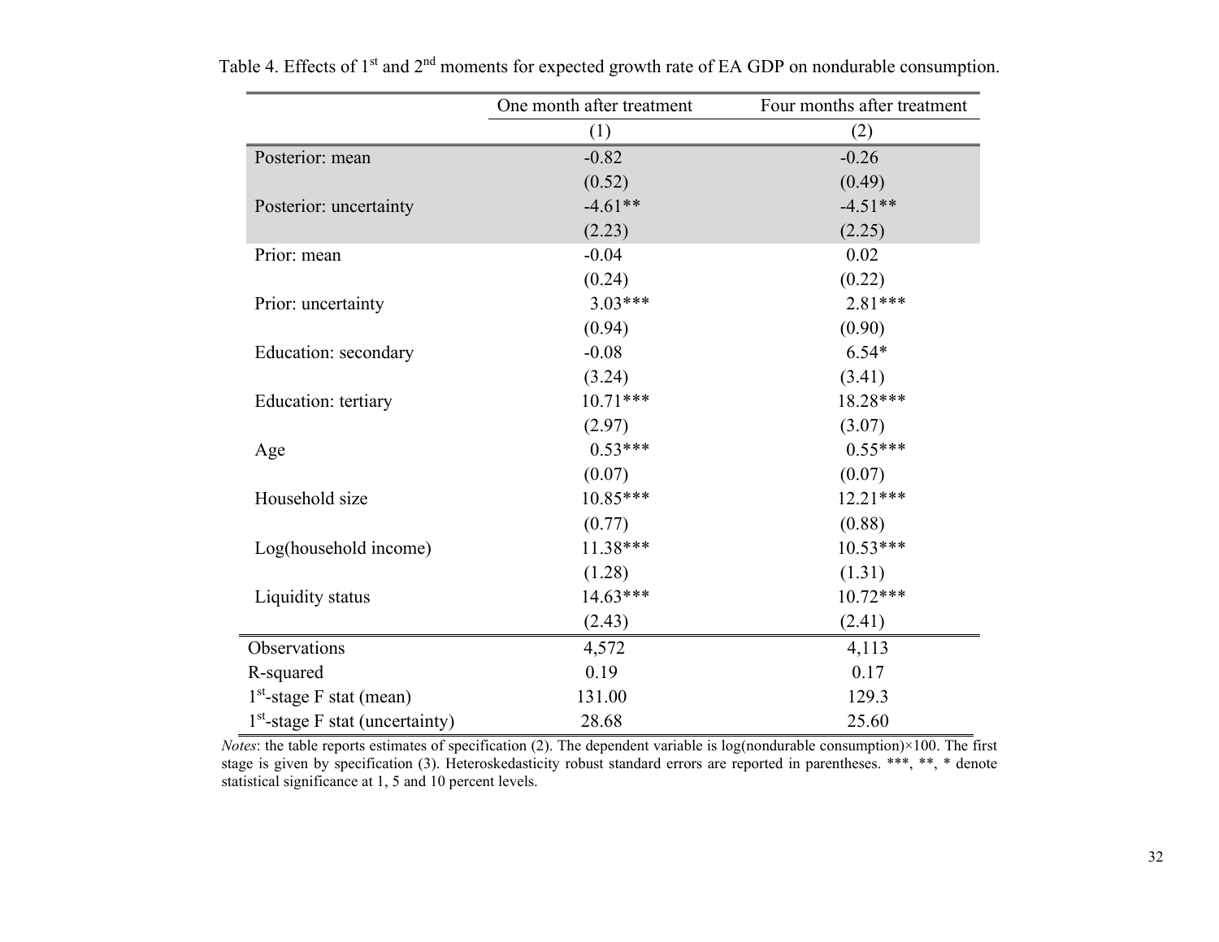Table 4. Effects of 1[st] and 2[nd] moments for expected growth rate of EA GDP on nondurable consumption.

| | One month after treatment | Four months after treatment |
|---|---|---|
| | (1) | (2) |
| Posterior: mean | -0.82 | -0.26 |
| | (0.52) | (0.49) |
| Posterior: uncertainty | -4.61** | -4.51** |
| | (2.23) | (2.25) |
| Prior: mean | -0.04 | 0.02 |
| | (0.24) | (0.22) |
| Prior: uncertainty | 3.03*** | 2.81*** |
| | (0.94) | (0.90) |
| Education: secondary | -0.08 | 6.54* |
| | (3.24) | (3.41) |
| Education: tertiary | 10.71*** | 18.28*** |
| | (2.97) | (3.07) |
| Age | 0.53*** | 0.55*** |
| | (0.07) | (0.07) |
| Household size | 10.85*** | 12.21*** |
| | (0.77) | (0.88) |
| Log(household income) | 11.38*** | 10.53*** |
| | (1.28) | (1.31) |
| Liquidity status | 14.63*** | 10.72*** |
| | (2.43) | (2.41) |
| Observations | 4,572 | 4,113 |
| R-squared | 0.19 | 0.17 |
| 1[st]-stage F stat (mean) | 131.00 | 129.3 |
| 1[st]-stage F stat (uncertainty) | 28.68 | 25.60 |

*Notes*: the table reports estimates of specification (2). The dependent variable is log(nondurable consumption)×100. The first stage is given by specification (3). Heteroskedasticity robust standard errors are reported in parentheses. ***, **, * denote statistical significance at 1, 5 and 10 percent levels.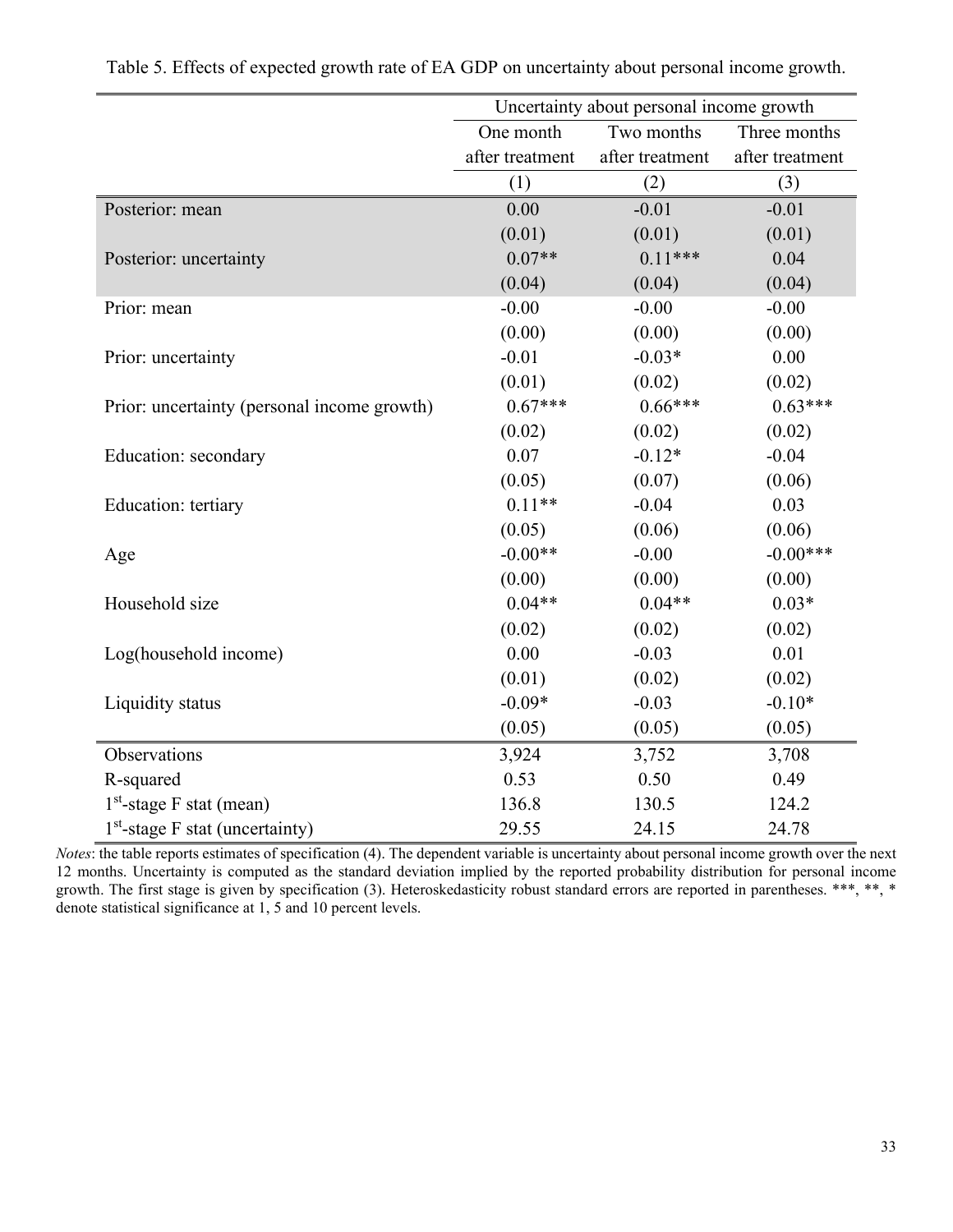Table 5. Effects of expected growth rate of EA GDP on uncertainty about personal income growth.

| | Uncertainty about personal income growth | | |
|---|---|---|---|
| | One month after treatment | Two months after treatment | Three months after treatment |
| | (1) | (2) | (3) |
| Posterior: mean | 0.00 | -0.01 | -0.01 |
| | (0.01) | (0.01) | (0.01) |
| Posterior: uncertainty | 0.07** | 0.11*** | 0.04 |
| | (0.04) | (0.04) | (0.04) |
| Prior: mean | -0.00 | -0.00 | -0.00 |
| | (0.00) | (0.00) | (0.00) |
| Prior: uncertainty | -0.01 | -0.03* | 0.00 |
| | (0.01) | (0.02) | (0.02) |
| Prior: uncertainty (personal income growth) | 0.67*** | 0.66*** | 0.63*** |
| | (0.02) | (0.02) | (0.02) |
| Education: secondary | 0.07 | -0.12* | -0.04 |
| | (0.05) | (0.07) | (0.06) |
| Education: tertiary | 0.11** | -0.04 | 0.03 |
| | (0.05) | (0.06) | (0.06) |
| Age | -0.00** | -0.00 | -0.00*** |
| | (0.00) | (0.00) | (0.00) |
| Household size | 0.04** | 0.04** | 0.03* |
| | (0.02) | (0.02) | (0.02) |
| Log(household income) | 0.00 | -0.03 | 0.01 |
| | (0.01) | (0.02) | (0.02) |
| Liquidity status | -0.09* | -0.03 | -0.10* |
| | (0.05) | (0.05) | (0.05) |
| Observations | 3,924 | 3,752 | 3,708 |
| R-squared | 0.53 | 0.50 | 0.49 |
| 1st-stage F stat (mean) | 136.8 | 130.5 | 124.2 |
| 1st-stage F stat (uncertainty) | 29.55 | 24.15 | 24.78 |

*Notes*: the table reports estimates of specification (4). The dependent variable is uncertainty about personal income growth over the next 12 months. Uncertainty is computed as the standard deviation implied by the reported probability distribution for personal income growth. The first stage is given by specification (3). Heteroskedasticity robust standard errors are reported in parentheses. ***, **, * denote statistical significance at 1, 5 and 10 percent levels.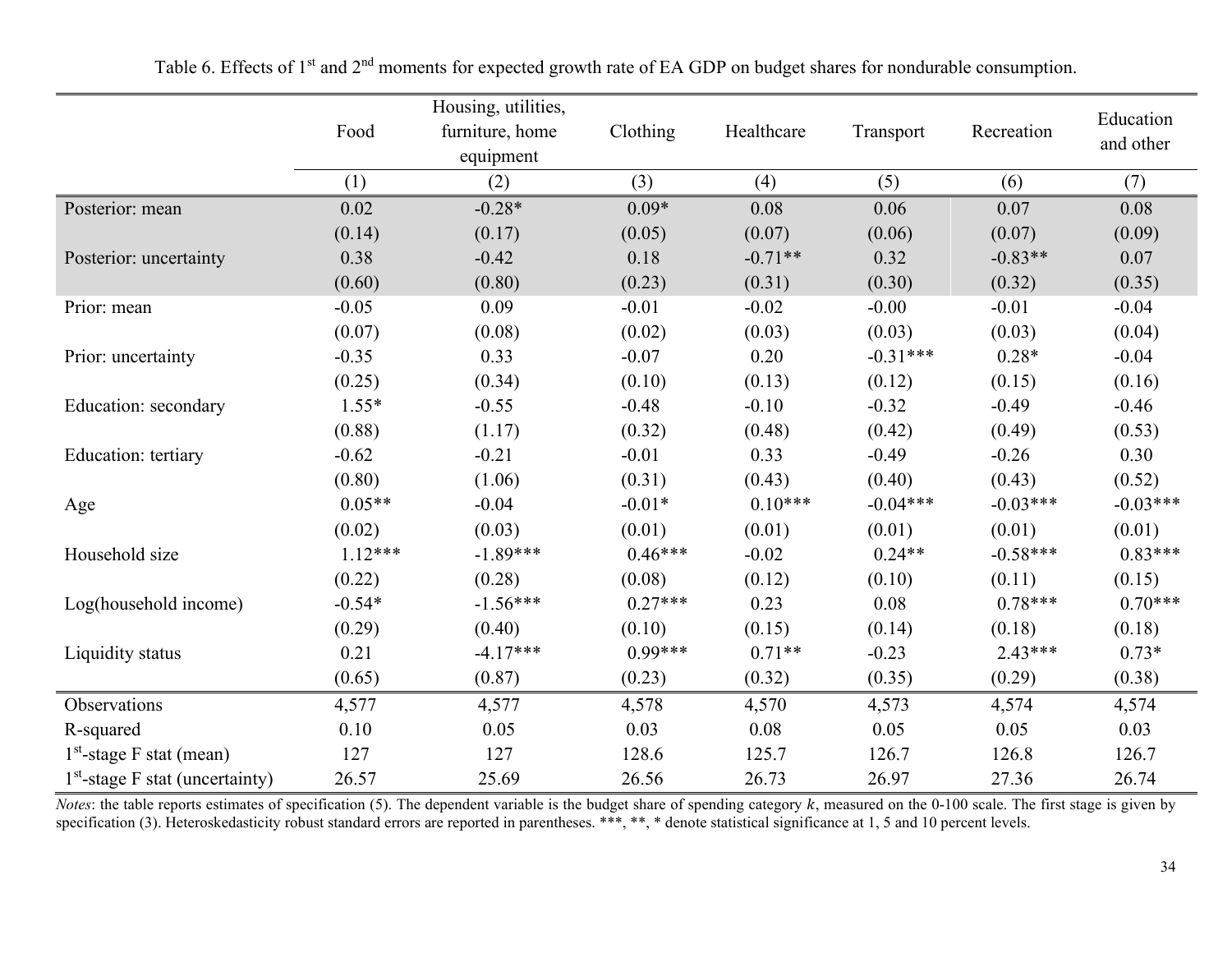Table 6. Effects of 1[st] and 2[nd] moments for expected growth rate of EA GDP on budget shares for nondurable consumption.

| | Food | Housing, utilities, furniture, home equipment | Clothing | Healthcare | Transport | Recreation | Education and other |
|---|---|---|---|---|---|---|---|
| | (1) | (2) | (3) | (4) | (5) | (6) | (7) |
| Posterior: mean | 0.02 | -0.28* | 0.09* | 0.08 | 0.06 | 0.07 | 0.08 |
| | (0.14) | (0.17) | (0.05) | (0.07) | (0.06) | (0.07) | (0.09) |
| Posterior: uncertainty | 0.38 | -0.42 | 0.18 | -0.71** | 0.32 | -0.83** | 0.07 |
| | (0.60) | (0.80) | (0.23) | (0.31) | (0.30) | (0.32) | (0.35) |
| Prior: mean | -0.05 | 0.09 | -0.01 | -0.02 | -0.00 | -0.01 | -0.04 |
| | (0.07) | (0.08) | (0.02) | (0.03) | (0.03) | (0.03) | (0.04) |
| Prior: uncertainty | -0.35 | 0.33 | -0.07 | 0.20 | -0.31*** | 0.28* | -0.04 |
| | (0.25) | (0.34) | (0.10) | (0.13) | (0.12) | (0.15) | (0.16) |
| Education: secondary | 1.55* | -0.55 | -0.48 | -0.10 | -0.32 | -0.49 | -0.46 |
| | (0.88) | (1.17) | (0.32) | (0.48) | (0.42) | (0.49) | (0.53) |
| Education: tertiary | -0.62 | -0.21 | -0.01 | 0.33 | -0.49 | -0.26 | 0.30 |
| | (0.80) | (1.06) | (0.31) | (0.43) | (0.40) | (0.43) | (0.52) |
| Age | 0.05** | -0.04 | -0.01* | 0.10*** | -0.04*** | -0.03*** | -0.03*** |
| | (0.02) | (0.03) | (0.01) | (0.01) | (0.01) | (0.01) | (0.01) |
| Household size | 1.12*** | -1.89*** | 0.46*** | -0.02 | 0.24** | -0.58*** | 0.83*** |
| | (0.22) | (0.28) | (0.08) | (0.12) | (0.10) | (0.11) | (0.15) |
| Log(household income) | -0.54* | -1.56*** | 0.27*** | 0.23 | 0.08 | 0.78*** | 0.70*** |
| | (0.29) | (0.40) | (0.10) | (0.15) | (0.14) | (0.18) | (0.18) |
| Liquidity status | 0.21 | -4.17*** | 0.99*** | 0.71** | -0.23 | 2.43*** | 0.73* |
| | (0.65) | (0.87) | (0.23) | (0.32) | (0.35) | (0.29) | (0.38) |
| Observations | 4,577 | 4,577 | 4,578 | 4,570 | 4,573 | 4,574 | 4,574 |
| R-squared | 0.10 | 0.05 | 0.03 | 0.08 | 0.05 | 0.05 | 0.03 |
| 1[st]-stage F stat (mean) | 127 | 127 | 128.6 | 125.7 | 126.7 | 126.8 | 126.7 |
| 1[st]-stage F stat (uncertainty) | 26.57 | 25.69 | 26.56 | 26.73 | 26.97 | 27.36 | 26.74 |

*Notes*: the table reports estimates of specification (5). The dependent variable is the budget share of spending category $k$, measured on the 0-100 scale. The first stage is given by specification (3). Heteroskedasticity robust standard errors are reported in parentheses. ***, **, * denote statistical significance at 1, 5 and 10 percent levels.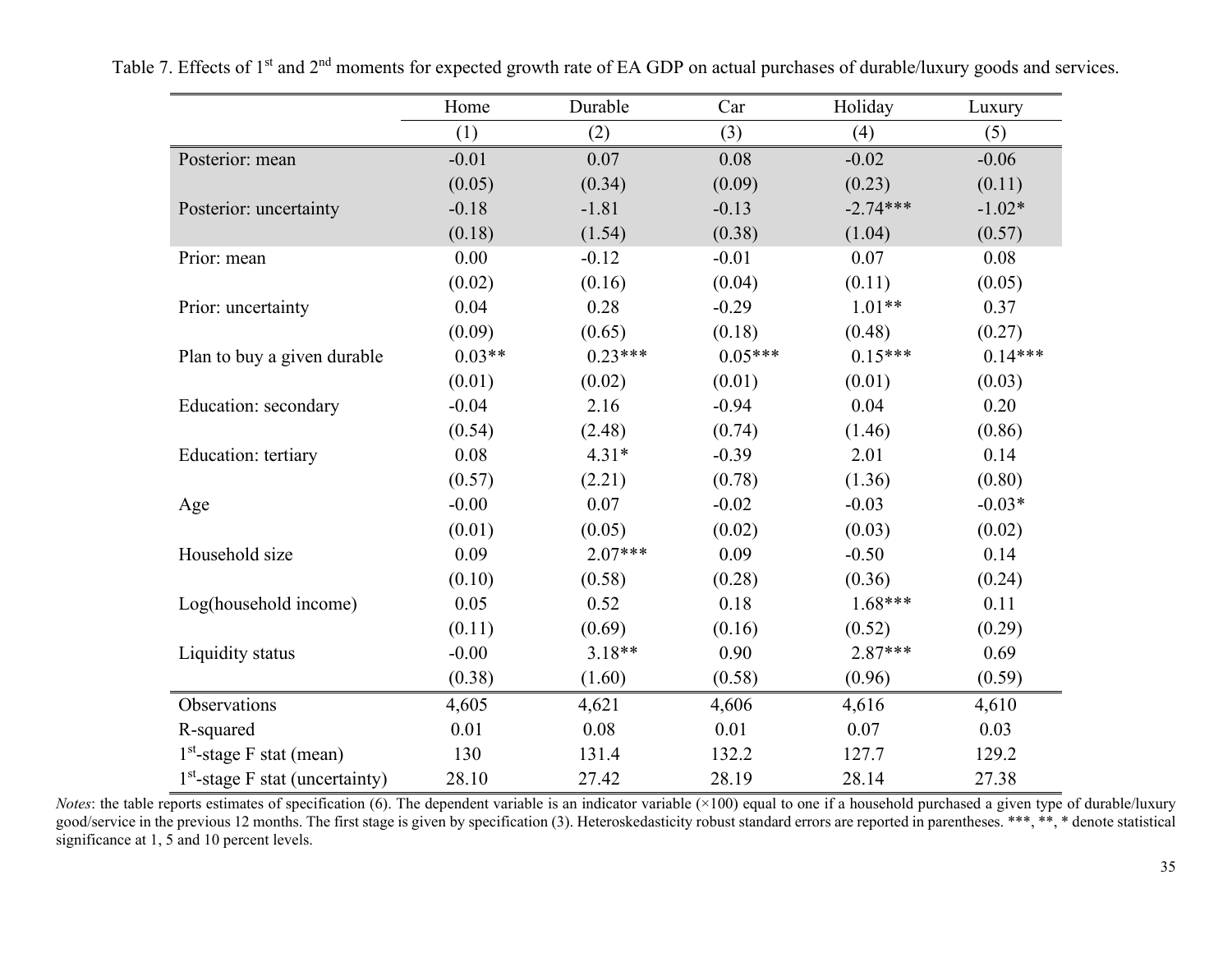Table 7. Effects of 1st and 2nd moments for expected growth rate of EA GDP on actual purchases of durable/luxury goods and services.

| | Home | Durable | Car | Holiday | Luxury |
|---|---|---|---|---|---|
| | (1) | (2) | (3) | (4) | (5) |
| Posterior: mean | -0.01 | 0.07 | 0.08 | -0.02 | -0.06 |
| | (0.05) | (0.34) | (0.09) | (0.23) | (0.11) |
| Posterior: uncertainty | -0.18 | -1.81 | -0.13 | -2.74*** | -1.02* |
| | (0.18) | (1.54) | (0.38) | (1.04) | (0.57) |
| Prior: mean | 0.00 | -0.12 | -0.01 | 0.07 | 0.08 |
| | (0.02) | (0.16) | (0.04) | (0.11) | (0.05) |
| Prior: uncertainty | 0.04 | 0.28 | -0.29 | 1.01** | 0.37 |
| | (0.09) | (0.65) | (0.18) | (0.48) | (0.27) |
| Plan to buy a given durable | 0.03** | 0.23*** | 0.05*** | 0.15*** | 0.14*** |
| | (0.01) | (0.02) | (0.01) | (0.01) | (0.03) |
| Education: secondary | -0.04 | 2.16 | -0.94 | 0.04 | 0.20 |
| | (0.54) | (2.48) | (0.74) | (1.46) | (0.86) |
| Education: tertiary | 0.08 | 4.31* | -0.39 | 2.01 | 0.14 |
| | (0.57) | (2.21) | (0.78) | (1.36) | (0.80) |
| Age | -0.00 | 0.07 | -0.02 | -0.03 | -0.03* |
| | (0.01) | (0.05) | (0.02) | (0.03) | (0.02) |
| Household size | 0.09 | 2.07*** | 0.09 | -0.50 | 0.14 |
| | (0.10) | (0.58) | (0.28) | (0.36) | (0.24) |
| Log(household income) | 0.05 | 0.52 | 0.18 | 1.68*** | 0.11 |
| | (0.11) | (0.69) | (0.16) | (0.52) | (0.29) |
| Liquidity status | -0.00 | 3.18** | 0.90 | 2.87*** | 0.69 |
| | (0.38) | (1.60) | (0.58) | (0.96) | (0.59) |
| Observations | 4,605 | 4,621 | 4,606 | 4,616 | 4,610 |
| R-squared | 0.01 | 0.08 | 0.01 | 0.07 | 0.03 |
| 1st-stage F stat (mean) | 130 | 131.4 | 132.2 | 127.7 | 129.2 |
| 1st-stage F stat (uncertainty) | 28.10 | 27.42 | 28.19 | 28.14 | 27.38 |

*Notes*: the table reports estimates of specification (6). The dependent variable is an indicator variable (×100) equal to one if a household purchased a given type of durable/luxury good/service in the previous 12 months. The first stage is given by specification (3). Heteroskedasticity robust standard errors are reported in parentheses. ***, **, * denote statistical significance at 1, 5 and 10 percent levels.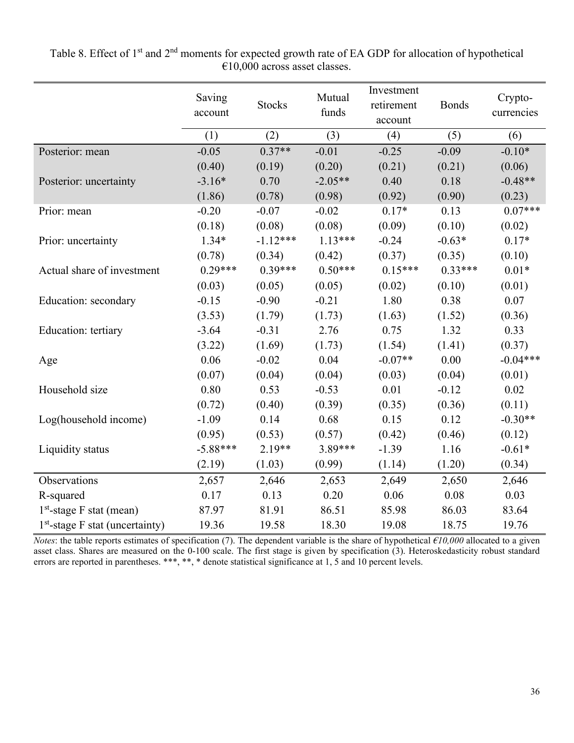Table 8. Effect of 1st and 2nd moments for expected growth rate of EA GDP for allocation of hypothetical €10,000 across asset classes.

| | Saving account | Stocks | Mutual funds | Investment retirement account | Bonds | Crypto-currencies |
|---|---|---|---|---|---|---|
| | (1) | (2) | (3) | (4) | (5) | (6) |
| Posterior: mean | -0.05 | 0.37** | -0.01 | -0.25 | -0.09 | -0.10* |
| | (0.40) | (0.19) | (0.20) | (0.21) | (0.21) | (0.06) |
| Posterior: uncertainty | -3.16* | 0.70 | -2.05** | 0.40 | 0.18 | -0.48** |
| | (1.86) | (0.78) | (0.98) | (0.92) | (0.90) | (0.23) |
| Prior: mean | -0.20 | -0.07 | -0.02 | 0.17* | 0.13 | 0.07*** |
| | (0.18) | (0.08) | (0.08) | (0.09) | (0.10) | (0.02) |
| Prior: uncertainty | 1.34* | -1.12*** | 1.13*** | -0.24 | -0.63* | 0.17* |
| | (0.78) | (0.34) | (0.42) | (0.37) | (0.35) | (0.10) |
| Actual share of investment | 0.29*** | 0.39*** | 0.50*** | 0.15*** | 0.33*** | 0.01* |
| | (0.03) | (0.05) | (0.05) | (0.02) | (0.10) | (0.01) |
| Education: secondary | -0.15 | -0.90 | -0.21 | 1.80 | 0.38 | 0.07 |
| | (3.53) | (1.79) | (1.73) | (1.63) | (1.52) | (0.36) |
| Education: tertiary | -3.64 | -0.31 | 2.76 | 0.75 | 1.32 | 0.33 |
| | (3.22) | (1.69) | (1.73) | (1.54) | (1.41) | (0.37) |
| Age | 0.06 | -0.02 | 0.04 | -0.07** | 0.00 | -0.04*** |
| | (0.07) | (0.04) | (0.04) | (0.03) | (0.04) | (0.01) |
| Household size | 0.80 | 0.53 | -0.53 | 0.01 | -0.12 | 0.02 |
| | (0.72) | (0.40) | (0.39) | (0.35) | (0.36) | (0.11) |
| Log(household income) | -1.09 | 0.14 | 0.68 | 0.15 | 0.12 | -0.30** |
| | (0.95) | (0.53) | (0.57) | (0.42) | (0.46) | (0.12) |
| Liquidity status | -5.88*** | 2.19** | 3.89*** | -1.39 | 1.16 | -0.61* |
| | (2.19) | (1.03) | (0.99) | (1.14) | (1.20) | (0.34) |
| Observations | 2,657 | 2,646 | 2,653 | 2,649 | 2,650 | 2,646 |
| R-squared | 0.17 | 0.13 | 0.20 | 0.06 | 0.08 | 0.03 |
| 1st-stage F stat (mean) | 87.97 | 81.91 | 86.51 | 85.98 | 86.03 | 83.64 |
| 1st-stage F stat (uncertainty) | 19.36 | 19.58 | 18.30 | 19.08 | 18.75 | 19.76 |

*Notes*: the table reports estimates of specification (7). The dependent variable is the share of hypothetical *€10,000* allocated to a given asset class. Shares are measured on the 0-100 scale. The first stage is given by specification (3). Heteroskedasticity robust standard errors are reported in parentheses. ***, **, * denote statistical significance at 1, 5 and 10 percent levels.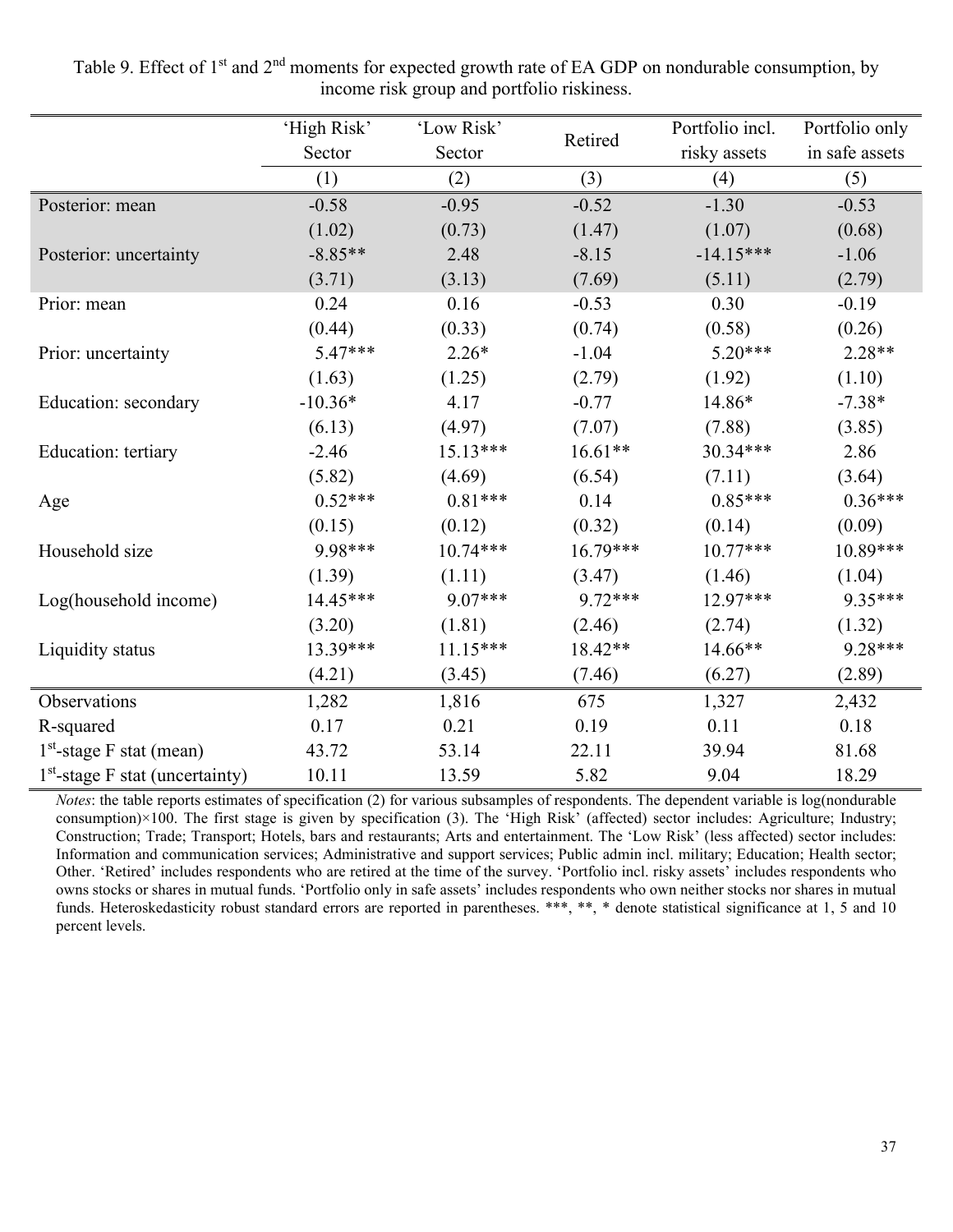Table 9. Effect of 1[st] and 2[nd] moments for expected growth rate of EA GDP on nondurable consumption, by income risk group and portfolio riskiness.

| | 'High Risk' Sector | 'Low Risk' Sector | Retired | Portfolio incl. risky assets | Portfolio only in safe assets |
|---|---|---|---|---|---|
| | (1) | (2) | (3) | (4) | (5) |
| Posterior: mean | -0.58 | -0.95 | -0.52 | -1.30 | -0.53 |
| | (1.02) | (0.73) | (1.47) | (1.07) | (0.68) |
| Posterior: uncertainty | -8.85** | 2.48 | -8.15 | -14.15*** | -1.06 |
| | (3.71) | (3.13) | (7.69) | (5.11) | (2.79) |
| Prior: mean | 0.24 | 0.16 | -0.53 | 0.30 | -0.19 |
| | (0.44) | (0.33) | (0.74) | (0.58) | (0.26) |
| Prior: uncertainty | 5.47*** | 2.26* | -1.04 | 5.20*** | 2.28** |
| | (1.63) | (1.25) | (2.79) | (1.92) | (1.10) |
| Education: secondary | -10.36* | 4.17 | -0.77 | 14.86* | -7.38* |
| | (6.13) | (4.97) | (7.07) | (7.88) | (3.85) |
| Education: tertiary | -2.46 | 15.13*** | 16.61** | 30.34*** | 2.86 |
| | (5.82) | (4.69) | (6.54) | (7.11) | (3.64) |
| Age | 0.52*** | 0.81*** | 0.14 | 0.85*** | 0.36*** |
| | (0.15) | (0.12) | (0.32) | (0.14) | (0.09) |
| Household size | 9.98*** | 10.74*** | 16.79*** | 10.77*** | 10.89*** |
| | (1.39) | (1.11) | (3.47) | (1.46) | (1.04) |
| Log(household income) | 14.45*** | 9.07*** | 9.72*** | 12.97*** | 9.35*** |
| | (3.20) | (1.81) | (2.46) | (2.74) | (1.32) |
| Liquidity status | 13.39*** | 11.15*** | 18.42** | 14.66** | 9.28*** |
| | (4.21) | (3.45) | (7.46) | (6.27) | (2.89) |
| Observations | 1,282 | 1,816 | 675 | 1,327 | 2,432 |
| R-squared | 0.17 | 0.21 | 0.19 | 0.11 | 0.18 |
| 1[st]-stage F stat (mean) | 43.72 | 53.14 | 22.11 | 39.94 | 81.68 |
| 1[st]-stage F stat (uncertainty) | 10.11 | 13.59 | 5.82 | 9.04 | 18.29 |

*Notes*: the table reports estimates of specification (2) for various subsamples of respondents. The dependent variable is log(nondurable consumption)×100. The first stage is given by specification (3). The 'High Risk' (affected) sector includes: Agriculture; Industry; Construction; Trade; Transport; Hotels, bars and restaurants; Arts and entertainment. The 'Low Risk' (less affected) sector includes: Information and communication services; Administrative and support services; Public admin incl. military; Education; Health sector; Other. 'Retired' includes respondents who are retired at the time of the survey. 'Portfolio incl. risky assets' includes respondents who owns stocks or shares in mutual funds. 'Portfolio only in safe assets' includes respondents who own neither stocks nor shares in mutual funds. Heteroskedasticity robust standard errors are reported in parentheses. ***, **, * denote statistical significance at 1, 5 and 10 percent levels.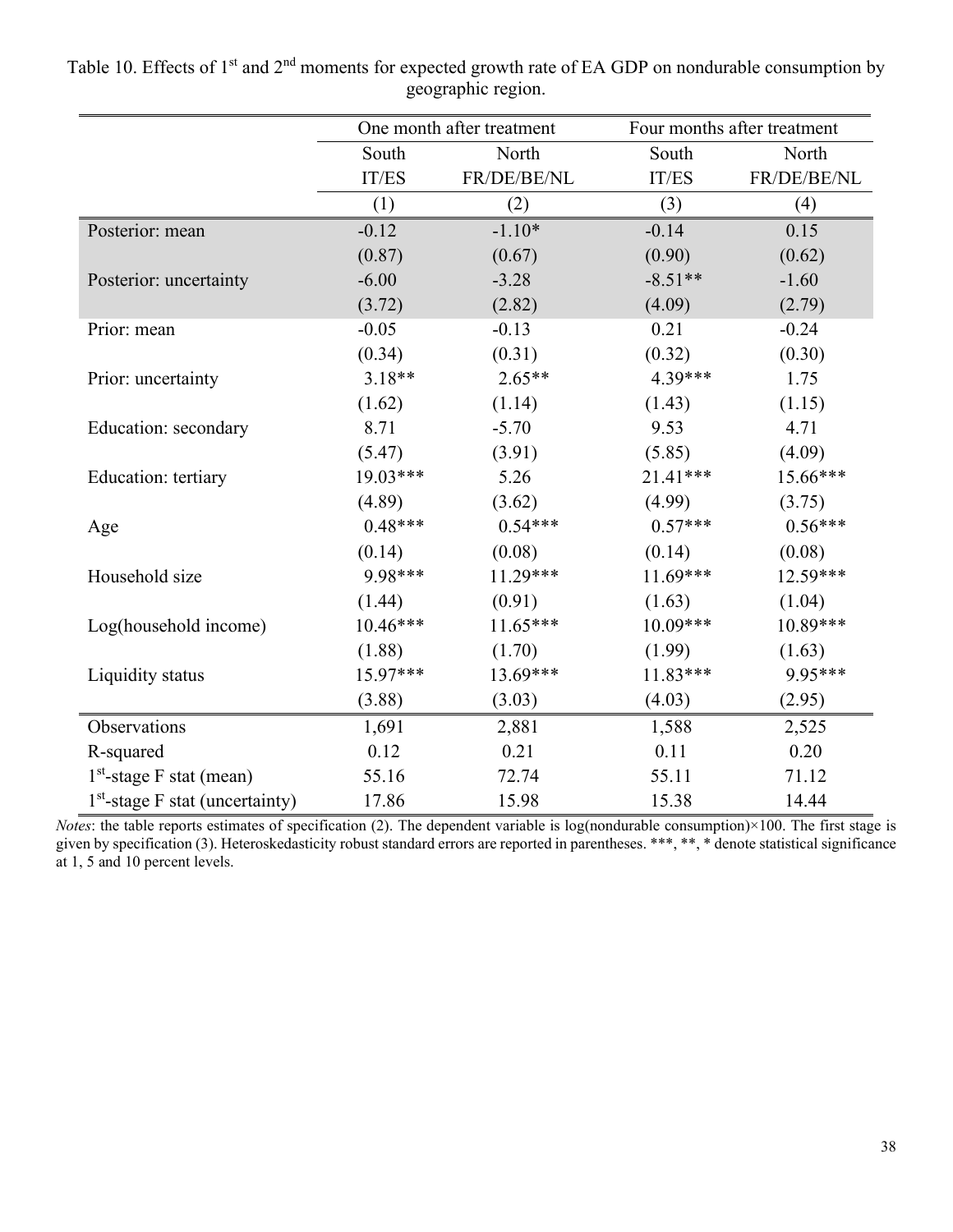Table 10. Effects of 1st and 2nd moments for expected growth rate of EA GDP on nondurable consumption by geographic region.

| | One month after treatment | | Four months after treatment | |
|---|---|---|---|---|
| | South IT/ES | North FR/DE/BE/NL | South IT/ES | North FR/DE/BE/NL |
| | (1) | (2) | (3) | (4) |
| Posterior: mean | -0.12 | -1.10* | -0.14 | 0.15 |
| | (0.87) | (0.67) | (0.90) | (0.62) |
| Posterior: uncertainty | -6.00 | -3.28 | -8.51** | -1.60 |
| | (3.72) | (2.82) | (4.09) | (2.79) |
| Prior: mean | -0.05 | -0.13 | 0.21 | -0.24 |
| | (0.34) | (0.31) | (0.32) | (0.30) |
| Prior: uncertainty | 3.18** | 2.65** | 4.39*** | 1.75 |
| | (1.62) | (1.14) | (1.43) | (1.15) |
| Education: secondary | 8.71 | -5.70 | 9.53 | 4.71 |
| | (5.47) | (3.91) | (5.85) | (4.09) |
| Education: tertiary | 19.03*** | 5.26 | 21.41*** | 15.66*** |
| | (4.89) | (3.62) | (4.99) | (3.75) |
| Age | 0.48*** | 0.54*** | 0.57*** | 0.56*** |
| | (0.14) | (0.08) | (0.14) | (0.08) |
| Household size | 9.98*** | 11.29*** | 11.69*** | 12.59*** |
| | (1.44) | (0.91) | (1.63) | (1.04) |
| Log(household income) | 10.46*** | 11.65*** | 10.09*** | 10.89*** |
| | (1.88) | (1.70) | (1.99) | (1.63) |
| Liquidity status | 15.97*** | 13.69*** | 11.83*** | 9.95*** |
| | (3.88) | (3.03) | (4.03) | (2.95) |
| Observations | 1,691 | 2,881 | 1,588 | 2,525 |
| R-squared | 0.12 | 0.21 | 0.11 | 0.20 |
| 1st-stage F stat (mean) | 55.16 | 72.74 | 55.11 | 71.12 |
| 1st-stage F stat (uncertainty) | 17.86 | 15.98 | 15.38 | 14.44 |

*Notes*: the table reports estimates of specification (2). The dependent variable is log(nondurable consumption)×100. The first stage is given by specification (3). Heteroskedasticity robust standard errors are reported in parentheses. ***, **, * denote statistical significance at 1, 5 and 10 percent levels.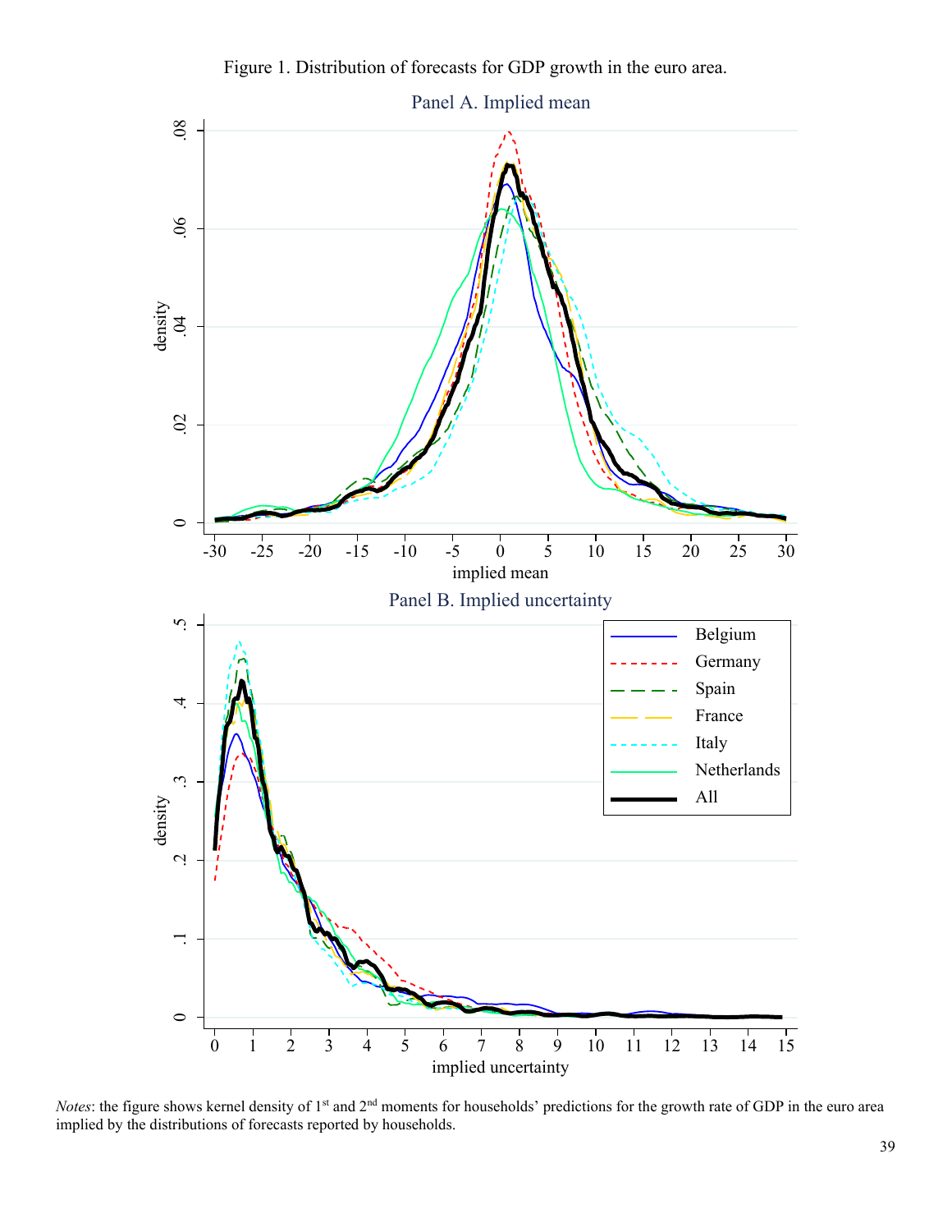Figure 1. Distribution of forecasts for GDP growth in the euro area.

*Notes*: the figure shows kernel density of 1st and 2nd moments for households' predictions for the growth rate of GDP in the euro area implied by the distributions of forecasts reported by households.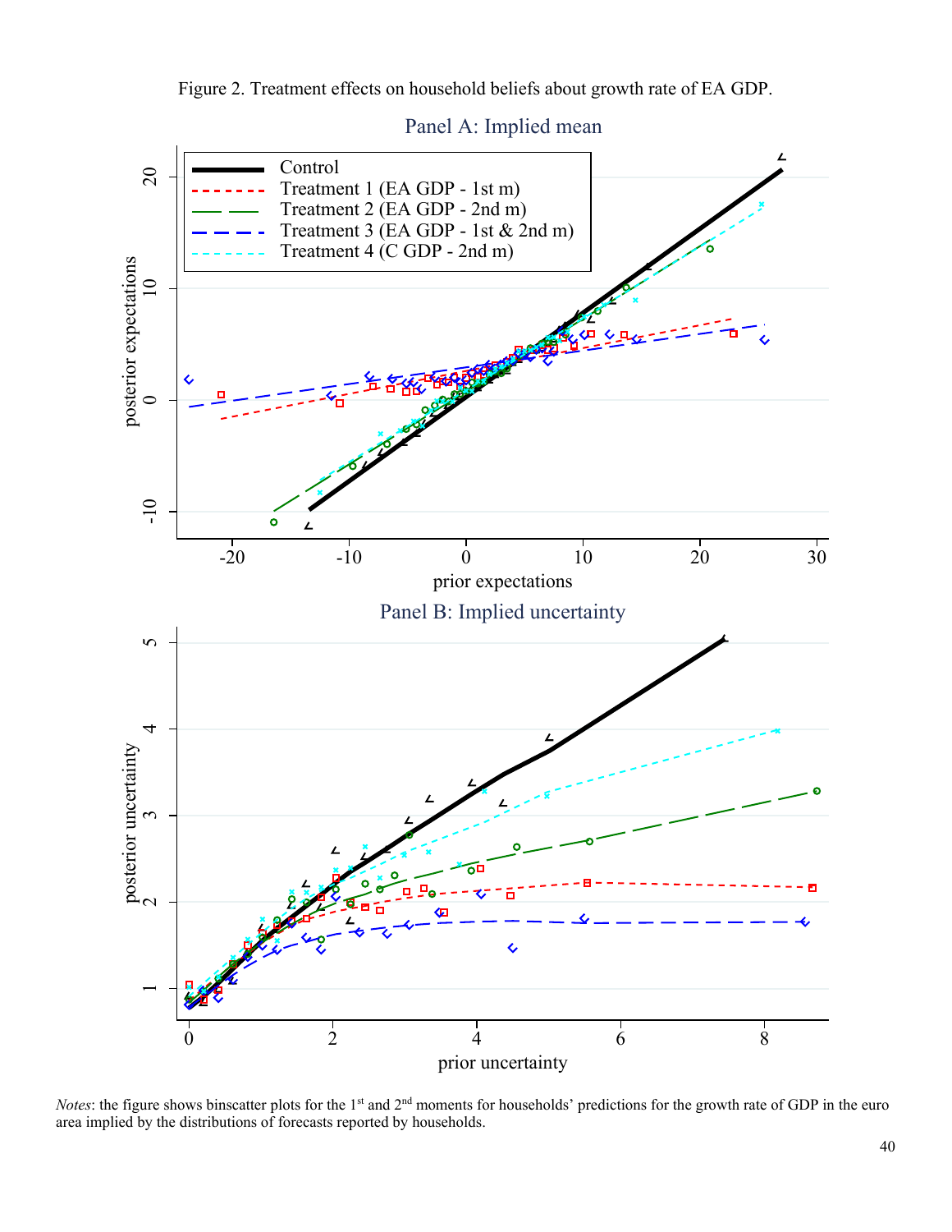Figure 2. Treatment effects on household beliefs about growth rate of EA GDP.

Panel A: Implied mean

Panel B: Implied uncertainty

*Notes*: the figure shows binscatter plots for the 1st and 2nd moments for households' predictions for the growth rate of GDP in the euro area implied by the distributions of forecasts reported by households.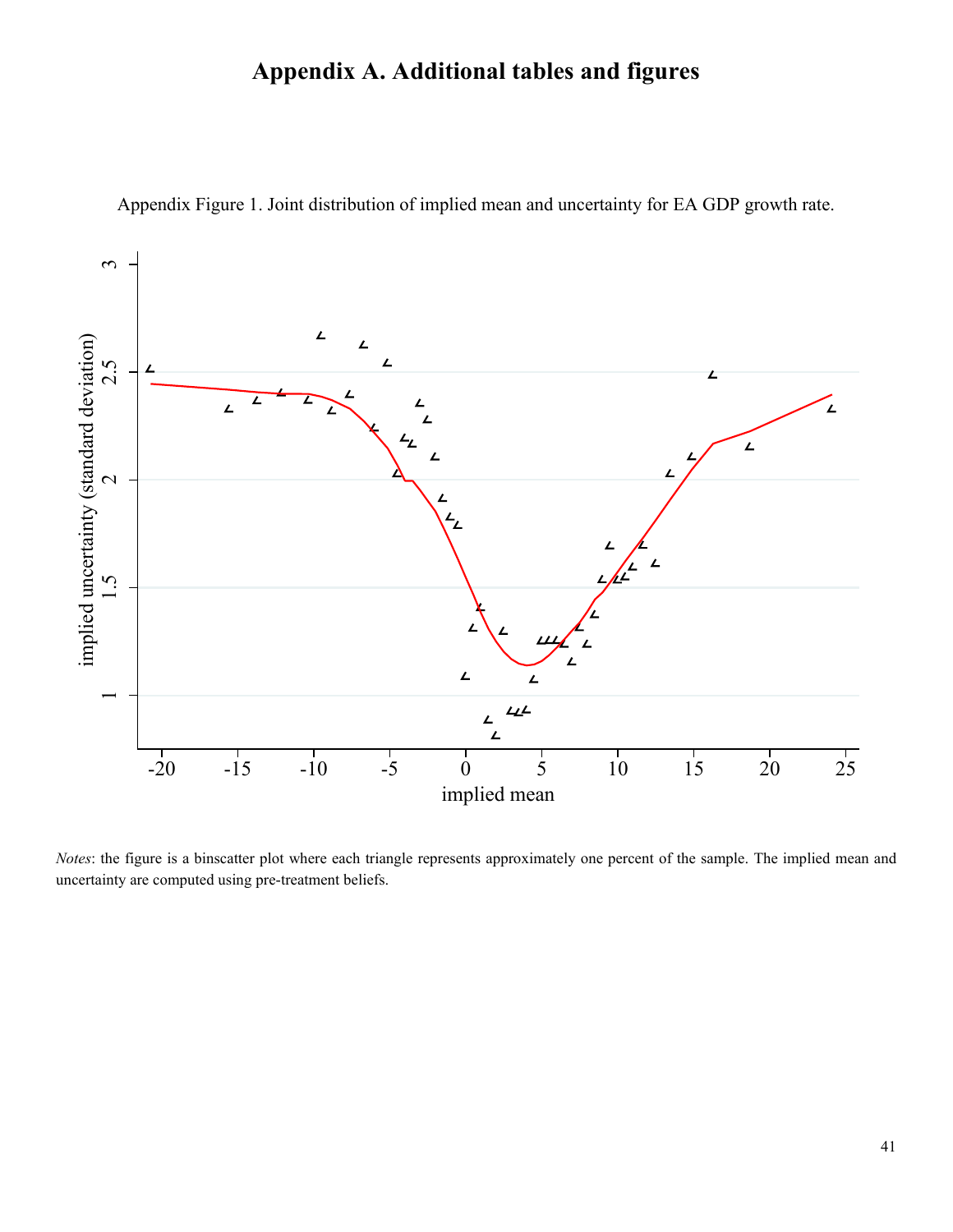# Appendix A. Additional tables and figures

Appendix Figure 1. Joint distribution of implied mean and uncertainty for EA GDP growth rate.

*Notes*: the figure is a binscatter plot where each triangle represents approximately one percent of the sample. The implied mean and uncertainty are computed using pre-treatment beliefs.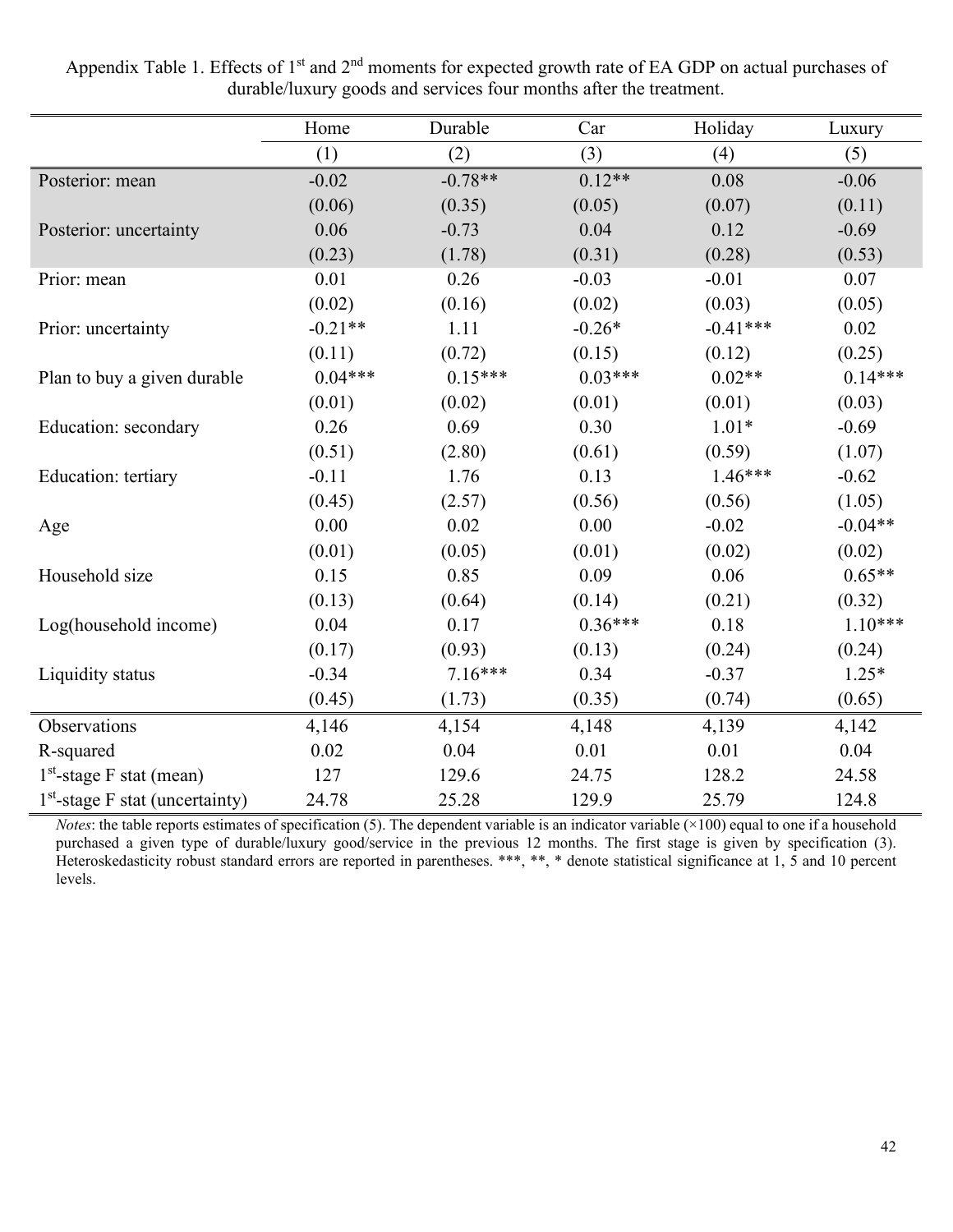Appendix Table 1. Effects of 1st and 2nd moments for expected growth rate of EA GDP on actual purchases of durable/luxury goods and services four months after the treatment.

| | Home | Durable | Car | Holiday | Luxury |
|---|---|---|---|---|---|
| | (1) | (2) | (3) | (4) | (5) |
| Posterior: mean | -0.02 | -0.78** | 0.12** | 0.08 | -0.06 |
| | (0.06) | (0.35) | (0.05) | (0.07) | (0.11) |
| Posterior: uncertainty | 0.06 | -0.73 | 0.04 | 0.12 | -0.69 |
| | (0.23) | (1.78) | (0.31) | (0.28) | (0.53) |
| Prior: mean | 0.01 | 0.26 | -0.03 | -0.01 | 0.07 |
| | (0.02) | (0.16) | (0.02) | (0.03) | (0.05) |
| Prior: uncertainty | -0.21** | 1.11 | -0.26* | -0.41*** | 0.02 |
| | (0.11) | (0.72) | (0.15) | (0.12) | (0.25) |
| Plan to buy a given durable | 0.04*** | 0.15*** | 0.03*** | 0.02** | 0.14*** |
| | (0.01) | (0.02) | (0.01) | (0.01) | (0.03) |
| Education: secondary | 0.26 | 0.69 | 0.30 | 1.01* | -0.69 |
| | (0.51) | (2.80) | (0.61) | (0.59) | (1.07) |
| Education: tertiary | -0.11 | 1.76 | 0.13 | 1.46*** | -0.62 |
| | (0.45) | (2.57) | (0.56) | (0.56) | (1.05) |
| Age | 0.00 | 0.02 | 0.00 | -0.02 | -0.04** |
| | (0.01) | (0.05) | (0.01) | (0.02) | (0.02) |
| Household size | 0.15 | 0.85 | 0.09 | 0.06 | 0.65** |
| | (0.13) | (0.64) | (0.14) | (0.21) | (0.32) |
| Log(household income) | 0.04 | 0.17 | 0.36*** | 0.18 | 1.10*** |
| | (0.17) | (0.93) | (0.13) | (0.24) | (0.24) |
| Liquidity status | -0.34 | 7.16*** | 0.34 | -0.37 | 1.25* |
| | (0.45) | (1.73) | (0.35) | (0.74) | (0.65) |
| Observations | 4,146 | 4,154 | 4,148 | 4,139 | 4,142 |
| R-squared | 0.02 | 0.04 | 0.01 | 0.01 | 0.04 |
| 1st-stage F stat (mean) | 127 | 129.6 | 24.75 | 128.2 | 24.58 |
| 1st-stage F stat (uncertainty) | 24.78 | 25.28 | 129.9 | 25.79 | 124.8 |

*Notes*: the table reports estimates of specification (5). The dependent variable is an indicator variable (×100) equal to one if a household purchased a given type of durable/luxury good/service in the previous 12 months. The first stage is given by specification (3). Heteroskedasticity robust standard errors are reported in parentheses. ***, **, * denote statistical significance at 1, 5 and 10 percent levels.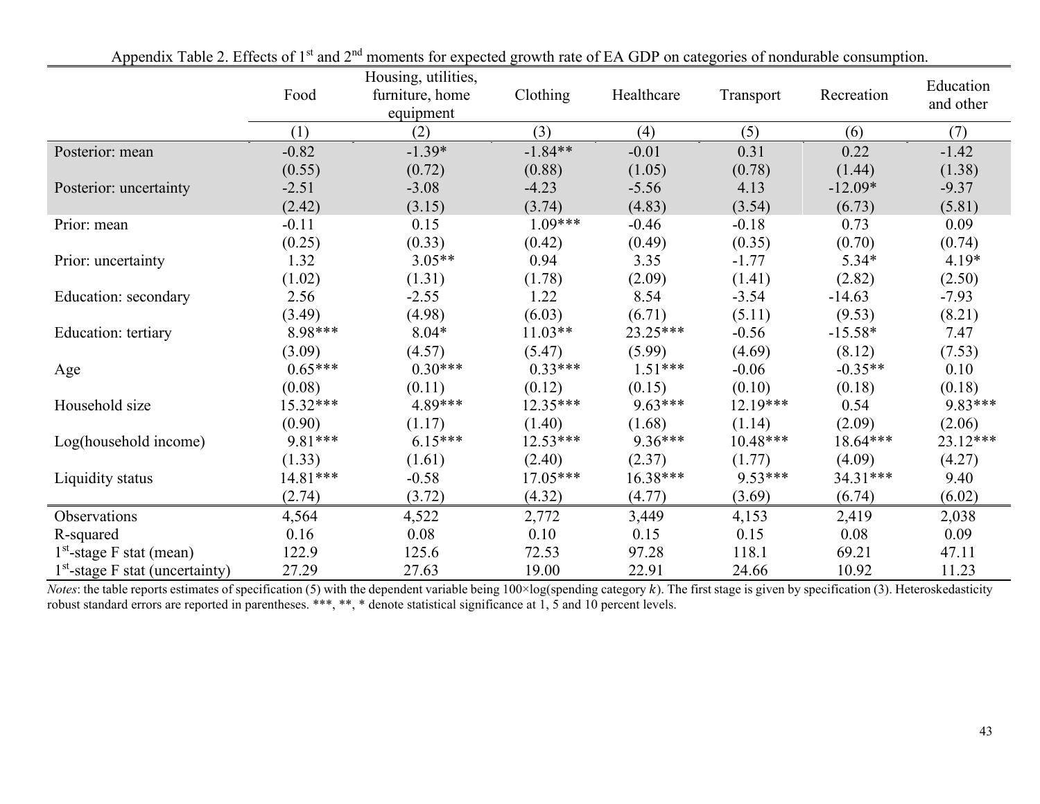Appendix Table 2. Effects of 1st and 2nd moments for expected growth rate of EA GDP on categories of nondurable consumption.

| | Food | Housing, utilities, furniture, home equipment | Clothing | Healthcare | Transport | Recreation | Education and other |
|---|---|---|---|---|---|---|---|
| | (1) | (2) | (3) | (4) | (5) | (6) | (7) |
| Posterior: mean | -0.82 | -1.39* | -1.84** | -0.01 | 0.31 | 0.22 | -1.42 |
| | (0.55) | (0.72) | (0.88) | (1.05) | (0.78) | (1.44) | (1.38) |
| Posterior: uncertainty | -2.51 | -3.08 | -4.23 | -5.56 | 4.13 | -12.09* | -9.37 |
| | (2.42) | (3.15) | (3.74) | (4.83) | (3.54) | (6.73) | (5.81) |
| Prior: mean | -0.11 | 0.15 | 1.09*** | -0.46 | -0.18 | 0.73 | 0.09 |
| | (0.25) | (0.33) | (0.42) | (0.49) | (0.35) | (0.70) | (0.74) |
| Prior: uncertainty | 1.32 | 3.05** | 0.94 | 3.35 | -1.77 | 5.34* | 4.19* |
| | (1.02) | (1.31) | (1.78) | (2.09) | (1.41) | (2.82) | (2.50) |
| Education: secondary | 2.56 | -2.55 | 1.22 | 8.54 | -3.54 | -14.63 | -7.93 |
| | (3.49) | (4.98) | (6.03) | (6.71) | (5.11) | (9.53) | (8.21) |
| Education: tertiary | 8.98*** | 8.04* | 11.03** | 23.25*** | -0.56 | -15.58* | 7.47 |
| | (3.09) | (4.57) | (5.47) | (5.99) | (4.69) | (8.12) | (7.53) |
| Age | 0.65*** | 0.30*** | 0.33*** | 1.51*** | -0.06 | -0.35** | 0.10 |
| | (0.08) | (0.11) | (0.12) | (0.15) | (0.10) | (0.18) | (0.18) |
| Household size | 15.32*** | 4.89*** | 12.35*** | 9.63*** | 12.19*** | 0.54 | 9.83*** |
| | (0.90) | (1.17) | (1.40) | (1.68) | (1.14) | (2.09) | (2.06) |
| Log(household income) | 9.81*** | 6.15*** | 12.53*** | 9.36*** | 10.48*** | 18.64*** | 23.12*** |
| | (1.33) | (1.61) | (2.40) | (2.37) | (1.77) | (4.09) | (4.27) |
| Liquidity status | 14.81*** | -0.58 | 17.05*** | 16.38*** | 9.53*** | 34.31*** | 9.40 |
| | (2.74) | (3.72) | (4.32) | (4.77) | (3.69) | (6.74) | (6.02) |
| Observations | 4,564 | 4,522 | 2,772 | 3,449 | 4,153 | 2,419 | 2,038 |
| R-squared | 0.16 | 0.08 | 0.10 | 0.15 | 0.15 | 0.08 | 0.09 |
| 1st-stage F stat (mean) | 122.9 | 125.6 | 72.53 | 97.28 | 118.1 | 69.21 | 47.11 |
| 1st-stage F stat (uncertainty) | 27.29 | 27.63 | 19.00 | 22.91 | 24.66 | 10.92 | 11.23 |

*Notes*: the table reports estimates of specification (5) with the dependent variable being 100×log(spending category $k$). The first stage is given by specification (3). Heteroskedasticity robust standard errors are reported in parentheses. ***, **, * denote statistical significance at 1, 5 and 10 percent levels.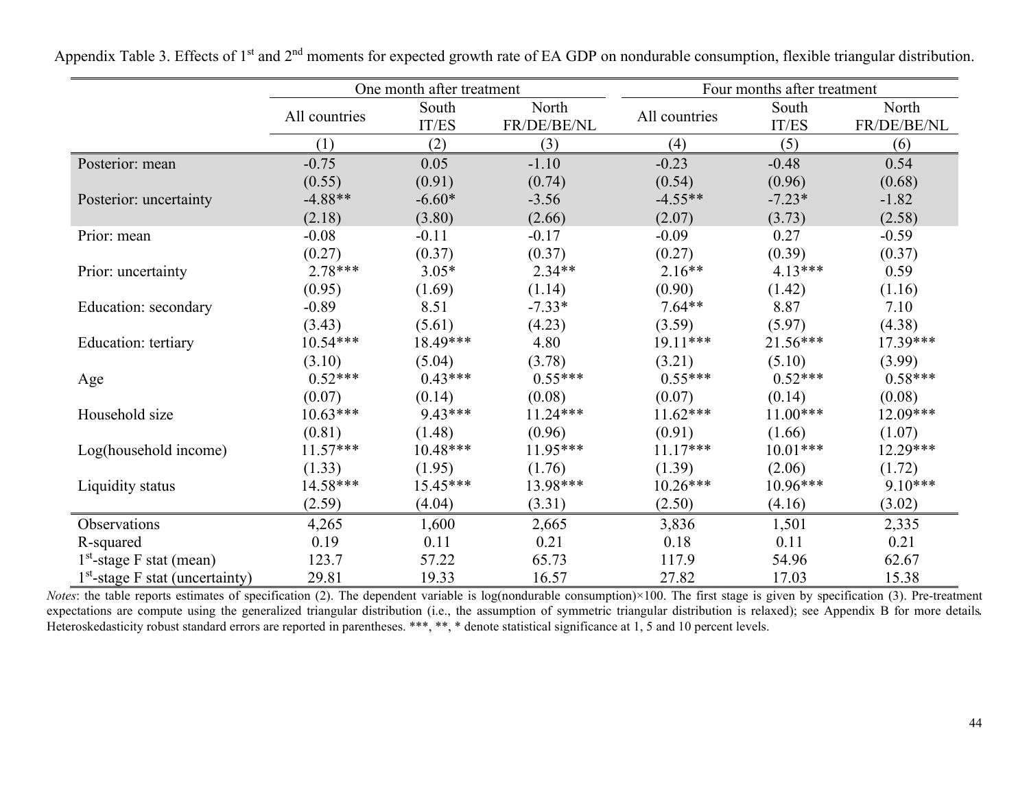Appendix Table 3. Effects of 1[st] and 2[nd] moments for expected growth rate of EA GDP on nondurable consumption, flexible triangular distribution.

| | One month after treatment | | | Four months after treatment | | |
|---|---|---|---|---|---|---|
| | All countries | South IT/ES | North FR/DE/BE/NL | All countries | South IT/ES | North FR/DE/BE/NL |
| | (1) | (2) | (3) | (4) | (5) | (6) |
| Posterior: mean | -0.75 | 0.05 | -1.10 | -0.23 | -0.48 | 0.54 |
| | (0.55) | (0.91) | (0.74) | (0.54) | (0.96) | (0.68) |
| Posterior: uncertainty | -4.88** | -6.60* | -3.56 | -4.55** | -7.23* | -1.82 |
| | (2.18) | (3.80) | (2.66) | (2.07) | (3.73) | (2.58) |
| Prior: mean | -0.08 | -0.11 | -0.17 | -0.09 | 0.27 | -0.59 |
| | (0.27) | (0.37) | (0.37) | (0.27) | (0.39) | (0.37) |
| Prior: uncertainty | 2.78*** | 3.05* | 2.34** | 2.16** | 4.13*** | 0.59 |
| | (0.95) | (1.69) | (1.14) | (0.90) | (1.42) | (1.16) |
| Education: secondary | -0.89 | 8.51 | -7.33* | 7.64** | 8.87 | 7.10 |
| | (3.43) | (5.61) | (4.23) | (3.59) | (5.97) | (4.38) |
| Education: tertiary | 10.54*** | 18.49*** | 4.80 | 19.11*** | 21.56*** | 17.39*** |
| | (3.10) | (5.04) | (3.78) | (3.21) | (5.10) | (3.99) |
| Age | 0.52*** | 0.43*** | 0.55*** | 0.55*** | 0.52*** | 0.58*** |
| | (0.07) | (0.14) | (0.08) | (0.07) | (0.14) | (0.08) |
| Household size | 10.63*** | 9.43*** | 11.24*** | 11.62*** | 11.00*** | 12.09*** |
| | (0.81) | (1.48) | (0.96) | (0.91) | (1.66) | (1.07) |
| Log(household income) | 11.57*** | 10.48*** | 11.95*** | 11.17*** | 10.01*** | 12.29*** |
| | (1.33) | (1.95) | (1.76) | (1.39) | (2.06) | (1.72) |
| Liquidity status | 14.58*** | 15.45*** | 13.98*** | 10.26*** | 10.96*** | 9.10*** |
| | (2.59) | (4.04) | (3.31) | (2.50) | (4.16) | (3.02) |
| Observations | 4,265 | 1,600 | 2,665 | 3,836 | 1,501 | 2,335 |
| R-squared | 0.19 | 0.11 | 0.21 | 0.18 | 0.11 | 0.21 |
| 1[st]-stage F stat (mean) | 123.7 | 57.22 | 65.73 | 117.9 | 54.96 | 62.67 |
| 1[st]-stage F stat (uncertainty) | 29.81 | 19.33 | 16.57 | 27.82 | 17.03 | 15.38 |

*Notes*: the table reports estimates of specification (2). The dependent variable is log(nondurable consumption)×100. The first stage is given by specification (3). Pre-treatment expectations are compute using the generalized triangular distribution (i.e., the assumption of symmetric triangular distribution is relaxed); see Appendix B for more details. Heteroskedasticity robust standard errors are reported in parentheses. ***, **, * denote statistical significance at 1, 5 and 10 percent levels.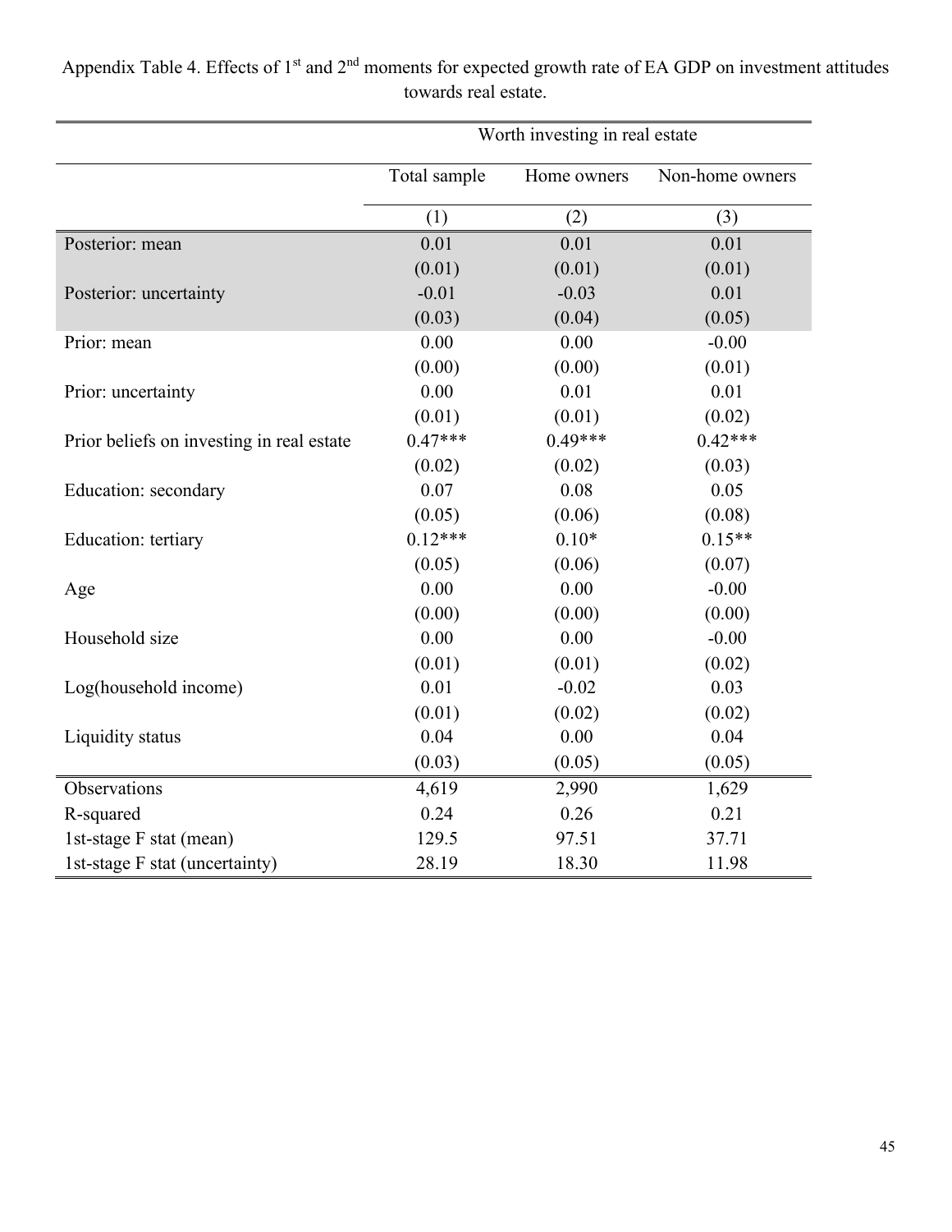Appendix Table 4. Effects of 1st and 2nd moments for expected growth rate of EA GDP on investment attitudes towards real estate.

| | Worth investing in real estate | | |
|---|---|---|---|
| | Total sample | Home owners | Non-home owners |
| | (1) | (2) | (3) |
| Posterior: mean | 0.01 | 0.01 | 0.01 |
| | (0.01) | (0.01) | (0.01) |
| Posterior: uncertainty | -0.01 | -0.03 | 0.01 |
| | (0.03) | (0.04) | (0.05) |
| Prior: mean | 0.00 | 0.00 | -0.00 |
| | (0.00) | (0.00) | (0.01) |
| Prior: uncertainty | 0.00 | 0.01 | 0.01 |
| | (0.01) | (0.01) | (0.02) |
| Prior beliefs on investing in real estate | 0.47*** | 0.49*** | 0.42*** |
| | (0.02) | (0.02) | (0.03) |
| Education: secondary | 0.07 | 0.08 | 0.05 |
| | (0.05) | (0.06) | (0.08) |
| Education: tertiary | 0.12*** | 0.10* | 0.15** |
| | (0.05) | (0.06) | (0.07) |
| Age | 0.00 | 0.00 | -0.00 |
| | (0.00) | (0.00) | (0.00) |
| Household size | 0.00 | 0.00 | -0.00 |
| | (0.01) | (0.01) | (0.02) |
| Log(household income) | 0.01 | -0.02 | 0.03 |
| | (0.01) | (0.02) | (0.02) |
| Liquidity status | 0.04 | 0.00 | 0.04 |
| | (0.03) | (0.05) | (0.05) |
| Observations | 4,619 | 2,990 | 1,629 |
| R-squared | 0.24 | 0.26 | 0.21 |
| 1st-stage F stat (mean) | 129.5 | 97.51 | 37.71 |
| 1st-stage F stat (uncertainty) | 28.19 | 18.30 | 11.98 |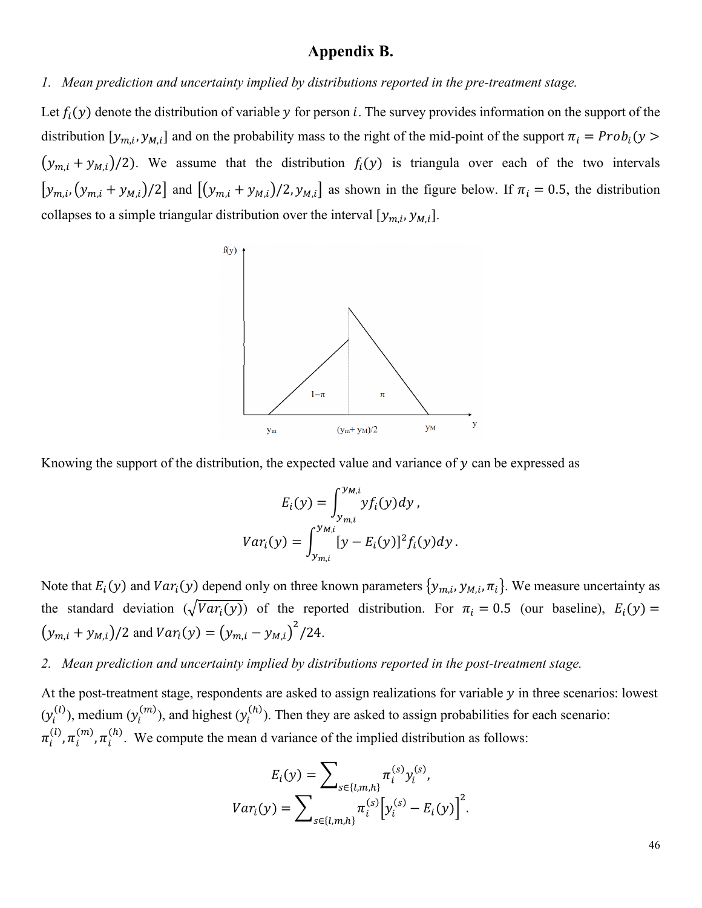# Appendix B.

*1. Mean prediction and uncertainty implied by distributions reported in the pre-treatment stage.*

Let $f_i(y)$ denote the distribution of variable $y$ for person $i$. The survey provides information on the support of the distribution $[y_{m,i}, y_{M,i}]$ and on the probability mass to the right of the mid-point of the support $\pi_i = Prob_i(y > (y_{m,i} + y_{M,i})/2)$. We assume that the distribution $f_i(y)$ is triangula over each of the two intervals $[y_{m,i}, (y_{m,i} + y_{M,i})/2]$ and $[(y_{m,i} + y_{M,i})/2, y_{M,i}]$ as shown in the figure below. If $\pi_i = 0.5$, the distribution collapses to a simple triangular distribution over the interval $[y_{m,i}, y_{M,i}]$.

Knowing the support of the distribution, the expected value and variance of $y$ can be expressed as

$$E_i(y) = \int_{y_{m,i}}^{y_{M,i}} y f_i(y) dy \,,$$

$$Var_i(y) = \int_{y_{m,i}}^{y_{M,i}} [y - E_i(y)]^2 f_i(y) dy \,.$$

Note that $E_i(y)$ and $Var_i(y)$ depend only on three known parameters $\{y_{m,i}, y_{M,i}, \pi_i\}$. We measure uncertainty as the standard deviation ($\sqrt{Var_i(y)}$) of the reported distribution. For $\pi_i = 0.5$ (our baseline), $E_i(y) = (y_{m,i} + y_{M,i})/2$ and $Var_i(y) = (y_{m,i} - y_{M,i})^2/24$.

*2. Mean prediction and uncertainty implied by distributions reported in the post-treatment stage.*

At the post-treatment stage, respondents are asked to assign realizations for variable $y$ in three scenarios: lowest ($y_i^{(l)}$), medium ($y_i^{(m)}$), and highest ($y_i^{(h)}$). Then they are asked to assign probabilities for each scenario: $\pi_i^{(l)}, \pi_i^{(m)}, \pi_i^{(h)}$. We compute the mean d variance of the implied distribution as follows:

$$E_i(y) = \sum_{s \in \{l,m,h\}} \pi_i^{(s)} y_i^{(s)},$$

$$Var_i(y) = \sum_{s \in \{l,m,h\}} \pi_i^{(s)} \left[ y_i^{(s)} - E_i(y) \right]^2.$$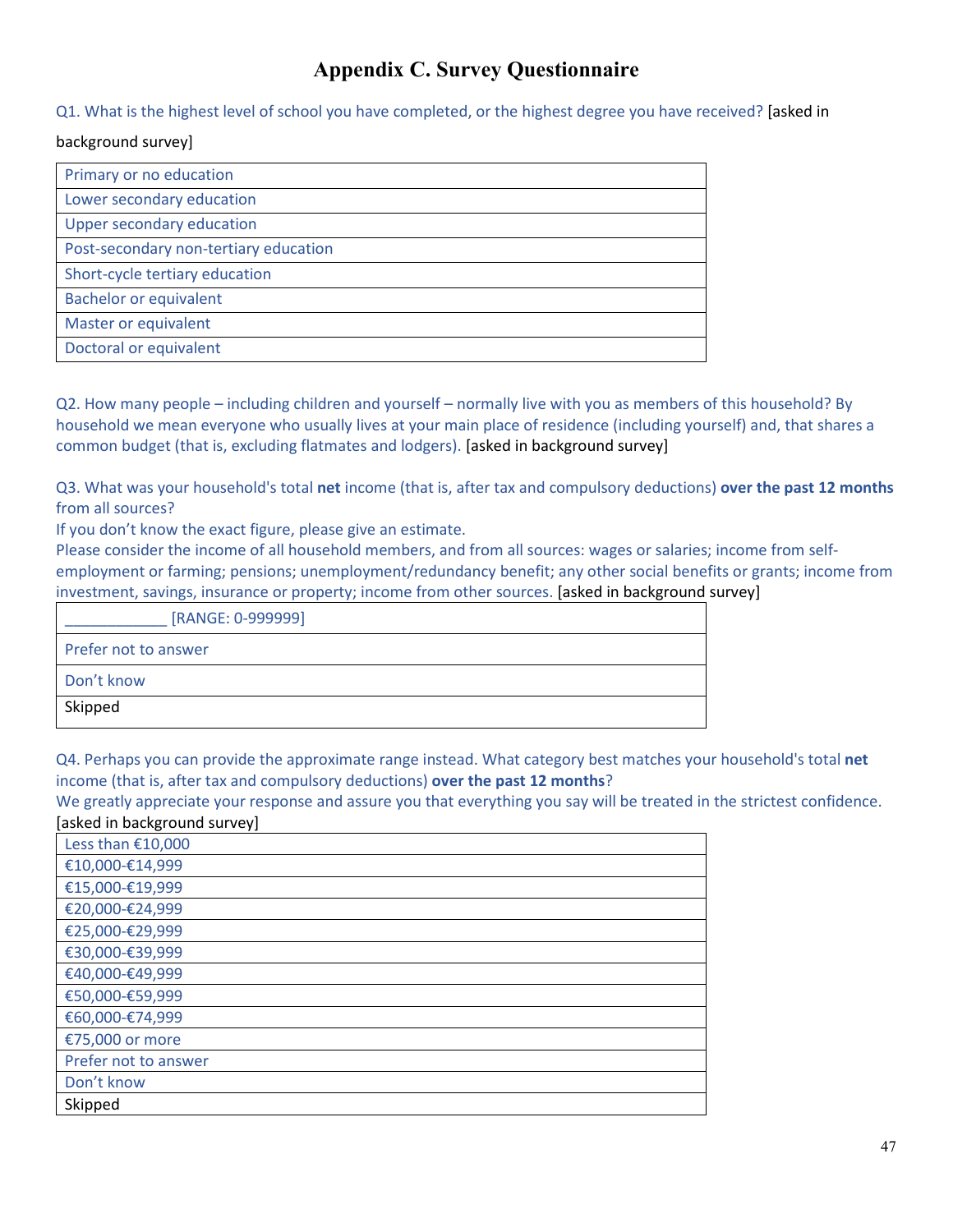# Appendix C. Survey Questionnaire

Q1. What is the highest level of school you have completed, or the highest degree you have received? [asked in background survey]

| Primary or no education |
|---|
| Lower secondary education |
| Upper secondary education |
| Post-secondary non-tertiary education |
| Short-cycle tertiary education |
| Bachelor or equivalent |
| Master or equivalent |
| Doctoral or equivalent |

Q2. How many people – including children and yourself – normally live with you as members of this household? By household we mean everyone who usually lives at your main place of residence (including yourself) and, that shares a common budget (that is, excluding flatmates and lodgers). [asked in background survey]

Q3. What was your household's total **net** income (that is, after tax and compulsory deductions) **over the past 12 months** from all sources?
If you don't know the exact figure, please give an estimate.
Please consider the income of all household members, and from all sources: wages or salaries; income from self-employment or farming; pensions; unemployment/redundancy benefit; any other social benefits or grants; income from investment, savings, insurance or property; income from other sources. [asked in background survey]

| ____________ [RANGE: 0-999999] |
|---|
| Prefer not to answer |
| Don't know |
| Skipped |

Q4. Perhaps you can provide the approximate range instead. What category best matches your household's total **net** income (that is, after tax and compulsory deductions) **over the past 12 months**?
We greatly appreciate your response and assure you that everything you say will be treated in the strictest confidence. [asked in background survey]

| Less than €10,000 |
|---|
| €10,000-€14,999 |
| €15,000-€19,999 |
| €20,000-€24,999 |
| €25,000-€29,999 |
| €30,000-€39,999 |
| €40,000-€49,999 |
| €50,000-€59,999 |
| €60,000-€74,999 |
| €75,000 or more |
| Prefer not to answer |
| Don't know |
| Skipped |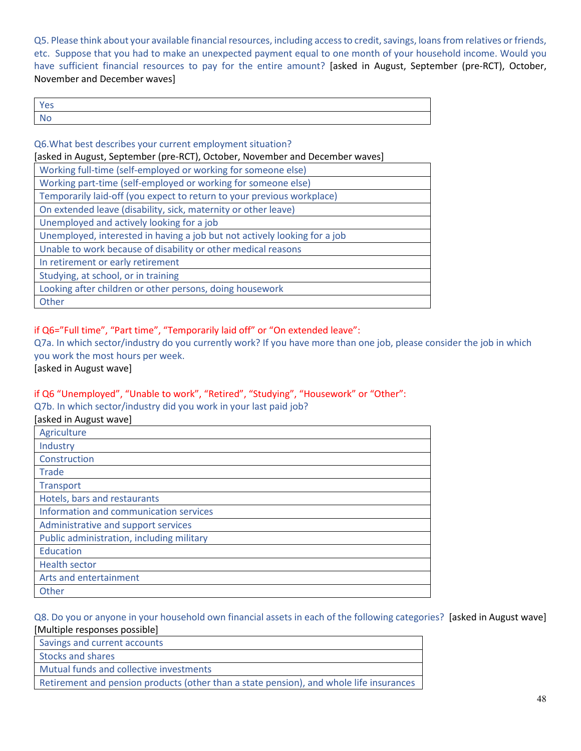Q5. Please think about your available financial resources, including access to credit, savings, loans from relatives or friends, etc. Suppose that you had to make an unexpected payment equal to one month of your household income. Would you have sufficient financial resources to pay for the entire amount? [asked in August, September (pre-RCT), October, November and December waves]

| Yes |
|---|
| No |

Q6.What best describes your current employment situation?
[asked in August, September (pre-RCT), October, November and December waves]

| Working full-time (self-employed or working for someone else) |
|---|
| Working part-time (self-employed or working for someone else) |
| Temporarily laid-off (you expect to return to your previous workplace) |
| On extended leave (disability, sick, maternity or other leave) |
| Unemployed and actively looking for a job |
| Unemployed, interested in having a job but not actively looking for a job |
| Unable to work because of disability or other medical reasons |
| In retirement or early retirement |
| Studying, at school, or in training |
| Looking after children or other persons, doing housework |
| Other |

if Q6="Full time", "Part time", "Temporarily laid off" or "On extended leave":
Q7a. In which sector/industry do you currently work? If you have more than one job, please consider the job in which you work the most hours per week.
[asked in August wave]

if Q6 "Unemployed", "Unable to work", "Retired", "Studying", "Housework" or "Other":
Q7b. In which sector/industry did you work in your last paid job?
[asked in August wave]

| Agriculture |
|---|
| Industry |
| Construction |
| Trade |
| Transport |
| Hotels, bars and restaurants |
| Information and communication services |
| Administrative and support services |
| Public administration, including military |
| Education |
| Health sector |
| Arts and entertainment |
| Other |

Q8. Do you or anyone in your household own financial assets in each of the following categories? [asked in August wave]
[Multiple responses possible]

| Savings and current accounts |
|---|
| Stocks and shares |
| Mutual funds and collective investments |
| Retirement and pension products (other than a state pension), and whole life insurances |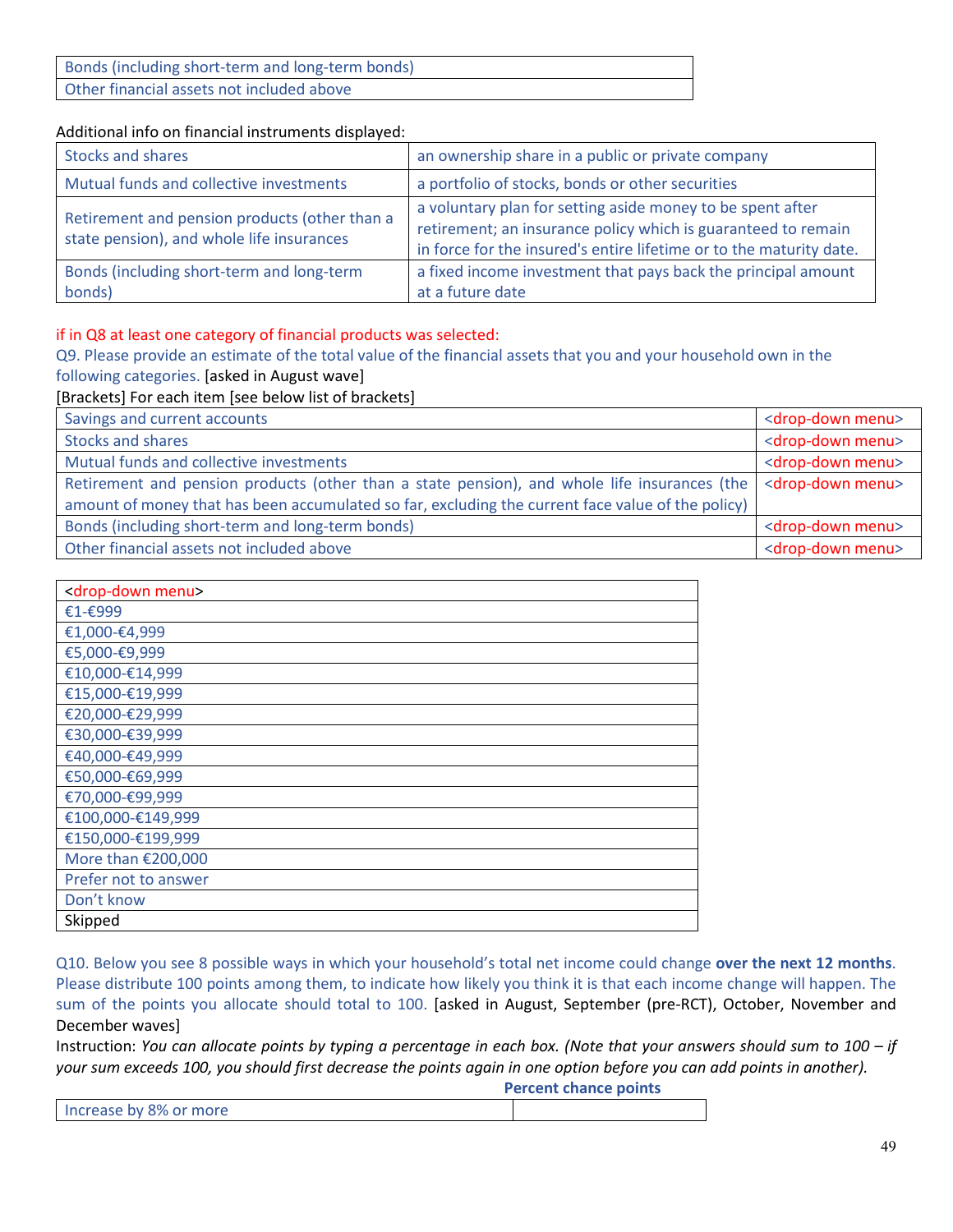| Bonds (including short-term and long-term bonds) |
|---|
| Other financial assets not included above |

Additional info on financial instruments displayed:

| | |
|---|---|
| Stocks and shares | an ownership share in a public or private company |
| Mutual funds and collective investments | a portfolio of stocks, bonds or other securities |
| Retirement and pension products (other than a state pension), and whole life insurances | a voluntary plan for setting aside money to be spent after retirement; an insurance policy which is guaranteed to remain in force for the insured's entire lifetime or to the maturity date. |
| Bonds (including short-term and long-term bonds) | a fixed income investment that pays back the principal amount at a future date |

if in Q8 at least one category of financial products was selected:

Q9. Please provide an estimate of the total value of the financial assets that you and your household own in the following categories. [asked in August wave]

[Brackets] For each item [see below list of brackets]

| | |
|---|---|
| Savings and current accounts | <drop-down menu> |
| Stocks and shares | <drop-down menu> |
| Mutual funds and collective investments | <drop-down menu> |
| Retirement and pension products (other than a state pension), and whole life insurances (the amount of money that has been accumulated so far, excluding the current face value of the policy) | <drop-down menu> |
| Bonds (including short-term and long-term bonds) | <drop-down menu> |
| Other financial assets not included above | <drop-down menu> |

| <drop-down menu> |
|---|
| €1-€999 |
| €1,000-€4,999 |
| €5,000-€9,999 |
| €10,000-€14,999 |
| €15,000-€19,999 |
| €20,000-€29,999 |
| €30,000-€39,999 |
| €40,000-€49,999 |
| €50,000-€69,999 |
| €70,000-€99,999 |
| €100,000-€149,999 |
| €150,000-€199,999 |
| More than €200,000 |
| Prefer not to answer |
| Don't know |
| Skipped |

Q10. Below you see 8 possible ways in which your household's total net income could change **over the next 12 months**. Please distribute 100 points among them, to indicate how likely you think it is that each income change will happen. The sum of the points you allocate should total to 100. [asked in August, September (pre-RCT), October, November and December waves]

Instruction: *You can allocate points by typing a percentage in each box. (Note that your answers should sum to 100 – if your sum exceeds 100, you should first decrease the points again in one option before you can add points in another).*

| | **Percent chance points** |
|---|---|
| Increase by 8% or more | |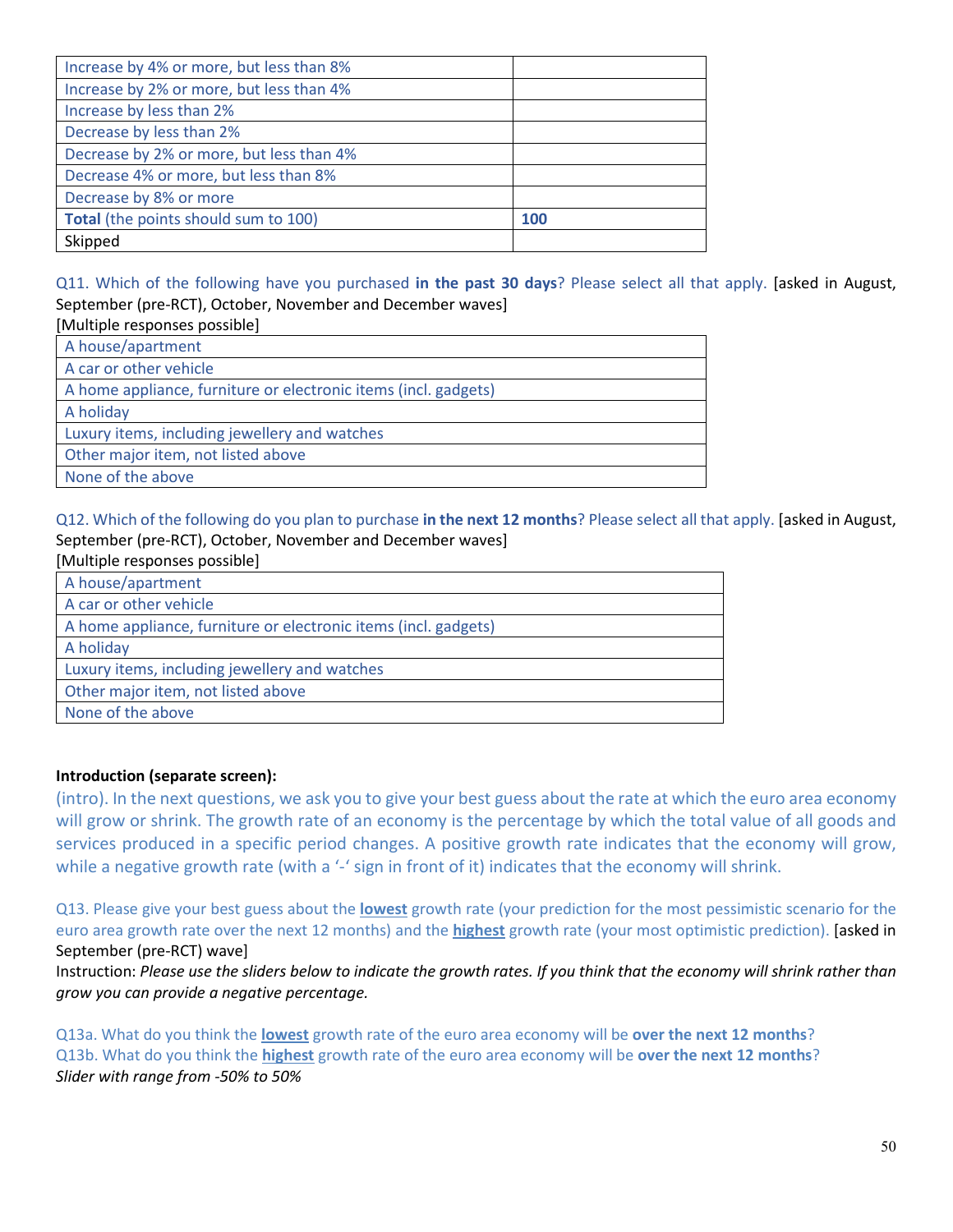| | |
|---|---|
| Increase by 4% or more, but less than 8% | |
| Increase by 2% or more, but less than 4% | |
| Increase by less than 2% | |
| Decrease by less than 2% | |
| Decrease by 2% or more, but less than 4% | |
| Decrease 4% or more, but less than 8% | |
| Decrease by 8% or more | |
| **Total** (the points should sum to 100) | **100** |
| Skipped | |

Q11. Which of the following have you purchased **in the past 30 days**? Please select all that apply. [asked in August, September (pre-RCT), October, November and December waves]
[Multiple responses possible]

| |
|---|
| A house/apartment |
| A car or other vehicle |
| A home appliance, furniture or electronic items (incl. gadgets) |
| A holiday |
| Luxury items, including jewellery and watches |
| Other major item, not listed above |
| None of the above |

Q12. Which of the following do you plan to purchase **in the next 12 months**? Please select all that apply. [asked in August, September (pre-RCT), October, November and December waves]
[Multiple responses possible]

| |
|---|
| A house/apartment |
| A car or other vehicle |
| A home appliance, furniture or electronic items (incl. gadgets) |
| A holiday |
| Luxury items, including jewellery and watches |
| Other major item, not listed above |
| None of the above |

**Introduction (separate screen):**

(intro). In the next questions, we ask you to give your best guess about the rate at which the euro area economy will grow or shrink. The growth rate of an economy is the percentage by which the total value of all goods and services produced in a specific period changes. A positive growth rate indicates that the economy will grow, while a negative growth rate (with a '-' sign in front of it) indicates that the economy will shrink.

Q13. Please give your best guess about the **lowest** growth rate (your prediction for the most pessimistic scenario for the euro area growth rate over the next 12 months) and the **highest** growth rate (your most optimistic prediction). [asked in September (pre-RCT) wave]

Instruction: *Please use the sliders below to indicate the growth rates. If you think that the economy will shrink rather than grow you can provide a negative percentage.*

Q13a. What do you think the **lowest** growth rate of the euro area economy will be **over the next 12 months**?
Q13b. What do you think the **highest** growth rate of the euro area economy will be **over the next 12 months**?
*Slider with range from -50% to 50%*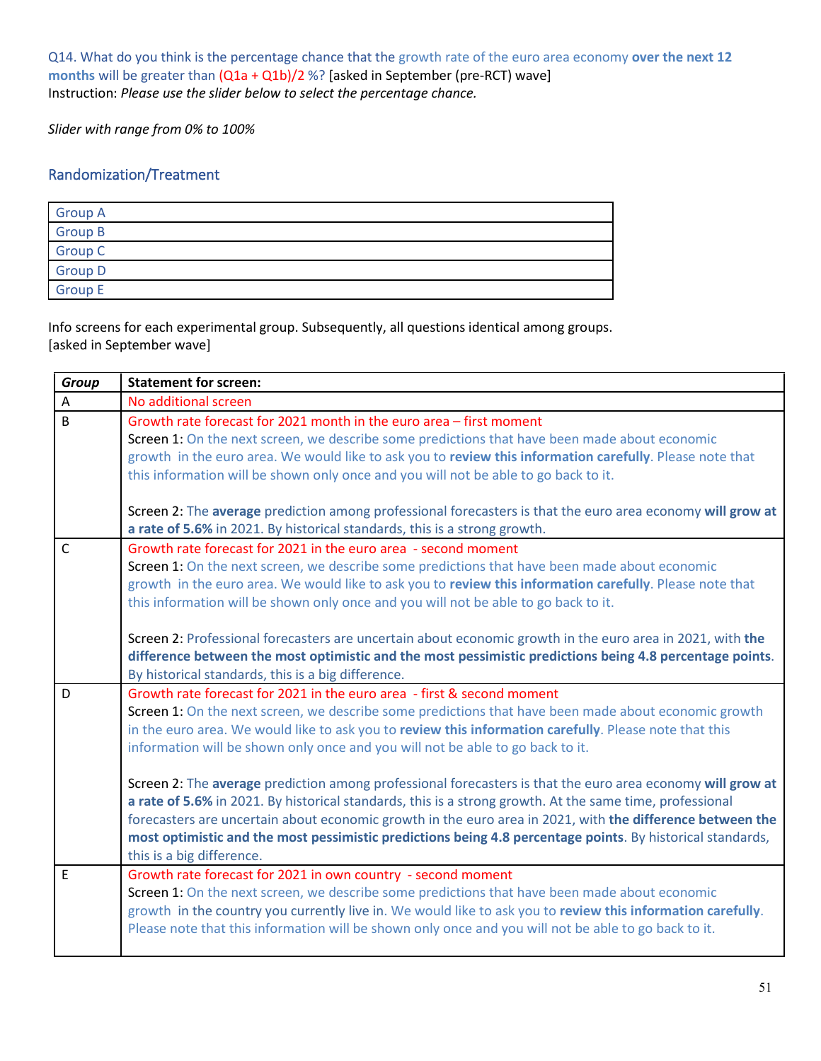Q14. What do you think is the percentage chance that the growth rate of the euro area economy **over the next 12 months** will be greater than (Q1a + Q1b)/2 %? [asked in September (pre-RCT) wave]
Instruction: *Please use the slider below to select the percentage chance.*

*Slider with range from 0% to 100%*

## Randomization/Treatment

| Group A |
|---|
| Group B |
| Group C |
| Group D |
| Group E |

Info screens for each experimental group. Subsequently, all questions identical among groups. [asked in September wave]

| *Group* | **Statement for screen:** |
|---|---|
| A | No additional screen |
| B | Growth rate forecast for 2021 month in the euro area – first moment<br>Screen 1: On the next screen, we describe some predictions that have been made about economic growth in the euro area. We would like to ask you to **review this information carefully**. Please note that this information will be shown only once and you will not be able to go back to it.<br><br>Screen 2: The **average** prediction among professional forecasters is that the euro area economy **will grow at a rate of 5.6%** in 2021. By historical standards, this is a strong growth. |
| C | Growth rate forecast for 2021 in the euro area - second moment<br>Screen 1: On the next screen, we describe some predictions that have been made about economic growth in the euro area. We would like to ask you to **review this information carefully**. Please note that this information will be shown only once and you will not be able to go back to it.<br><br>Screen 2: Professional forecasters are uncertain about economic growth in the euro area in 2021, with **the difference between the most optimistic and the most pessimistic predictions being 4.8 percentage points**. By historical standards, this is a big difference. |
| D | Growth rate forecast for 2021 in the euro area - first & second moment<br>Screen 1: On the next screen, we describe some predictions that have been made about economic growth in the euro area. We would like to ask you to **review this information carefully**. Please note that this information will be shown only once and you will not be able to go back to it.<br><br>Screen 2: The **average** prediction among professional forecasters is that the euro area economy **will grow at a rate of 5.6%** in 2021. By historical standards, this is a strong growth. At the same time, professional forecasters are uncertain about economic growth in the euro area in 2021, with **the difference between the most optimistic and the most pessimistic predictions being 4.8 percentage points**. By historical standards, this is a big difference. |
| E | Growth rate forecast for 2021 in own country - second moment<br>Screen 1: On the next screen, we describe some predictions that have been made about economic growth in the country you currently live in. We would like to ask you to **review this information carefully**. Please note that this information will be shown only once and you will not be able to go back to it. |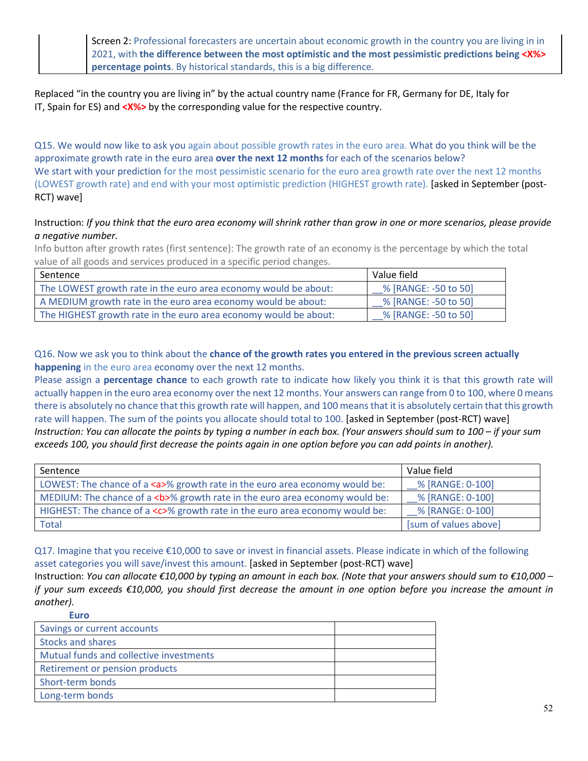| | Screen 2: Professional forecasters are uncertain about economic growth in the country you are living in in 2021, with **the difference between the most optimistic and the most pessimistic predictions being <X%> percentage points**. By historical standards, this is a big difference. |
|---|---|

Replaced "in the country you are living in" by the actual country name (France for FR, Germany for DE, Italy for IT, Spain for ES) and **<X%>** by the corresponding value for the respective country.

Q15. We would now like to ask you again about possible growth rates in the euro area. What do you think will be the approximate growth rate in the euro area **over the next 12 months** for each of the scenarios below?
We start with your prediction for the most pessimistic scenario for the euro area growth rate over the next 12 months (LOWEST growth rate) and end with your most optimistic prediction (HIGHEST growth rate). [asked in September (post-RCT) wave]

Instruction: *If you think that the euro area economy will shrink rather than grow in one or more scenarios, please provide a negative number.*

Info button after growth rates (first sentence): The growth rate of an economy is the percentage by which the total value of all goods and services produced in a specific period changes.

| Sentence | Value field |
|---|---|
| The LOWEST growth rate in the euro area economy would be about: | __% [RANGE: -50 to 50] |
| A MEDIUM growth rate in the euro area economy would be about: | __% [RANGE: -50 to 50] |
| The HIGHEST growth rate in the euro area economy would be about: | __% [RANGE: -50 to 50] |

Q16. Now we ask you to think about the **chance of the growth rates you entered in the previous screen actually happening** in the euro area economy over the next 12 months.
Please assign a **percentage chance** to each growth rate to indicate how likely you think it is that this growth rate will actually happen in the euro area economy over the next 12 months. Your answers can range from 0 to 100, where 0 means there is absolutely no chance that this growth rate will happen, and 100 means that it is absolutely certain that this growth rate will happen. The sum of the points you allocate should total to 100. [asked in September (post-RCT) wave]
*Instruction: You can allocate the points by typing a number in each box. (Your answers should sum to 100 – if your sum exceeds 100, you should first decrease the points again in one option before you can add points in another).*

| Sentence | Value field |
|---|---|
| LOWEST: The chance of a <a>% growth rate in the euro area economy would be: | __% [RANGE: 0-100] |
| MEDIUM: The chance of a <b>% growth rate in the euro area economy would be: | __% [RANGE: 0-100] |
| HIGHEST: The chance of a <c>% growth rate in the euro area economy would be: | __% [RANGE: 0-100] |
| Total | [sum of values above] |

Q17. Imagine that you receive €10,000 to save or invest in financial assets. Please indicate in which of the following asset categories you will save/invest this amount. [asked in September (post-RCT) wave]
Instruction: *You can allocate €10,000 by typing an amount in each box. (Note that your answers should sum to €10,000 – if your sum exceeds €10,000, you should first decrease the amount in one option before you increase the amount in another).*

| | **Euro** |
|---|---|
| Savings or current accounts | |
| Stocks and shares | |
| Mutual funds and collective investments | |
| Retirement or pension products | |
| Short-term bonds | |
| Long-term bonds | |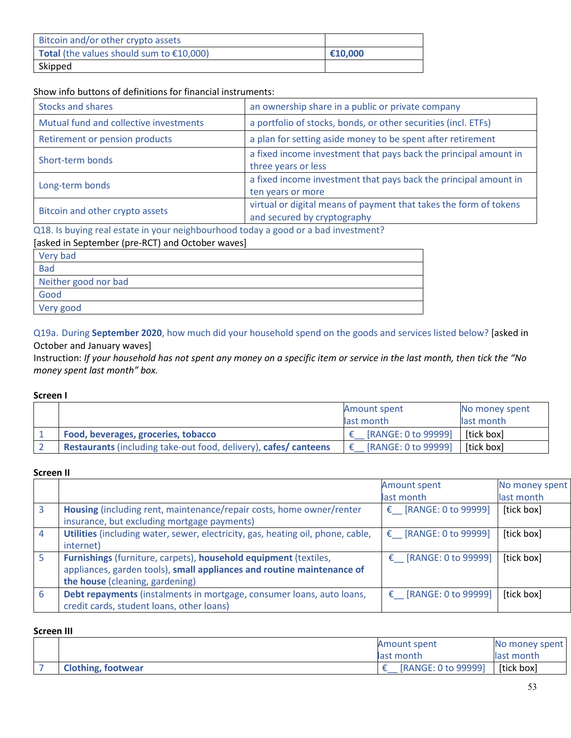| Bitcoin and/or other crypto assets | |
|---|---|
| **Total** (the values should sum to €10,000) | **€10,000** |
| Skipped | |

Show info buttons of definitions for financial instruments:

| Stocks and shares | an ownership share in a public or private company |
|---|---|
| Mutual fund and collective investments | a portfolio of stocks, bonds, or other securities (incl. ETFs) |
| Retirement or pension products | a plan for setting aside money to be spent after retirement |
| Short-term bonds | a fixed income investment that pays back the principal amount in three years or less |
| Long-term bonds | a fixed income investment that pays back the principal amount in ten years or more |
| Bitcoin and other crypto assets | virtual or digital means of payment that takes the form of tokens and secured by cryptography |

Q18. Is buying real estate in your neighbourhood today a good or a bad investment?
[asked in September (pre-RCT) and October waves]

| Very bad |
|---|
| Bad |
| Neither good nor bad |
| Good |
| Very good |

Q19a. During **September 2020**, how much did your household spend on the goods and services listed below? [asked in October and January waves]
Instruction: *If your household has not spent any money on a specific item or service in the last month, then tick the "No money spent last month" box.*

**Screen I**

| | | Amount spent last month | No money spent last month |
|---|---|---|---|
| 1 | **Food, beverages, groceries, tobacco** | €__ [RANGE: 0 to 99999] | [tick box] |
| 2 | **Restaurants** (including take-out food, delivery), **cafes/ canteens** | €__ [RANGE: 0 to 99999] | [tick box] |

**Screen II**

| | | Amount spent last month | No money spent last month |
|---|---|---|---|
| 3 | **Housing** (including rent, maintenance/repair costs, home owner/renter insurance, but excluding mortgage payments) | €__ [RANGE: 0 to 99999] | [tick box] |
| 4 | **Utilities** (including water, sewer, electricity, gas, heating oil, phone, cable, internet) | €__ [RANGE: 0 to 99999] | [tick box] |
| 5 | **Furnishings** (furniture, carpets), **household equipment** (textiles, appliances, garden tools), **small appliances and routine maintenance of the house** (cleaning, gardening) | €__ [RANGE: 0 to 99999] | [tick box] |
| 6 | **Debt repayments** (instalments in mortgage, consumer loans, auto loans, credit cards, student loans, other loans) | €__ [RANGE: 0 to 99999] | [tick box] |

**Screen III**

| | | Amount spent last month | No money spent last month |
|---|---|---|---|
| 7 | **Clothing, footwear** | €__ [RANGE: 0 to 99999] | [tick box] |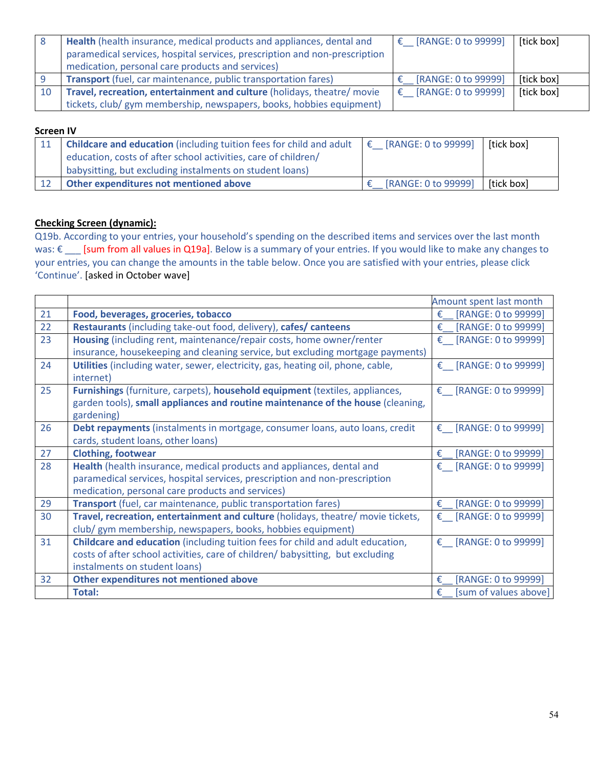| | | | |
|---|---|---|---|
| 8 | **Health** (health insurance, medical products and appliances, dental and paramedical services, hospital services, prescription and non-prescription medication, personal care products and services) | €__ [RANGE: 0 to 99999] | [tick box] |
| 9 | **Transport** (fuel, car maintenance, public transportation fares) | €__ [RANGE: 0 to 99999] | [tick box] |
| 10 | **Travel, recreation, entertainment and culture** (holidays, theatre/ movie tickets, club/ gym membership, newspapers, books, hobbies equipment) | €__ [RANGE: 0 to 99999] | [tick box] |

**Screen IV**

| | | | |
|---|---|---|---|
| 11 | **Childcare and education** (including tuition fees for child and adult education, costs of after school activities, care of children/ babysitting, but excluding instalments on student loans) | €__ [RANGE: 0 to 99999] | [tick box] |
| 12 | **Other expenditures not mentioned above** | €__ [RANGE: 0 to 99999] | [tick box] |

**<u>Checking Screen (dynamic):</u>**

Q19b. According to your entries, your household's spending on the described items and services over the last month was: € ___ [sum from all values in Q19a]. Below is a summary of your entries. If you would like to make any changes to your entries, you can change the amounts in the table below. Once you are satisfied with your entries, please click 'Continue'. [asked in October wave]

| | | Amount spent last month |
|---|---|---|
| 21 | **Food, beverages, groceries, tobacco** | €__ [RANGE: 0 to 99999] |
| 22 | **Restaurants** (including take-out food, delivery), **cafes/ canteens** | €__ [RANGE: 0 to 99999] |
| 23 | **Housing** (including rent, maintenance/repair costs, home owner/renter insurance, housekeeping and cleaning service, but excluding mortgage payments) | €__ [RANGE: 0 to 99999] |
| 24 | **Utilities** (including water, sewer, electricity, gas, heating oil, phone, cable, internet) | €__ [RANGE: 0 to 99999] |
| 25 | **Furnishings** (furniture, carpets), **household equipment** (textiles, appliances, garden tools), **small appliances and routine maintenance of the house** (cleaning, gardening) | €__ [RANGE: 0 to 99999] |
| 26 | **Debt repayments** (instalments in mortgage, consumer loans, auto loans, credit cards, student loans, other loans) | €__ [RANGE: 0 to 99999] |
| 27 | **Clothing, footwear** | €__ [RANGE: 0 to 99999] |
| 28 | **Health** (health insurance, medical products and appliances, dental and paramedical services, hospital services, prescription and non-prescription medication, personal care products and services) | €__ [RANGE: 0 to 99999] |
| 29 | **Transport** (fuel, car maintenance, public transportation fares) | €__ [RANGE: 0 to 99999] |
| 30 | **Travel, recreation, entertainment and culture** (holidays, theatre/ movie tickets, club/ gym membership, newspapers, books, hobbies equipment) | €__ [RANGE: 0 to 99999] |
| 31 | **Childcare and education** (including tuition fees for child and adult education, costs of after school activities, care of children/ babysitting, but excluding instalments on student loans) | €__ [RANGE: 0 to 99999] |
| 32 | **Other expenditures not mentioned above** | €__ [RANGE: 0 to 99999] |
| | **Total:** | €__ [sum of values above] |